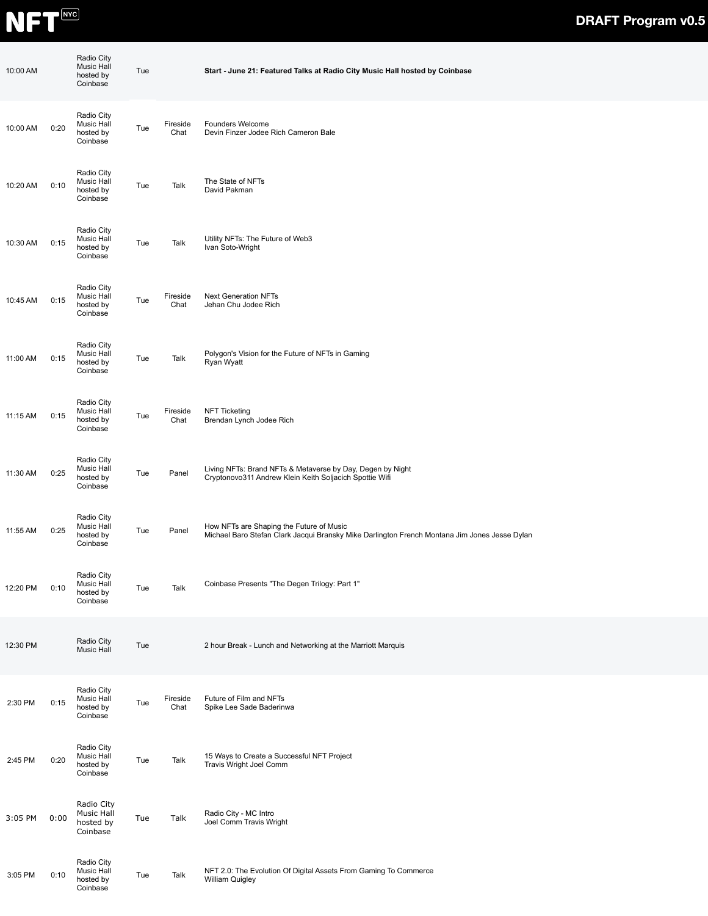# NFT NYC

**DRAFT Program v0.5**

| Time | Duration | Venue | Day | Type | Session |
|---|---|---|---|---|---|
| 10:00 AM | | Radio City Music Hall hosted by Coinbase | Tue | | **Start - June 21: Featured Talks at Radio City Music Hall hosted by Coinbase** |
| 10:00 AM | 0:20 | Radio City Music Hall hosted by Coinbase | Tue | Fireside Chat | Founders Welcome<br>Devin Finzer Jodee Rich Cameron Bale |
| 10:20 AM | 0:10 | Radio City Music Hall hosted by Coinbase | Tue | Talk | The State of NFTs<br>David Pakman |
| 10:30 AM | 0:15 | Radio City Music Hall hosted by Coinbase | Tue | Talk | Utility NFTs: The Future of Web3<br>Ivan Soto-Wright |
| 10:45 AM | 0:15 | Radio City Music Hall hosted by Coinbase | Tue | Fireside Chat | Next Generation NFTs<br>Jehan Chu Jodee Rich |
| 11:00 AM | 0:15 | Radio City Music Hall hosted by Coinbase | Tue | Talk | Polygon's Vision for the Future of NFTs in Gaming<br>Ryan Wyatt |
| 11:15 AM | 0:15 | Radio City Music Hall hosted by Coinbase | Tue | Fireside Chat | NFT Ticketing<br>Brendan Lynch Jodee Rich |
| 11:30 AM | 0:25 | Radio City Music Hall hosted by Coinbase | Tue | Panel | Living NFTs: Brand NFTs & Metaverse by Day, Degen by Night<br>Cryptonovo311 Andrew Klein Keith Soljacich Spottie Wifi |
| 11:55 AM | 0:25 | Radio City Music Hall hosted by Coinbase | Tue | Panel | How NFTs are Shaping the Future of Music<br>Michael Baro Stefan Clark Jacqui Bransky Mike Darlington French Montana Jim Jones Jesse Dylan |
| 12:20 PM | 0:10 | Radio City Music Hall hosted by Coinbase | Tue | Talk | Coinbase Presents "The Degen Trilogy: Part 1" |
| 12:30 PM | | Radio City Music Hall | Tue | | 2 hour Break - Lunch and Networking at the Marriott Marquis |
| 2:30 PM | 0:15 | Radio City Music Hall hosted by Coinbase | Tue | Fireside Chat | Future of Film and NFTs<br>Spike Lee Sade Baderinwa |
| 2:45 PM | 0:20 | Radio City Music Hall hosted by Coinbase | Tue | Talk | 15 Ways to Create a Successful NFT Project<br>Travis Wright Joel Comm |
| 3:05 PM | 0:00 | Radio City Music Hall hosted by Coinbase | Tue | Talk | Radio City - MC Intro<br>Joel Comm Travis Wright |
| 3:05 PM | 0:10 | Radio City Music Hall hosted by Coinbase | Tue | Talk | NFT 2.0: The Evolution Of Digital Assets From Gaming To Commerce<br>William Quigley |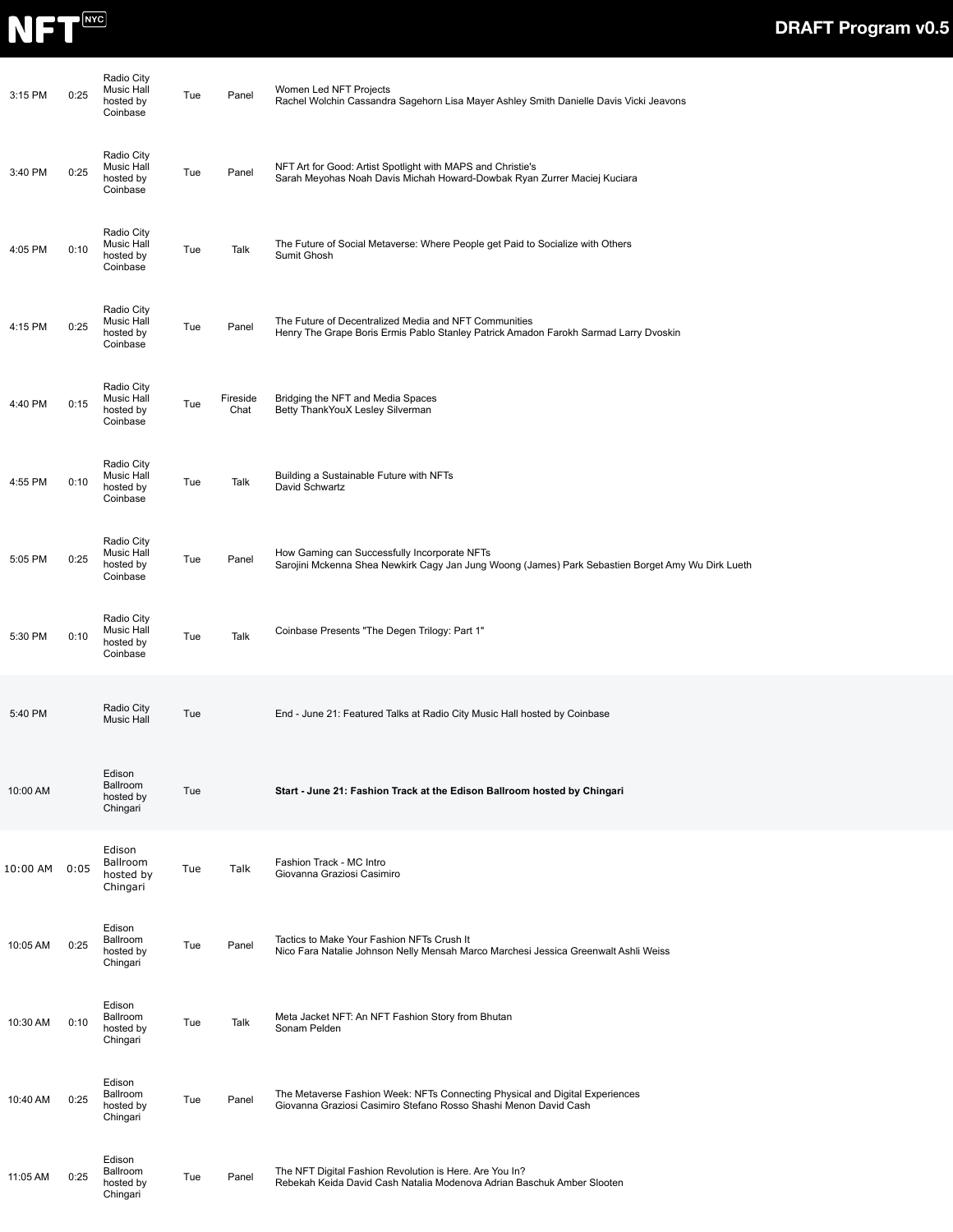| | | | | | |
|---|---|---|---|---|---|
| 3:15 PM | 0:25 | Radio City Music Hall hosted by Coinbase | Tue | Panel | Women Led NFT Projects<br>Rachel Wolchin Cassandra Sagehorn Lisa Mayer Ashley Smith Danielle Davis Vicki Jeavons |
| 3:40 PM | 0:25 | Radio City Music Hall hosted by Coinbase | Tue | Panel | NFT Art for Good: Artist Spotlight with MAPS and Christie's<br>Sarah Meyohas Noah Davis Michah Howard-Dowbak Ryan Zurrer Maciej Kuciara |
| 4:05 PM | 0:10 | Radio City Music Hall hosted by Coinbase | Tue | Talk | The Future of Social Metaverse: Where People get Paid to Socialize with Others<br>Sumit Ghosh |
| 4:15 PM | 0:25 | Radio City Music Hall hosted by Coinbase | Tue | Panel | The Future of Decentralized Media and NFT Communities<br>Henry The Grape Boris Ermis Pablo Stanley Patrick Amadon Farokh Sarmad Larry Dvoskin |
| 4:40 PM | 0:15 | Radio City Music Hall hosted by Coinbase | Tue | Fireside Chat | Bridging the NFT and Media Spaces<br>Betty ThankYouX Lesley Silverman |
| 4:55 PM | 0:10 | Radio City Music Hall hosted by Coinbase | Tue | Talk | Building a Sustainable Future with NFTs<br>David Schwartz |
| 5:05 PM | 0:25 | Radio City Music Hall hosted by Coinbase | Tue | Panel | How Gaming can Successfully Incorporate NFTs<br>Sarojini Mckenna Shea Newkirk Cagy Jan Jung Woong (James) Park Sebastien Borget Amy Wu Dirk Lueth |
| 5:30 PM | 0:10 | Radio City Music Hall hosted by Coinbase | Tue | Talk | Coinbase Presents "The Degen Trilogy: Part 1" |
| 5:40 PM | | Radio City Music Hall | Tue | | End - June 21: Featured Talks at Radio City Music Hall hosted by Coinbase |
| 10:00 AM | | Edison Ballroom hosted by Chingari | Tue | | **Start - June 21: Fashion Track at the Edison Ballroom hosted by Chingari** |
| 10:00 AM | 0:05 | Edison Ballroom hosted by Chingari | Tue | Talk | Fashion Track - MC Intro<br>Giovanna Graziosi Casimiro |
| 10:05 AM | 0:25 | Edison Ballroom hosted by Chingari | Tue | Panel | Tactics to Make Your Fashion NFTs Crush It<br>Nico Fara Natalie Johnson Nelly Mensah Marco Marchesi Jessica Greenwalt Ashli Weiss |
| 10:30 AM | 0:10 | Edison Ballroom hosted by Chingari | Tue | Talk | Meta Jacket NFT: An NFT Fashion Story from Bhutan<br>Sonam Pelden |
| 10:40 AM | 0:25 | Edison Ballroom hosted by Chingari | Tue | Panel | The Metaverse Fashion Week: NFTs Connecting Physical and Digital Experiences<br>Giovanna Graziosi Casimiro Stefano Rosso Shashi Menon David Cash |
| 11:05 AM | 0:25 | Edison Ballroom hosted by Chingari | Tue | Panel | The NFT Digital Fashion Revolution is Here. Are You In?<br>Rebekah Keida David Cash Natalia Modenova Adrian Baschuk Amber Slooten |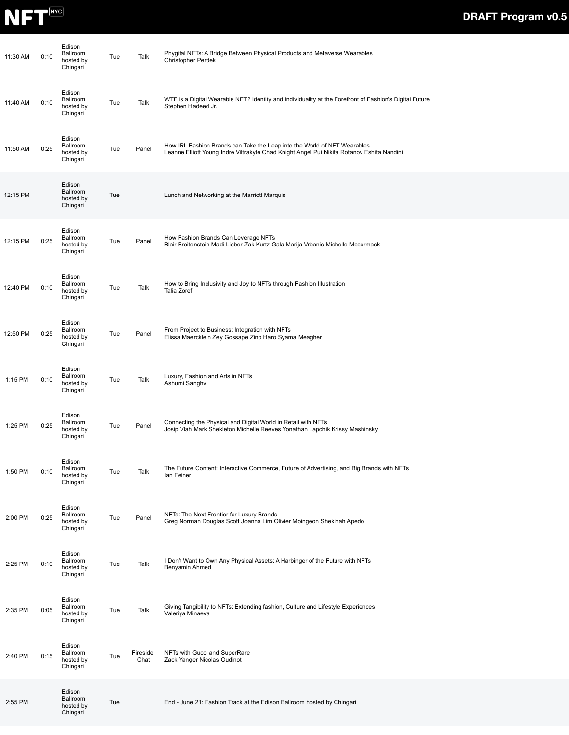| | | | | | |
|---|---|---|---|---|---|
| 11:30 AM | 0:10 | Edison Ballroom hosted by Chingari | Tue | Talk | Phygital NFTs: A Bridge Between Physical Products and Metaverse Wearables<br>Christopher Perdek |
| 11:40 AM | 0:10 | Edison Ballroom hosted by Chingari | Tue | Talk | WTF is a Digital Wearable NFT? Identity and Individuality at the Forefront of Fashion's Digital Future<br>Stephen Hadeed Jr. |
| 11:50 AM | 0:25 | Edison Ballroom hosted by Chingari | Tue | Panel | How IRL Fashion Brands can Take the Leap into the World of NFT Wearables<br>Leanne Elliott Young Indre Viltrakyte Chad Knight Angel Pui Nikita Rotanov Eshita Nandini |
| 12:15 PM | | Edison Ballroom hosted by Chingari | Tue | | Lunch and Networking at the Marriott Marquis |
| 12:15 PM | 0:25 | Edison Ballroom hosted by Chingari | Tue | Panel | How Fashion Brands Can Leverage NFTs<br>Blair Breitenstein Madi Lieber Zak Kurtz Gala Marija Vrbanic Michelle Mccormack |
| 12:40 PM | 0:10 | Edison Ballroom hosted by Chingari | Tue | Talk | How to Bring Inclusivity and Joy to NFTs through Fashion Illustration<br>Talia Zoref |
| 12:50 PM | 0:25 | Edison Ballroom hosted by Chingari | Tue | Panel | From Project to Business: Integration with NFTs<br>Elissa Maercklein Zey Gossape Zino Haro Syama Meagher |
| 1:15 PM | 0:10 | Edison Ballroom hosted by Chingari | Tue | Talk | Luxury, Fashion and Arts in NFTs<br>Ashumi Sanghvi |
| 1:25 PM | 0:25 | Edison Ballroom hosted by Chingari | Tue | Panel | Connecting the Physical and Digital World in Retail with NFTs<br>Josip Vlah Mark Shekleton Michelle Reeves Yonathan Lapchik Krissy Mashinsky |
| 1:50 PM | 0:10 | Edison Ballroom hosted by Chingari | Tue | Talk | The Future Content: Interactive Commerce, Future of Advertising, and Big Brands with NFTs<br>Ian Feiner |
| 2:00 PM | 0:25 | Edison Ballroom hosted by Chingari | Tue | Panel | NFTs: The Next Frontier for Luxury Brands<br>Greg Norman Douglas Scott Joanna Lim Olivier Moingeon Shekinah Apedo |
| 2:25 PM | 0:10 | Edison Ballroom hosted by Chingari | Tue | Talk | I Don't Want to Own Any Physical Assets: A Harbinger of the Future with NFTs<br>Benyamin Ahmed |
| 2:35 PM | 0:05 | Edison Ballroom hosted by Chingari | Tue | Talk | Giving Tangibility to NFTs: Extending fashion, Culture and Lifestyle Experiences<br>Valeriya Minaeva |
| 2:40 PM | 0:15 | Edison Ballroom hosted by Chingari | Tue | Fireside Chat | NFTs with Gucci and SuperRare<br>Zack Yanger Nicolas Oudinot |
| 2:55 PM | | Edison Ballroom hosted by Chingari | Tue | | End - June 21: Fashion Track at the Edison Ballroom hosted by Chingari |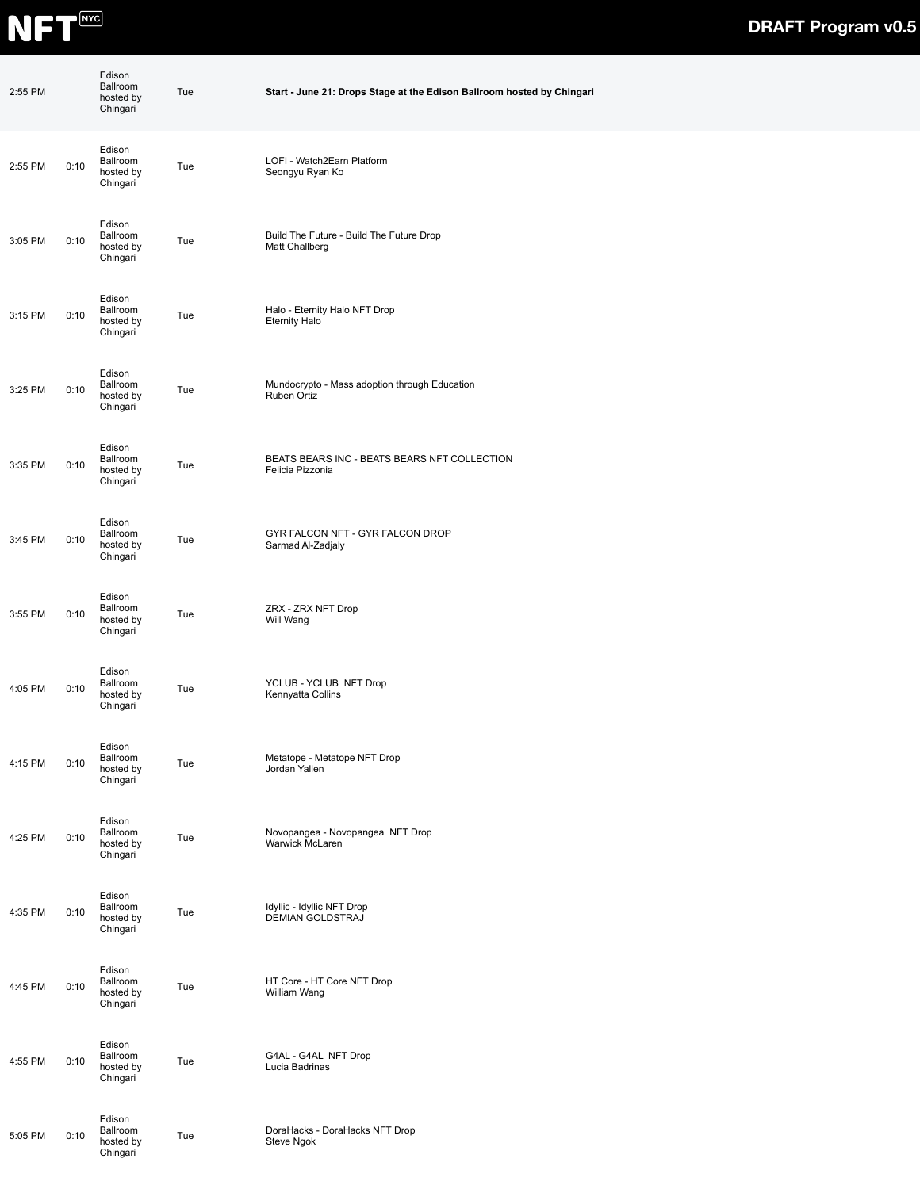| | | | | |
|---|---|---|---|---|
| 2:55 PM | | Edison Ballroom hosted by Chingari | Tue | **Start - June 21: Drops Stage at the Edison Ballroom hosted by Chingari** |
| 2:55 PM | 0:10 | Edison Ballroom hosted by Chingari | Tue | LOFI - Watch2Earn Platform<br>Seongyu Ryan Ko |
| 3:05 PM | 0:10 | Edison Ballroom hosted by Chingari | Tue | Build The Future - Build The Future Drop<br>Matt Challberg |
| 3:15 PM | 0:10 | Edison Ballroom hosted by Chingari | Tue | Halo - Eternity Halo NFT Drop<br>Eternity Halo |
| 3:25 PM | 0:10 | Edison Ballroom hosted by Chingari | Tue | Mundocrypto - Mass adoption through Education<br>Ruben Ortiz |
| 3:35 PM | 0:10 | Edison Ballroom hosted by Chingari | Tue | BEATS BEARS INC - BEATS BEARS NFT COLLECTION<br>Felicia Pizzonia |
| 3:45 PM | 0:10 | Edison Ballroom hosted by Chingari | Tue | GYR FALCON NFT - GYR FALCON DROP<br>Sarmad Al-Zadjaly |
| 3:55 PM | 0:10 | Edison Ballroom hosted by Chingari | Tue | ZRX - ZRX NFT Drop<br>Will Wang |
| 4:05 PM | 0:10 | Edison Ballroom hosted by Chingari | Tue | YCLUB - YCLUB NFT Drop<br>Kennyatta Collins |
| 4:15 PM | 0:10 | Edison Ballroom hosted by Chingari | Tue | Metatope - Metatope NFT Drop<br>Jordan Yallen |
| 4:25 PM | 0:10 | Edison Ballroom hosted by Chingari | Tue | Novopangea - Novopangea NFT Drop<br>Warwick McLaren |
| 4:35 PM | 0:10 | Edison Ballroom hosted by Chingari | Tue | Idyllic - Idyllic NFT Drop<br>DEMIAN GOLDSTRAJ |
| 4:45 PM | 0:10 | Edison Ballroom hosted by Chingari | Tue | HT Core - HT Core NFT Drop<br>William Wang |
| 4:55 PM | 0:10 | Edison Ballroom hosted by Chingari | Tue | G4AL - G4AL NFT Drop<br>Lucia Badrinas |
| 5:05 PM | 0:10 | Edison Ballroom hosted by Chingari | Tue | DoraHacks - DoraHacks NFT Drop<br>Steve Ngok |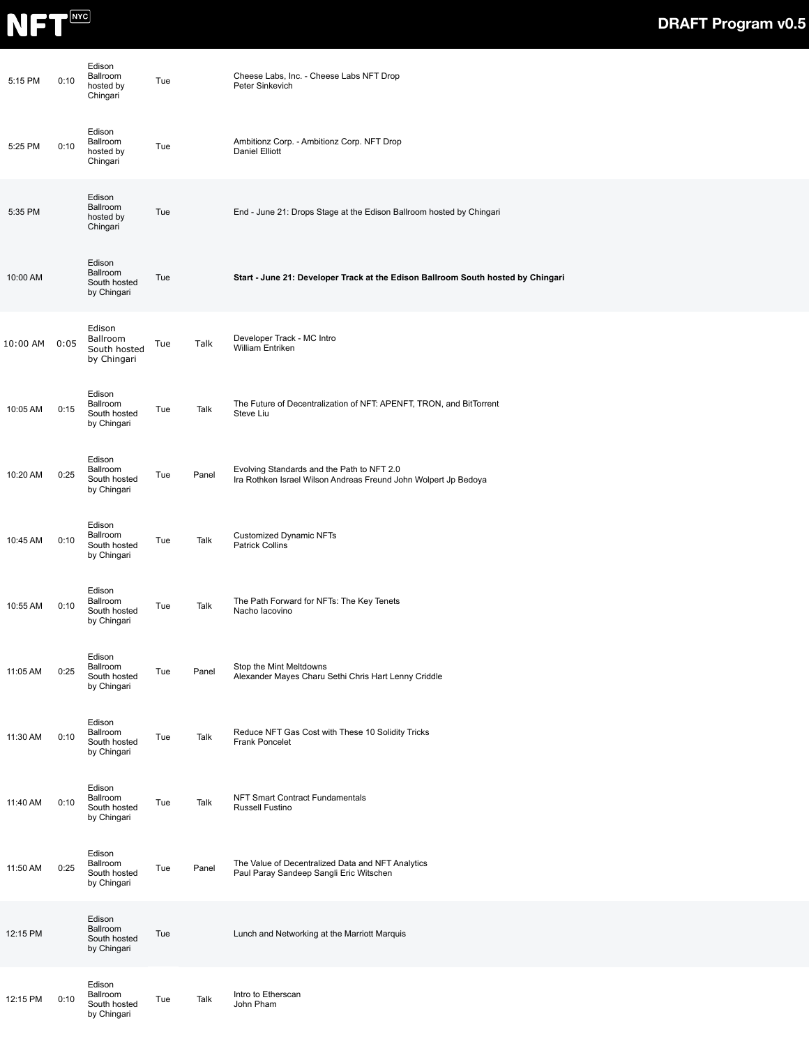| Time | Duration | Location | Day | Type | Session |
|---|---|---|---|---|---|
| 5:15 PM | 0:10 | Edison Ballroom hosted by Chingari | Tue | | Cheese Labs, Inc. - Cheese Labs NFT Drop<br>Peter Sinkevich |
| 5:25 PM | 0:10 | Edison Ballroom hosted by Chingari | Tue | | Ambitionz Corp. - Ambitionz Corp. NFT Drop<br>Daniel Elliott |
| 5:35 PM | | Edison Ballroom hosted by Chingari | Tue | | End - June 21: Drops Stage at the Edison Ballroom hosted by Chingari |
| 10:00 AM | | Edison Ballroom South hosted by Chingari | Tue | | **Start - June 21: Developer Track at the Edison Ballroom South hosted by Chingari** |
| 10:00 AM | 0:05 | Edison Ballroom South hosted by Chingari | Tue | Talk | Developer Track - MC Intro<br>William Entriken |
| 10:05 AM | 0:15 | Edison Ballroom South hosted by Chingari | Tue | Talk | The Future of Decentralization of NFT: APENFT, TRON, and BitTorrent<br>Steve Liu |
| 10:20 AM | 0:25 | Edison Ballroom South hosted by Chingari | Tue | Panel | Evolving Standards and the Path to NFT 2.0<br>Ira Rothken Israel Wilson Andreas Freund John Wolpert Jp Bedoya |
| 10:45 AM | 0:10 | Edison Ballroom South hosted by Chingari | Tue | Talk | Customized Dynamic NFTs<br>Patrick Collins |
| 10:55 AM | 0:10 | Edison Ballroom South hosted by Chingari | Tue | Talk | The Path Forward for NFTs: The Key Tenets<br>Nacho Iacovino |
| 11:05 AM | 0:25 | Edison Ballroom South hosted by Chingari | Tue | Panel | Stop the Mint Meltdowns<br>Alexander Mayes Charu Sethi Chris Hart Lenny Criddle |
| 11:30 AM | 0:10 | Edison Ballroom South hosted by Chingari | Tue | Talk | Reduce NFT Gas Cost with These 10 Solidity Tricks<br>Frank Poncelet |
| 11:40 AM | 0:10 | Edison Ballroom South hosted by Chingari | Tue | Talk | NFT Smart Contract Fundamentals<br>Russell Fustino |
| 11:50 AM | 0:25 | Edison Ballroom South hosted by Chingari | Tue | Panel | The Value of Decentralized Data and NFT Analytics<br>Paul Paray Sandeep Sangli Eric Witschen |
| 12:15 PM | | Edison Ballroom South hosted by Chingari | Tue | | Lunch and Networking at the Marriott Marquis |
| 12:15 PM | 0:10 | Edison Ballroom South hosted by Chingari | Tue | Talk | Intro to Etherscan<br>John Pham |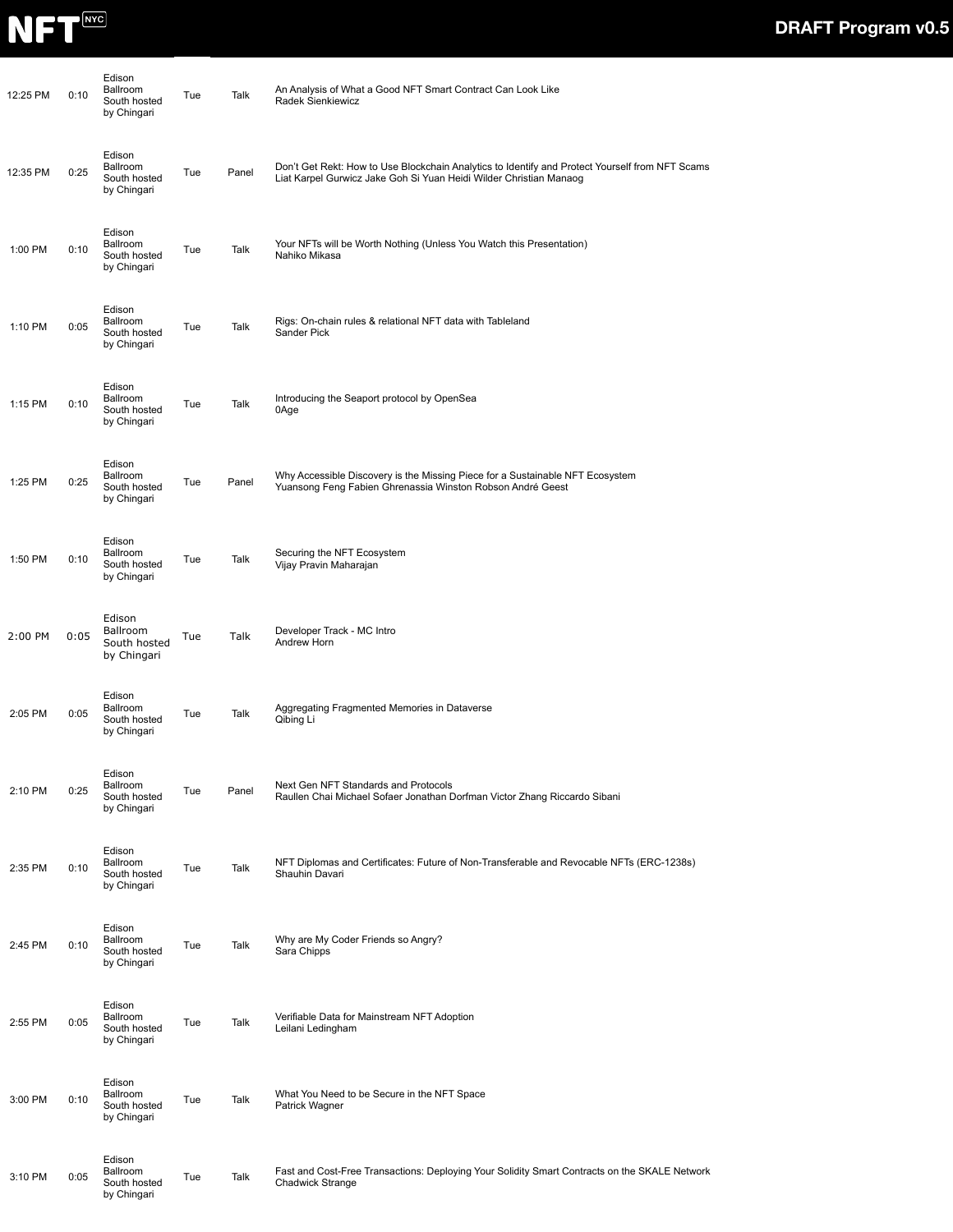| | | | | | |
|---|---|---|---|---|---|
| 12:25 PM | 0:10 | Edison Ballroom South hosted by Chingari | Tue | Talk | An Analysis of What a Good NFT Smart Contract Can Look Like<br>Radek Sienkiewicz |
| 12:35 PM | 0:25 | Edison Ballroom South hosted by Chingari | Tue | Panel | Don't Get Rekt: How to Use Blockchain Analytics to Identify and Protect Yourself from NFT Scams<br>Liat Karpel Gurwicz Jake Goh Si Yuan Heidi Wilder Christian Manaog |
| 1:00 PM | 0:10 | Edison Ballroom South hosted by Chingari | Tue | Talk | Your NFTs will be Worth Nothing (Unless You Watch this Presentation)<br>Nahiko Mikasa |
| 1:10 PM | 0:05 | Edison Ballroom South hosted by Chingari | Tue | Talk | Rigs: On-chain rules & relational NFT data with Tableland<br>Sander Pick |
| 1:15 PM | 0:10 | Edison Ballroom South hosted by Chingari | Tue | Talk | Introducing the Seaport protocol by OpenSea<br>0Age |
| 1:25 PM | 0:25 | Edison Ballroom South hosted by Chingari | Tue | Panel | Why Accessible Discovery is the Missing Piece for a Sustainable NFT Ecosystem<br>Yuansong Feng Fabien Ghrenassia Winston Robson André Geest |
| 1:50 PM | 0:10 | Edison Ballroom South hosted by Chingari | Tue | Talk | Securing the NFT Ecosystem<br>Vijay Pravin Maharajan |
| 2:00 PM | 0:05 | Edison Ballroom South hosted by Chingari | Tue | Talk | Developer Track - MC Intro<br>Andrew Horn |
| 2:05 PM | 0:05 | Edison Ballroom South hosted by Chingari | Tue | Talk | Aggregating Fragmented Memories in Dataverse<br>Qibing Li |
| 2:10 PM | 0:25 | Edison Ballroom South hosted by Chingari | Tue | Panel | Next Gen NFT Standards and Protocols<br>Raullen Chai Michael Sofaer Jonathan Dorfman Victor Zhang Riccardo Sibani |
| 2:35 PM | 0:10 | Edison Ballroom South hosted by Chingari | Tue | Talk | NFT Diplomas and Certificates: Future of Non-Transferable and Revocable NFTs (ERC-1238s)<br>Shauhin Davari |
| 2:45 PM | 0:10 | Edison Ballroom South hosted by Chingari | Tue | Talk | Why are My Coder Friends so Angry?<br>Sara Chipps |
| 2:55 PM | 0:05 | Edison Ballroom South hosted by Chingari | Tue | Talk | Verifiable Data for Mainstream NFT Adoption<br>Leilani Ledingham |
| 3:00 PM | 0:10 | Edison Ballroom South hosted by Chingari | Tue | Talk | What You Need to be Secure in the NFT Space<br>Patrick Wagner |
| 3:10 PM | 0:05 | Edison Ballroom South hosted by Chingari | Tue | Talk | Fast and Cost-Free Transactions: Deploying Your Solidity Smart Contracts on the SKALE Network<br>Chadwick Strange |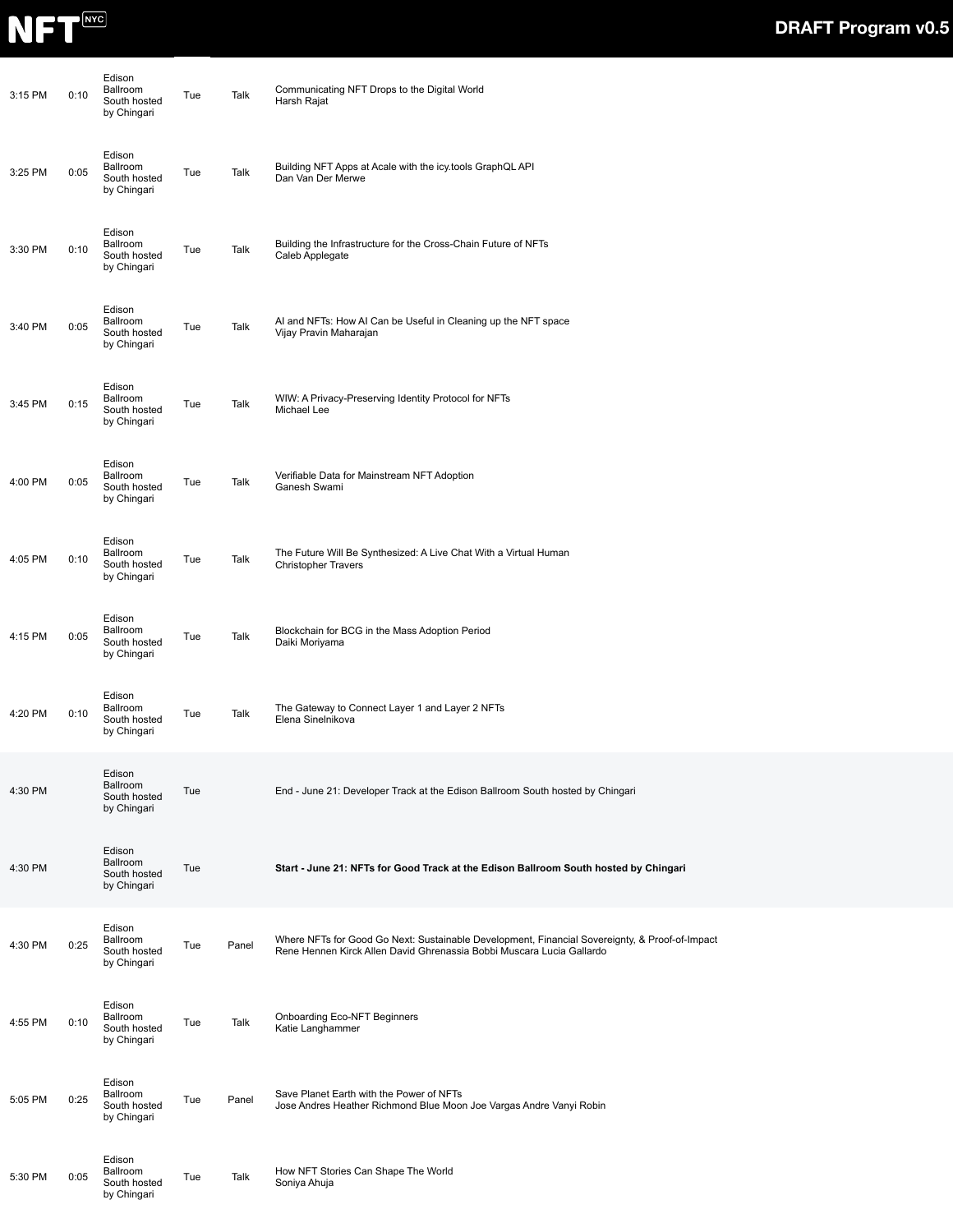| Time | Duration | Location | Day | Type | Session |
|---|---|---|---|---|---|
| 3:15 PM | 0:10 | Edison Ballroom South hosted by Chingari | Tue | Talk | Communicating NFT Drops to the Digital World<br>Harsh Rajat |
| 3:25 PM | 0:05 | Edison Ballroom South hosted by Chingari | Tue | Talk | Building NFT Apps at Acale with the icy.tools GraphQL API<br>Dan Van Der Merwe |
| 3:30 PM | 0:10 | Edison Ballroom South hosted by Chingari | Tue | Talk | Building the Infrastructure for the Cross-Chain Future of NFTs<br>Caleb Applegate |
| 3:40 PM | 0:05 | Edison Ballroom South hosted by Chingari | Tue | Talk | AI and NFTs: How AI Can be Useful in Cleaning up the NFT space<br>Vijay Pravin Maharajan |
| 3:45 PM | 0:15 | Edison Ballroom South hosted by Chingari | Tue | Talk | WIW: A Privacy-Preserving Identity Protocol for NFTs<br>Michael Lee |
| 4:00 PM | 0:05 | Edison Ballroom South hosted by Chingari | Tue | Talk | Verifiable Data for Mainstream NFT Adoption<br>Ganesh Swami |
| 4:05 PM | 0:10 | Edison Ballroom South hosted by Chingari | Tue | Talk | The Future Will Be Synthesized: A Live Chat With a Virtual Human<br>Christopher Travers |
| 4:15 PM | 0:05 | Edison Ballroom South hosted by Chingari | Tue | Talk | Blockchain for BCG in the Mass Adoption Period<br>Daiki Moriyama |
| 4:20 PM | 0:10 | Edison Ballroom South hosted by Chingari | Tue | Talk | The Gateway to Connect Layer 1 and Layer 2 NFTs<br>Elena Sinelnikova |
| 4:30 PM | | Edison Ballroom South hosted by Chingari | Tue | | End - June 21: Developer Track at the Edison Ballroom South hosted by Chingari |
| 4:30 PM | | Edison Ballroom South hosted by Chingari | Tue | | **Start - June 21: NFTs for Good Track at the Edison Ballroom South hosted by Chingari** |
| 4:30 PM | 0:25 | Edison Ballroom South hosted by Chingari | Tue | Panel | Where NFTs for Good Go Next: Sustainable Development, Financial Sovereignty, & Proof-of-Impact<br>Rene Hennen Kirck Allen David Ghrenassia Bobbi Muscara Lucia Gallardo |
| 4:55 PM | 0:10 | Edison Ballroom South hosted by Chingari | Tue | Talk | Onboarding Eco-NFT Beginners<br>Katie Langhammer |
| 5:05 PM | 0:25 | Edison Ballroom South hosted by Chingari | Tue | Panel | Save Planet Earth with the Power of NFTs<br>Jose Andres Heather Richmond Blue Moon Joe Vargas Andre Vanyi Robin |
| 5:30 PM | 0:05 | Edison Ballroom South hosted by Chingari | Tue | Talk | How NFT Stories Can Shape The World<br>Soniya Ahuja |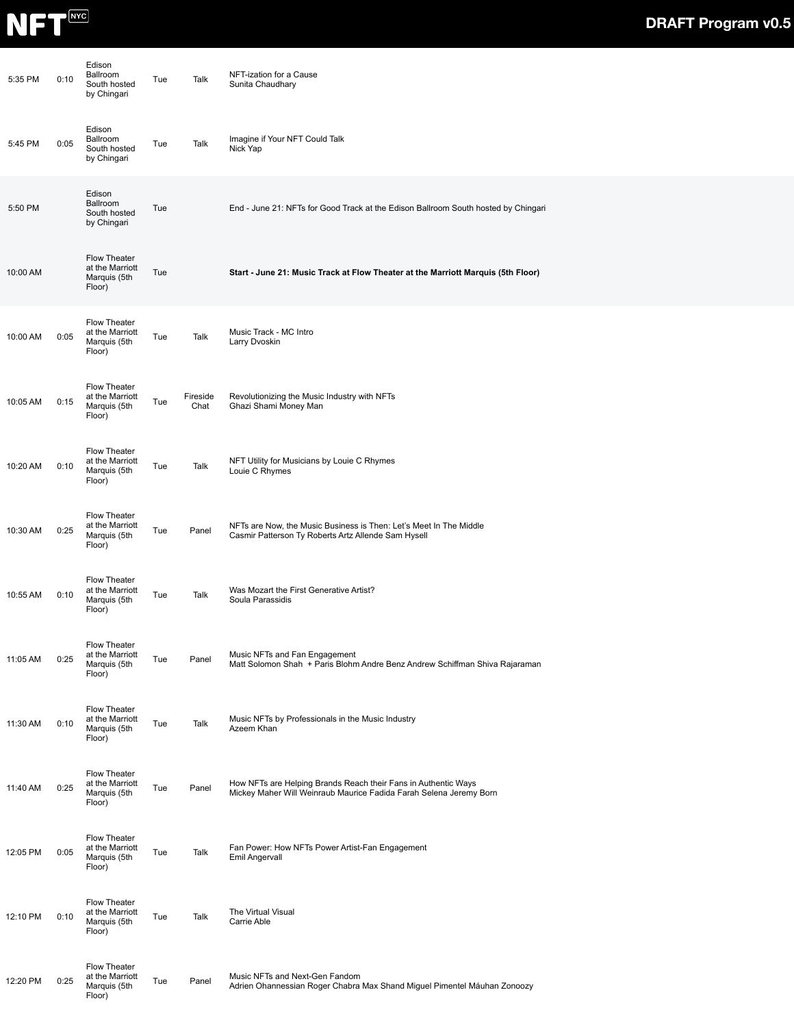| | | | | | |
|---|---|---|---|---|---|
| 5:35 PM | 0:10 | Edison Ballroom South hosted by Chingari | Tue | Talk | NFT-ization for a Cause<br>Sunita Chaudhary |
| 5:45 PM | 0:05 | Edison Ballroom South hosted by Chingari | Tue | Talk | Imagine if Your NFT Could Talk<br>Nick Yap |
| 5:50 PM | | Edison Ballroom South hosted by Chingari | Tue | | End - June 21: NFTs for Good Track at the Edison Ballroom South hosted by Chingari |
| 10:00 AM | | Flow Theater at the Marriott Marquis (5th Floor) | Tue | | **Start - June 21: Music Track at Flow Theater at the Marriott Marquis (5th Floor)** |
| 10:00 AM | 0:05 | Flow Theater at the Marriott Marquis (5th Floor) | Tue | Talk | Music Track - MC Intro<br>Larry Dvoskin |
| 10:05 AM | 0:15 | Flow Theater at the Marriott Marquis (5th Floor) | Tue | Fireside Chat | Revolutionizing the Music Industry with NFTs<br>Ghazi Shami Money Man |
| 10:20 AM | 0:10 | Flow Theater at the Marriott Marquis (5th Floor) | Tue | Talk | NFT Utility for Musicians by Louie C Rhymes<br>Louie C Rhymes |
| 10:30 AM | 0:25 | Flow Theater at the Marriott Marquis (5th Floor) | Tue | Panel | NFTs are Now, the Music Business is Then: Let's Meet In The Middle<br>Casmir Patterson Ty Roberts Artz Allende Sam Hysell |
| 10:55 AM | 0:10 | Flow Theater at the Marriott Marquis (5th Floor) | Tue | Talk | Was Mozart the First Generative Artist?<br>Soula Parassidis |
| 11:05 AM | 0:25 | Flow Theater at the Marriott Marquis (5th Floor) | Tue | Panel | Music NFTs and Fan Engagement<br>Matt Solomon Shah + Paris Blohm Andre Benz Andrew Schiffman Shiva Rajaraman |
| 11:30 AM | 0:10 | Flow Theater at the Marriott Marquis (5th Floor) | Tue | Talk | Music NFTs by Professionals in the Music Industry<br>Azeem Khan |
| 11:40 AM | 0:25 | Flow Theater at the Marriott Marquis (5th Floor) | Tue | Panel | How NFTs are Helping Brands Reach their Fans in Authentic Ways<br>Mickey Maher Will Weinraub Maurice Fadida Farah Selena Jeremy Born |
| 12:05 PM | 0:05 | Flow Theater at the Marriott Marquis (5th Floor) | Tue | Talk | Fan Power: How NFTs Power Artist-Fan Engagement<br>Emil Angervall |
| 12:10 PM | 0:10 | Flow Theater at the Marriott Marquis (5th Floor) | Tue | Talk | The Virtual Visual<br>Carrie Able |
| 12:20 PM | 0:25 | Flow Theater at the Marriott Marquis (5th Floor) | Tue | Panel | Music NFTs and Next-Gen Fandom<br>Adrien Ohannessian Roger Chabra Max Shand Miguel Pimentel Máuhan Zonoozy |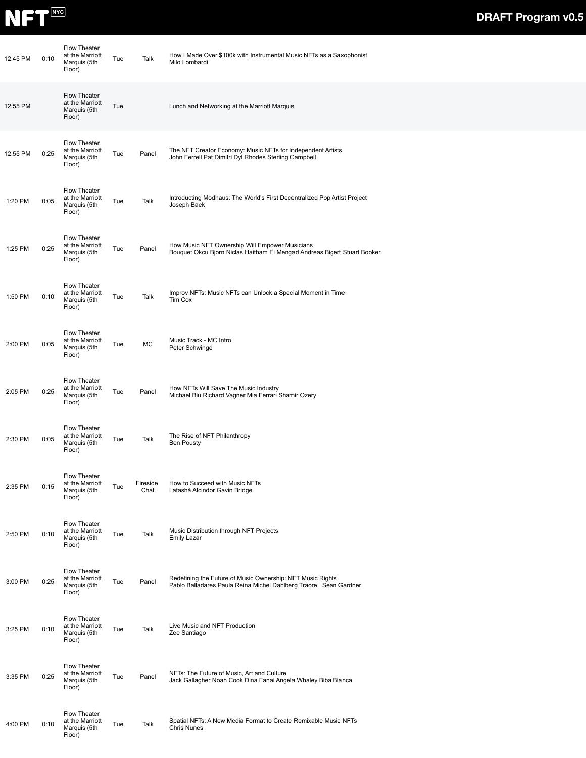| | | | | | |
|---|---|---|---|---|---|
| 12:45 PM | 0:10 | Flow Theater at the Marriott Marquis (5th Floor) | Tue | Talk | How I Made Over $100k with Instrumental Music NFTs as a Saxophonist<br>Milo Lombardi |
| 12:55 PM | | Flow Theater at the Marriott Marquis (5th Floor) | Tue | | Lunch and Networking at the Marriott Marquis |
| 12:55 PM | 0:25 | Flow Theater at the Marriott Marquis (5th Floor) | Tue | Panel | The NFT Creator Economy: Music NFTs for Independent Artists<br>John Ferrell Pat Dimitri Dyl Rhodes Sterling Campbell |
| 1:20 PM | 0:05 | Flow Theater at the Marriott Marquis (5th Floor) | Tue | Talk | Introducting Modhaus: The World's First Decentralized Pop Artist Project<br>Joseph Baek |
| 1:25 PM | 0:25 | Flow Theater at the Marriott Marquis (5th Floor) | Tue | Panel | How Music NFT Ownership Will Empower Musicians<br>Bouquet Okcu Bjorn Niclas Haitham El Mengad Andreas Bigert Stuart Booker |
| 1:50 PM | 0:10 | Flow Theater at the Marriott Marquis (5th Floor) | Tue | Talk | Improv NFTs: Music NFTs can Unlock a Special Moment in Time<br>Tim Cox |
| 2:00 PM | 0:05 | Flow Theater at the Marriott Marquis (5th Floor) | Tue | MC | Music Track - MC Intro<br>Peter Schwinge |
| 2:05 PM | 0:25 | Flow Theater at the Marriott Marquis (5th Floor) | Tue | Panel | How NFTs Will Save The Music Industry<br>Michael Blu Richard Vagner Mia Ferrari Shamir Ozery |
| 2:30 PM | 0:05 | Flow Theater at the Marriott Marquis (5th Floor) | Tue | Talk | The Rise of NFT Philanthropy<br>Ben Pousty |
| 2:35 PM | 0:15 | Flow Theater at the Marriott Marquis (5th Floor) | Tue | Fireside Chat | How to Succeed with Music NFTs<br>Latashá Alcindor Gavin Bridge |
| 2:50 PM | 0:10 | Flow Theater at the Marriott Marquis (5th Floor) | Tue | Talk | Music Distribution through NFT Projects<br>Emily Lazar |
| 3:00 PM | 0:25 | Flow Theater at the Marriott Marquis (5th Floor) | Tue | Panel | Redefining the Future of Music Ownership: NFT Music Rights<br>Pablo Balladares Paula Reina Michel Dahlberg Traore Sean Gardner |
| 3:25 PM | 0:10 | Flow Theater at the Marriott Marquis (5th Floor) | Tue | Talk | Live Music and NFT Production<br>Zee Santiago |
| 3:35 PM | 0:25 | Flow Theater at the Marriott Marquis (5th Floor) | Tue | Panel | NFTs: The Future of Music, Art and Culture<br>Jack Gallagher Noah Cook Dina Fanai Angela Whaley Biba Bianca |
| 4:00 PM | 0:10 | Flow Theater at the Marriott Marquis (5th Floor) | Tue | Talk | Spatial NFTs: A New Media Format to Create Remixable Music NFTs<br>Chris Nunes |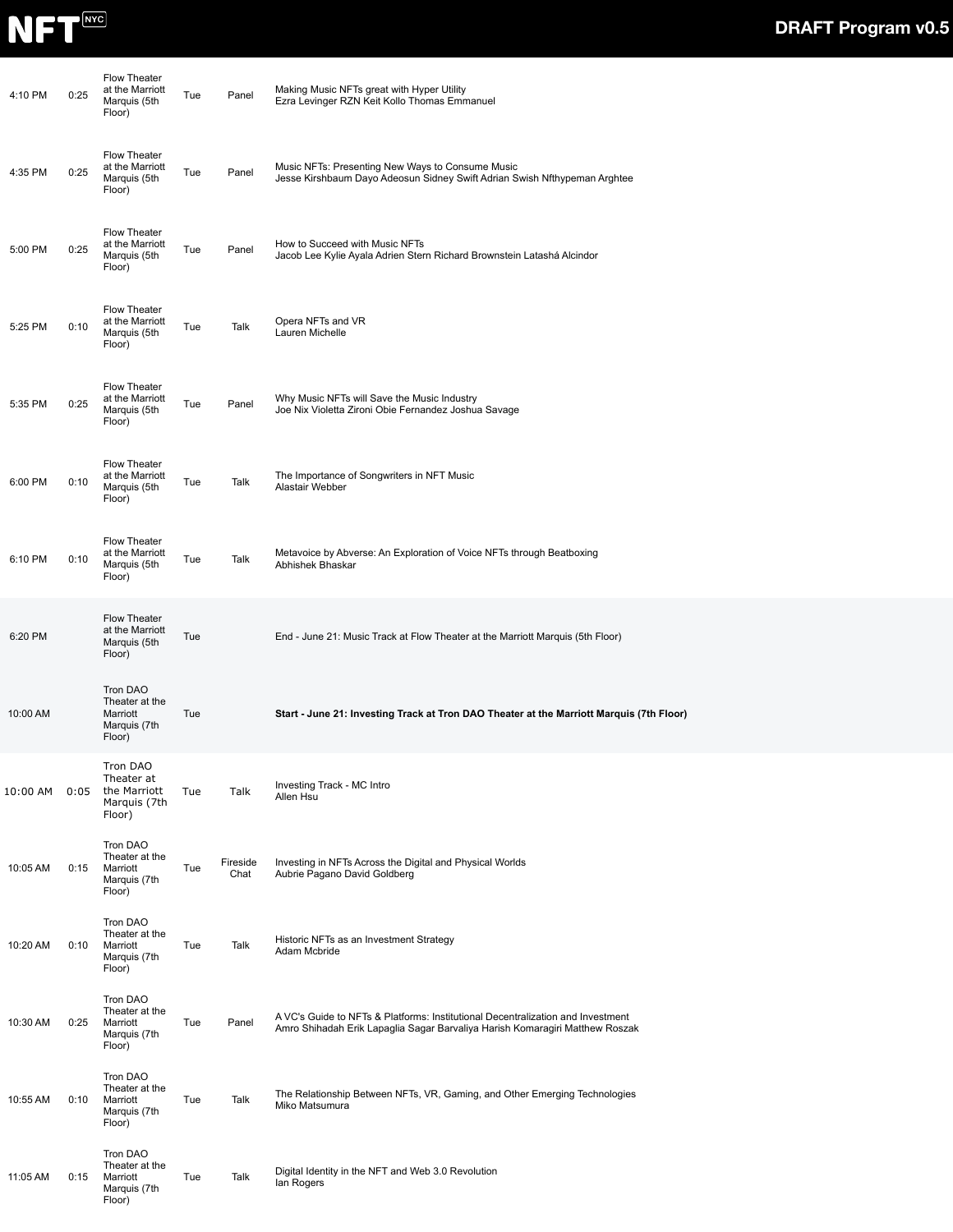| | | | | | |
|---|---|---|---|---|---|
| 4:10 PM | 0:25 | Flow Theater at the Marriott Marquis (5th Floor) | Tue | Panel | Making Music NFTs great with Hyper Utility<br>Ezra Levinger RZN Keit Kollo Thomas Emmanuel |
| 4:35 PM | 0:25 | Flow Theater at the Marriott Marquis (5th Floor) | Tue | Panel | Music NFTs: Presenting New Ways to Consume Music<br>Jesse Kirshbaum Dayo Adeosun Sidney Swift Adrian Swish Nfthypeman Arghtee |
| 5:00 PM | 0:25 | Flow Theater at the Marriott Marquis (5th Floor) | Tue | Panel | How to Succeed with Music NFTs<br>Jacob Lee Kylie Ayala Adrien Stern Richard Brownstein Latashá Alcindor |
| 5:25 PM | 0:10 | Flow Theater at the Marriott Marquis (5th Floor) | Tue | Talk | Opera NFTs and VR<br>Lauren Michelle |
| 5:35 PM | 0:25 | Flow Theater at the Marriott Marquis (5th Floor) | Tue | Panel | Why Music NFTs will Save the Music Industry<br>Joe Nix Violetta Zironi Obie Fernandez Joshua Savage |
| 6:00 PM | 0:10 | Flow Theater at the Marriott Marquis (5th Floor) | Tue | Talk | The Importance of Songwriters in NFT Music<br>Alastair Webber |
| 6:10 PM | 0:10 | Flow Theater at the Marriott Marquis (5th Floor) | Tue | Talk | Metavoice by Abverse: An Exploration of Voice NFTs through Beatboxing<br>Abhishek Bhaskar |
| 6:20 PM | | Flow Theater at the Marriott Marquis (5th Floor) | Tue | | End - June 21: Music Track at Flow Theater at the Marriott Marquis (5th Floor) |
| 10:00 AM | | Tron DAO Theater at the Marriott Marquis (7th Floor) | Tue | | **Start - June 21: Investing Track at Tron DAO Theater at the Marriott Marquis (7th Floor)** |
| 10:00 AM | 0:05 | Tron DAO Theater at the Marriott Marquis (7th Floor) | Tue | Talk | Investing Track - MC Intro<br>Allen Hsu |
| 10:05 AM | 0:15 | Tron DAO Theater at the Marriott Marquis (7th Floor) | Tue | Fireside Chat | Investing in NFTs Across the Digital and Physical Worlds<br>Aubrie Pagano David Goldberg |
| 10:20 AM | 0:10 | Tron DAO Theater at the Marriott Marquis (7th Floor) | Tue | Talk | Historic NFTs as an Investment Strategy<br>Adam Mcbride |
| 10:30 AM | 0:25 | Tron DAO Theater at the Marriott Marquis (7th Floor) | Tue | Panel | A VC's Guide to NFTs & Platforms: Institutional Decentralization and Investment<br>Amro Shihadah Erik Lapaglia Sagar Barvaliya Harish Komaragiri Matthew Roszak |
| 10:55 AM | 0:10 | Tron DAO Theater at the Marriott Marquis (7th Floor) | Tue | Talk | The Relationship Between NFTs, VR, Gaming, and Other Emerging Technologies<br>Miko Matsumura |
| 11:05 AM | 0:15 | Tron DAO Theater at the Marriott Marquis (7th Floor) | Tue | Talk | Digital Identity in the NFT and Web 3.0 Revolution<br>Ian Rogers |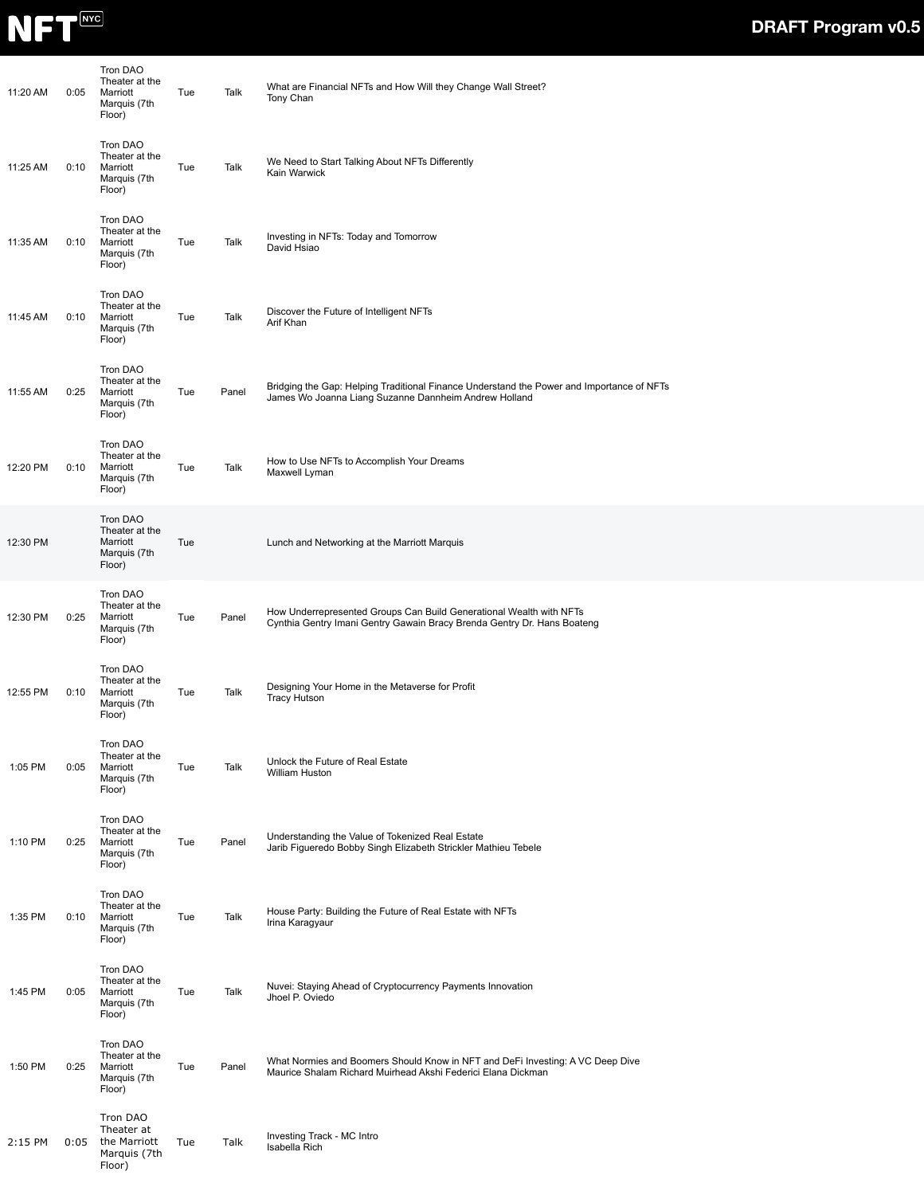| | | | | | |
|---|---|---|---|---|---|
| 11:20 AM | 0:05 | Tron DAO Theater at the Marriott Marquis (7th Floor) | Tue | Talk | What are Financial NFTs and How Will they Change Wall Street?<br>Tony Chan |
| 11:25 AM | 0:10 | Tron DAO Theater at the Marriott Marquis (7th Floor) | Tue | Talk | We Need to Start Talking About NFTs Differently<br>Kain Warwick |
| 11:35 AM | 0:10 | Tron DAO Theater at the Marriott Marquis (7th Floor) | Tue | Talk | Investing in NFTs: Today and Tomorrow<br>David Hsiao |
| 11:45 AM | 0:10 | Tron DAO Theater at the Marriott Marquis (7th Floor) | Tue | Talk | Discover the Future of Intelligent NFTs<br>Arif Khan |
| 11:55 AM | 0:25 | Tron DAO Theater at the Marriott Marquis (7th Floor) | Tue | Panel | Bridging the Gap: Helping Traditional Finance Understand the Power and Importance of NFTs<br>James Wo Joanna Liang Suzanne Dannheim Andrew Holland |
| 12:20 PM | 0:10 | Tron DAO Theater at the Marriott Marquis (7th Floor) | Tue | Talk | How to Use NFTs to Accomplish Your Dreams<br>Maxwell Lyman |
| 12:30 PM | | Tron DAO Theater at the Marriott Marquis (7th Floor) | Tue | | Lunch and Networking at the Marriott Marquis |
| 12:30 PM | 0:25 | Tron DAO Theater at the Marriott Marquis (7th Floor) | Tue | Panel | How Underrepresented Groups Can Build Generational Wealth with NFTs<br>Cynthia Gentry Imani Gentry Gawain Bracy Brenda Gentry Dr. Hans Boateng |
| 12:55 PM | 0:10 | Tron DAO Theater at the Marriott Marquis (7th Floor) | Tue | Talk | Designing Your Home in the Metaverse for Profit<br>Tracy Hutson |
| 1:05 PM | 0:05 | Tron DAO Theater at the Marriott Marquis (7th Floor) | Tue | Talk | Unlock the Future of Real Estate<br>William Huston |
| 1:10 PM | 0:25 | Tron DAO Theater at the Marriott Marquis (7th Floor) | Tue | Panel | Understanding the Value of Tokenized Real Estate<br>Jarib Figueredo Bobby Singh Elizabeth Strickler Mathieu Tebele |
| 1:35 PM | 0:10 | Tron DAO Theater at the Marriott Marquis (7th Floor) | Tue | Talk | House Party: Building the Future of Real Estate with NFTs<br>Irina Karagyaur |
| 1:45 PM | 0:05 | Tron DAO Theater at the Marriott Marquis (7th Floor) | Tue | Talk | Nuvei: Staying Ahead of Cryptocurrency Payments Innovation<br>Jhoel P. Oviedo |
| 1:50 PM | 0:25 | Tron DAO Theater at the Marriott Marquis (7th Floor) | Tue | Panel | What Normies and Boomers Should Know in NFT and DeFi Investing: A VC Deep Dive<br>Maurice Shalam Richard Muirhead Akshi Federici Elana Dickman |
| 2:15 PM | 0:05 | Tron DAO Theater at the Marriott Marquis (7th Floor) | Tue | Talk | Investing Track - MC Intro<br>Isabella Rich |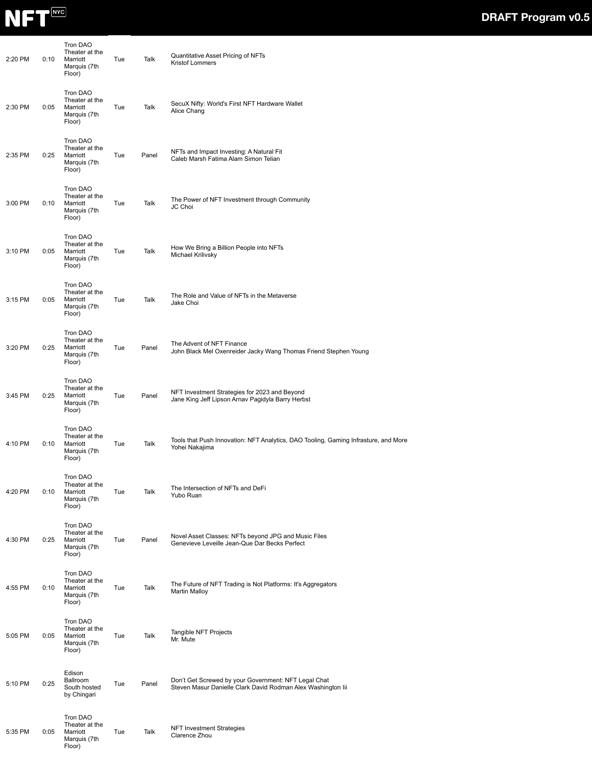| | | | | | |
|---|---|---|---|---|---|
| 2:20 PM | 0:10 | Tron DAO Theater at the Marriott Marquis (7th Floor) | Tue | Talk | Quantitative Asset Pricing of NFTs<br>Kristof Lommers |
| 2:30 PM | 0:05 | Tron DAO Theater at the Marriott Marquis (7th Floor) | Tue | Talk | SecuX Nifty: World's First NFT Hardware Wallet<br>Alice Chang |
| 2:35 PM | 0:25 | Tron DAO Theater at the Marriott Marquis (7th Floor) | Tue | Panel | NFTs and Impact Investing: A Natural Fit<br>Caleb Marsh Fatima Alam Simon Telian |
| 3:00 PM | 0:10 | Tron DAO Theater at the Marriott Marquis (7th Floor) | Tue | Talk | The Power of NFT Investment through Community<br>JC Choi |
| 3:10 PM | 0:05 | Tron DAO Theater at the Marriott Marquis (7th Floor) | Tue | Talk | How We Bring a Billion People into NFTs<br>Michael Krilivsky |
| 3:15 PM | 0:05 | Tron DAO Theater at the Marriott Marquis (7th Floor) | Tue | Talk | The Role and Value of NFTs in the Metaverse<br>Jake Choi |
| 3:20 PM | 0:25 | Tron DAO Theater at the Marriott Marquis (7th Floor) | Tue | Panel | The Advent of NFT Finance<br>John Black Mel Oxenreider Jacky Wang Thomas Friend Stephen Young |
| 3:45 PM | 0:25 | Tron DAO Theater at the Marriott Marquis (7th Floor) | Tue | Panel | NFT Investment Strategies for 2023 and Beyond<br>Jane King Jeff Lipson Arnav Pagidyla Barry Herbst |
| 4:10 PM | 0:10 | Tron DAO Theater at the Marriott Marquis (7th Floor) | Tue | Talk | Tools that Push Innovation: NFT Analytics, DAO Tooling, Gaming Infrasture, and More<br>Yohei Nakajima |
| 4:20 PM | 0:10 | Tron DAO Theater at the Marriott Marquis (7th Floor) | Tue | Talk | The Intersection of NFTs and DeFi<br>Yubo Ruan |
| 4:30 PM | 0:25 | Tron DAO Theater at the Marriott Marquis (7th Floor) | Tue | Panel | Novel Asset Classes: NFTs beyond JPG and Music Files<br>Genevieve Leveille Jean-Que Dar Becks Perfect |
| 4:55 PM | 0:10 | Tron DAO Theater at the Marriott Marquis (7th Floor) | Tue | Talk | The Future of NFT Trading is Not Platforms: It's Aggregators<br>Martin Malloy |
| 5:05 PM | 0:05 | Tron DAO Theater at the Marriott Marquis (7th Floor) | Tue | Talk | Tangible NFT Projects<br>Mr. Mute |
| 5:10 PM | 0:25 | Edison Ballroom South hosted by Chingari | Tue | Panel | Don't Get Screwed by your Government: NFT Legal Chat<br>Steven Masur Danielle Clark David Rodman Alex Washington Iii |
| 5:35 PM | 0:05 | Tron DAO Theater at the Marriott Marquis (7th Floor) | Tue | Talk | NFT Investment Strategies<br>Clarence Zhou |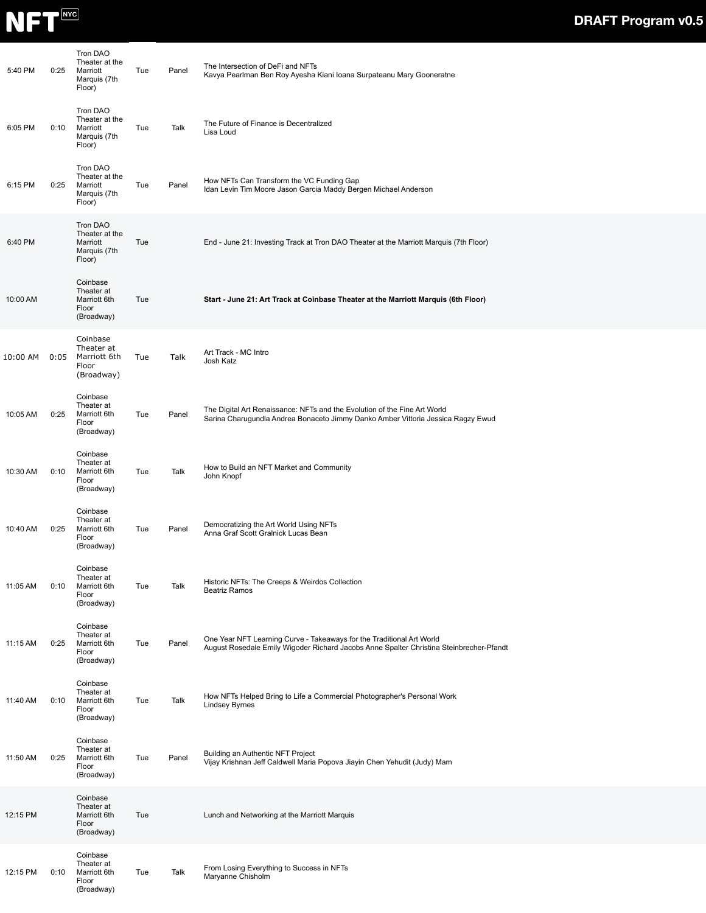| | | | | | |
|---|---|---|---|---|---|
| 5:40 PM | 0:25 | Tron DAO Theater at the Marriott Marquis (7th Floor) | Tue | Panel | The Intersection of DeFi and NFTs<br>Kavya Pearlman Ben Roy Ayesha Kiani Ioana Surpateanu Mary Gooneratne |
| 6:05 PM | 0:10 | Tron DAO Theater at the Marriott Marquis (7th Floor) | Tue | Talk | The Future of Finance is Decentralized<br>Lisa Loud |
| 6:15 PM | 0:25 | Tron DAO Theater at the Marriott Marquis (7th Floor) | Tue | Panel | How NFTs Can Transform the VC Funding Gap<br>Idan Levin Tim Moore Jason Garcia Maddy Bergen Michael Anderson |
| 6:40 PM | | Tron DAO Theater at the Marriott Marquis (7th Floor) | Tue | | End - June 21: Investing Track at Tron DAO Theater at the Marriott Marquis (7th Floor) |
| 10:00 AM | | Coinbase Theater at Marriott 6th Floor (Broadway) | Tue | | **Start - June 21: Art Track at Coinbase Theater at the Marriott Marquis (6th Floor)** |
| 10:00 AM | 0:05 | Coinbase Theater at Marriott 6th Floor (Broadway) | Tue | Talk | Art Track - MC Intro<br>Josh Katz |
| 10:05 AM | 0:25 | Coinbase Theater at Marriott 6th Floor (Broadway) | Tue | Panel | The Digital Art Renaissance: NFTs and the Evolution of the Fine Art World<br>Sarina Charugundla Andrea Bonaceto Jimmy Danko Amber Vittoria Jessica Ragzy Ewud |
| 10:30 AM | 0:10 | Coinbase Theater at Marriott 6th Floor (Broadway) | Tue | Talk | How to Build an NFT Market and Community<br>John Knopf |
| 10:40 AM | 0:25 | Coinbase Theater at Marriott 6th Floor (Broadway) | Tue | Panel | Democratizing the Art World Using NFTs<br>Anna Graf Scott Gralnick Lucas Bean |
| 11:05 AM | 0:10 | Coinbase Theater at Marriott 6th Floor (Broadway) | Tue | Talk | Historic NFTs: The Creeps & Weirdos Collection<br>Beatriz Ramos |
| 11:15 AM | 0:25 | Coinbase Theater at Marriott 6th Floor (Broadway) | Tue | Panel | One Year NFT Learning Curve - Takeaways for the Traditional Art World<br>August Rosedale Emily Wigoder Richard Jacobs Anne Spalter Christina Steinbrecher-Pfandt |
| 11:40 AM | 0:10 | Coinbase Theater at Marriott 6th Floor (Broadway) | Tue | Talk | How NFTs Helped Bring to Life a Commercial Photographer's Personal Work<br>Lindsey Byrnes |
| 11:50 AM | 0:25 | Coinbase Theater at Marriott 6th Floor (Broadway) | Tue | Panel | Building an Authentic NFT Project<br>Vijay Krishnan Jeff Caldwell Maria Popova Jiayin Chen Yehudit (Judy) Mam |
| 12:15 PM | | Coinbase Theater at Marriott 6th Floor (Broadway) | Tue | | Lunch and Networking at the Marriott Marquis |
| 12:15 PM | 0:10 | Coinbase Theater at Marriott 6th Floor (Broadway) | Tue | Talk | From Losing Everything to Success in NFTs<br>Maryanne Chisholm |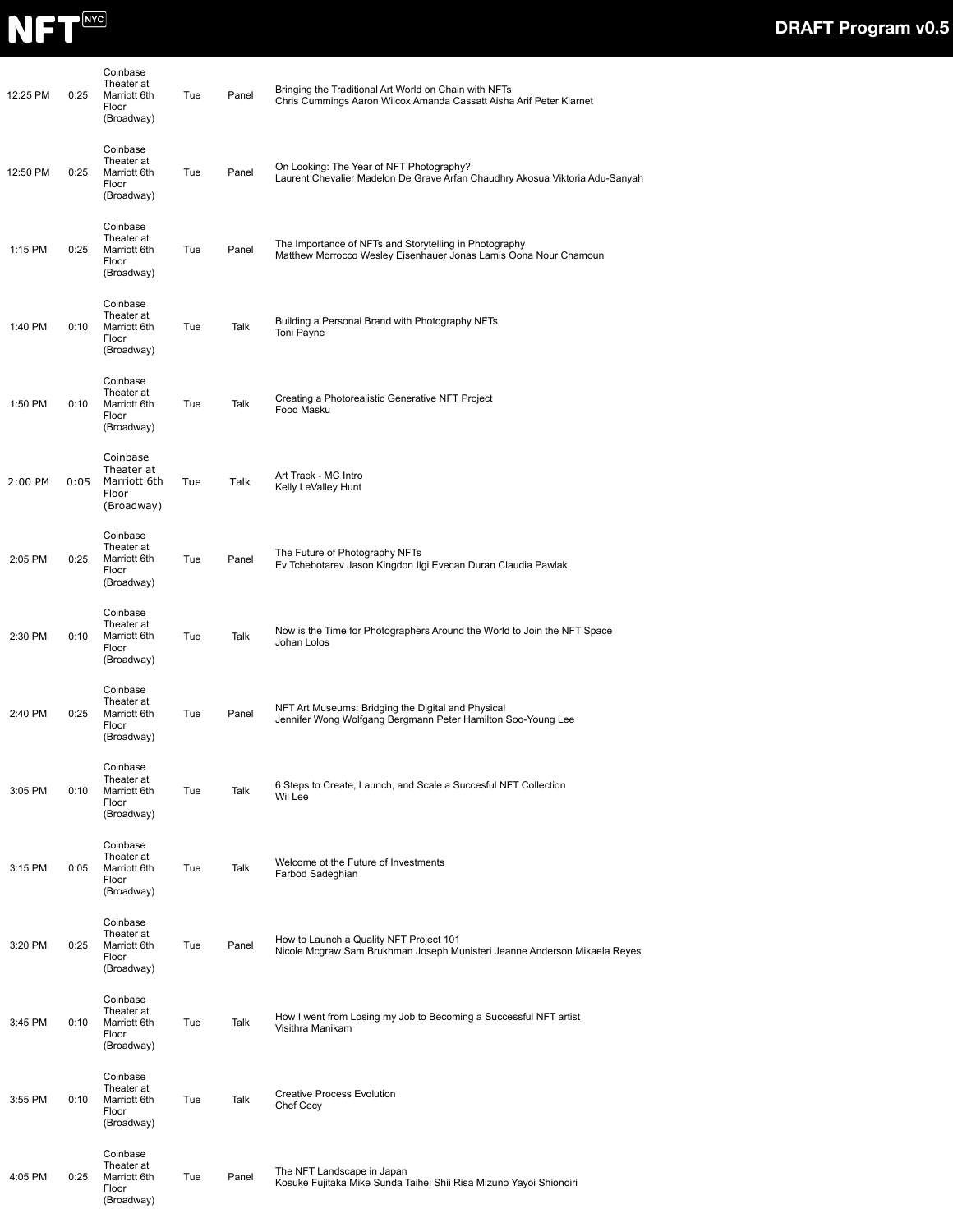| | | | | | |
|---|---|---|---|---|---|
| 12:25 PM | 0:25 | Coinbase Theater at Marriott 6th Floor (Broadway) | Tue | Panel | Bringing the Traditional Art World on Chain with NFTs<br>Chris Cummings Aaron Wilcox Amanda Cassatt Aisha Arif Peter Klarnet |
| 12:50 PM | 0:25 | Coinbase Theater at Marriott 6th Floor (Broadway) | Tue | Panel | On Looking: The Year of NFT Photography?<br>Laurent Chevalier Madelon De Grave Arfan Chaudhry Akosua Viktoria Adu-Sanyah |
| 1:15 PM | 0:25 | Coinbase Theater at Marriott 6th Floor (Broadway) | Tue | Panel | The Importance of NFTs and Storytelling in Photography<br>Matthew Morrocco Wesley Eisenhauer Jonas Lamis Oona Nour Chamoun |
| 1:40 PM | 0:10 | Coinbase Theater at Marriott 6th Floor (Broadway) | Tue | Talk | Building a Personal Brand with Photography NFTs<br>Toni Payne |
| 1:50 PM | 0:10 | Coinbase Theater at Marriott 6th Floor (Broadway) | Tue | Talk | Creating a Photorealistic Generative NFT Project<br>Food Masku |
| 2:00 PM | 0:05 | Coinbase Theater at Marriott 6th Floor (Broadway) | Tue | Talk | Art Track - MC Intro<br>Kelly LeValley Hunt |
| 2:05 PM | 0:25 | Coinbase Theater at Marriott 6th Floor (Broadway) | Tue | Panel | The Future of Photography NFTs<br>Ev Tchebotarev Jason Kingdon Ilgi Evecan Duran Claudia Pawlak |
| 2:30 PM | 0:10 | Coinbase Theater at Marriott 6th Floor (Broadway) | Tue | Talk | Now is the Time for Photographers Around the World to Join the NFT Space<br>Johan Lolos |
| 2:40 PM | 0:25 | Coinbase Theater at Marriott 6th Floor (Broadway) | Tue | Panel | NFT Art Museums: Bridging the Digital and Physical<br>Jennifer Wong Wolfgang Bergmann Peter Hamilton Soo-Young Lee |
| 3:05 PM | 0:10 | Coinbase Theater at Marriott 6th Floor (Broadway) | Tue | Talk | 6 Steps to Create, Launch, and Scale a Succesful NFT Collection<br>Wil Lee |
| 3:15 PM | 0:05 | Coinbase Theater at Marriott 6th Floor (Broadway) | Tue | Talk | Welcome ot the Future of Investments<br>Farbod Sadeghian |
| 3:20 PM | 0:25 | Coinbase Theater at Marriott 6th Floor (Broadway) | Tue | Panel | How to Launch a Quality NFT Project 101<br>Nicole Mcgraw Sam Brukhman Joseph Munisteri Jeanne Anderson Mikaela Reyes |
| 3:45 PM | 0:10 | Coinbase Theater at Marriott 6th Floor (Broadway) | Tue | Talk | How I went from Losing my Job to Becoming a Successful NFT artist<br>Visithra Manikam |
| 3:55 PM | 0:10 | Coinbase Theater at Marriott 6th Floor (Broadway) | Tue | Talk | Creative Process Evolution<br>Chef Cecy |
| 4:05 PM | 0:25 | Coinbase Theater at Marriott 6th Floor (Broadway) | Tue | Panel | The NFT Landscape in Japan<br>Kosuke Fujitaka Mike Sunda Taihei Shii Risa Mizuno Yayoi Shionoiri |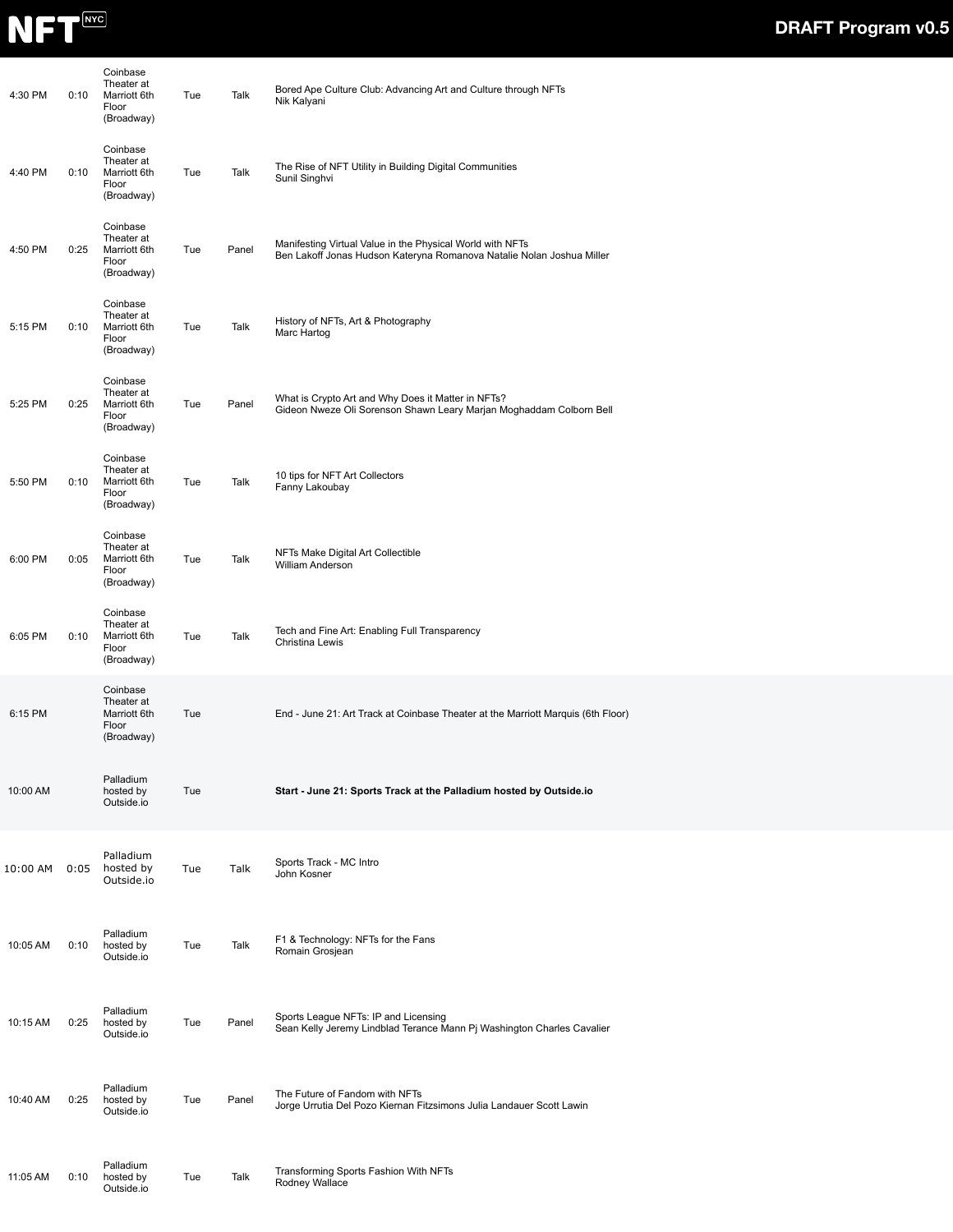| | | | | | |
|---|---|---|---|---|---|
| 4:30 PM | 0:10 | Coinbase Theater at Marriott 6th Floor (Broadway) | Tue | Talk | Bored Ape Culture Club: Advancing Art and Culture through NFTs<br>Nik Kalyani |
| 4:40 PM | 0:10 | Coinbase Theater at Marriott 6th Floor (Broadway) | Tue | Talk | The Rise of NFT Utility in Building Digital Communities<br>Sunil Singhvi |
| 4:50 PM | 0:25 | Coinbase Theater at Marriott 6th Floor (Broadway) | Tue | Panel | Manifesting Virtual Value in the Physical World with NFTs<br>Ben Lakoff Jonas Hudson Kateryna Romanova Natalie Nolan Joshua Miller |
| 5:15 PM | 0:10 | Coinbase Theater at Marriott 6th Floor (Broadway) | Tue | Talk | History of NFTs, Art & Photography<br>Marc Hartog |
| 5:25 PM | 0:25 | Coinbase Theater at Marriott 6th Floor (Broadway) | Tue | Panel | What is Crypto Art and Why Does it Matter in NFTs?<br>Gideon Nweze Oli Sorenson Shawn Leary Marjan Moghaddam Colborn Bell |
| 5:50 PM | 0:10 | Coinbase Theater at Marriott 6th Floor (Broadway) | Tue | Talk | 10 tips for NFT Art Collectors<br>Fanny Lakoubay |
| 6:00 PM | 0:05 | Coinbase Theater at Marriott 6th Floor (Broadway) | Tue | Talk | NFTs Make Digital Art Collectible<br>William Anderson |
| 6:05 PM | 0:10 | Coinbase Theater at Marriott 6th Floor (Broadway) | Tue | Talk | Tech and Fine Art: Enabling Full Transparency<br>Christina Lewis |
| 6:15 PM | | Coinbase Theater at Marriott 6th Floor (Broadway) | Tue | | End - June 21: Art Track at Coinbase Theater at the Marriott Marquis (6th Floor) |
| 10:00 AM | | Palladium hosted by Outside.io | Tue | | **Start - June 21: Sports Track at the Palladium hosted by Outside.io** |
| 10:00 AM | 0:05 | Palladium hosted by Outside.io | Tue | Talk | Sports Track - MC Intro<br>John Kosner |
| 10:05 AM | 0:10 | Palladium hosted by Outside.io | Tue | Talk | F1 & Technology: NFTs for the Fans<br>Romain Grosjean |
| 10:15 AM | 0:25 | Palladium hosted by Outside.io | Tue | Panel | Sports League NFTs: IP and Licensing<br>Sean Kelly Jeremy Lindblad Terance Mann Pj Washington Charles Cavalier |
| 10:40 AM | 0:25 | Palladium hosted by Outside.io | Tue | Panel | The Future of Fandom with NFTs<br>Jorge Urrutia Del Pozo Kiernan Fitzsimons Julia Landauer Scott Lawin |
| 11:05 AM | 0:10 | Palladium hosted by Outside.io | Tue | Talk | Transforming Sports Fashion With NFTs<br>Rodney Wallace |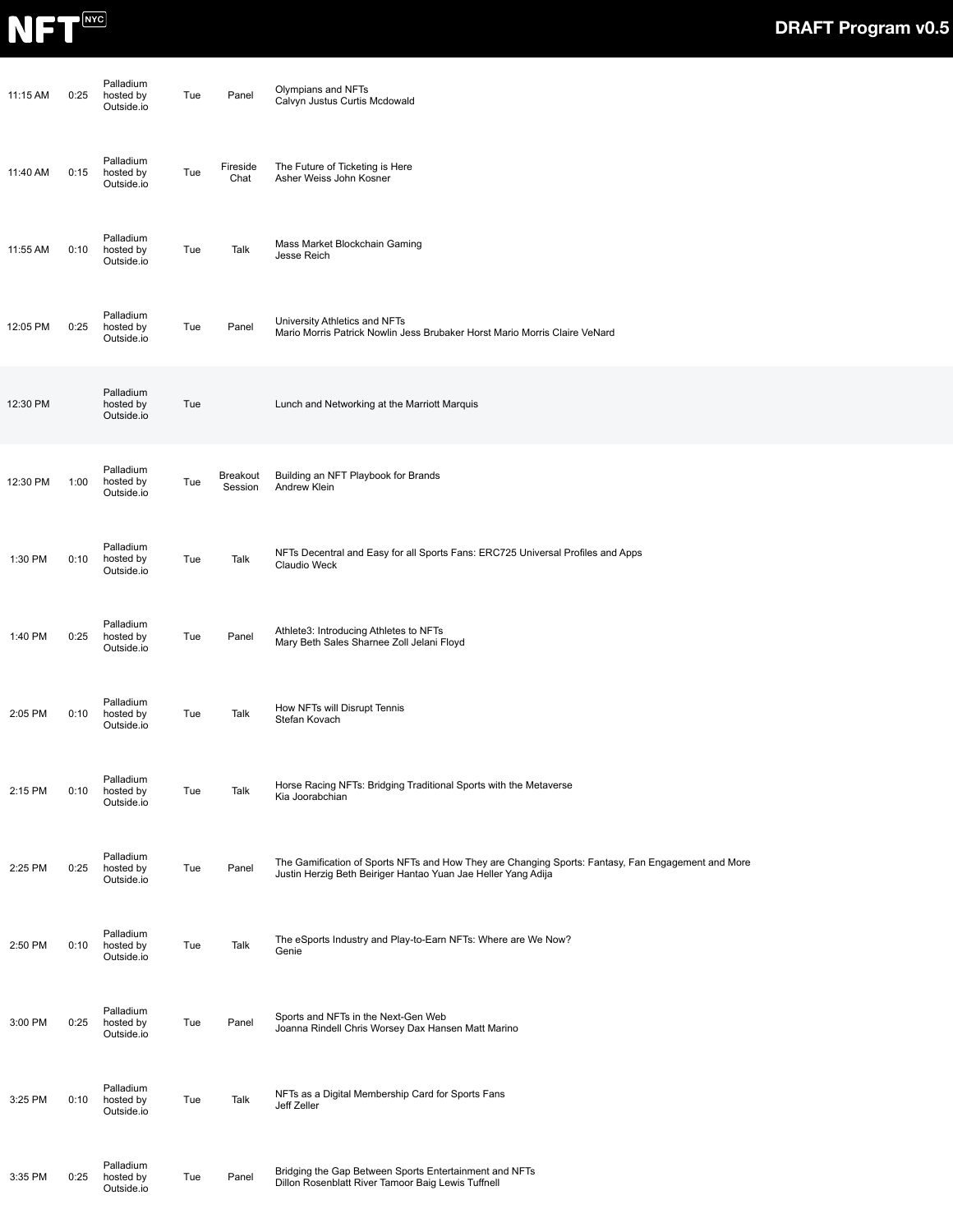| Time | Duration | Venue | Day | Format | Session |
| --- | --- | --- | --- | --- | --- |
| 11:15 AM | 0:25 | Palladium hosted by Outside.io | Tue | Panel | Olympians and NFTs<br>Calvyn Justus Curtis Mcdowald |
| 11:40 AM | 0:15 | Palladium hosted by Outside.io | Tue | Fireside Chat | The Future of Ticketing is Here<br>Asher Weiss John Kosner |
| 11:55 AM | 0:10 | Palladium hosted by Outside.io | Tue | Talk | Mass Market Blockchain Gaming<br>Jesse Reich |
| 12:05 PM | 0:25 | Palladium hosted by Outside.io | Tue | Panel | University Athletics and NFTs<br>Mario Morris Patrick Nowlin Jess Brubaker Horst Mario Morris Claire VeNard |
| 12:30 PM | | Palladium hosted by Outside.io | Tue | | Lunch and Networking at the Marriott Marquis |
| 12:30 PM | 1:00 | Palladium hosted by Outside.io | Tue | Breakout Session | Building an NFT Playbook for Brands<br>Andrew Klein |
| 1:30 PM | 0:10 | Palladium hosted by Outside.io | Tue | Talk | NFTs Decentral and Easy for all Sports Fans: ERC725 Universal Profiles and Apps<br>Claudio Weck |
| 1:40 PM | 0:25 | Palladium hosted by Outside.io | Tue | Panel | Athlete3: Introducing Athletes to NFTs<br>Mary Beth Sales Sharnee Zoll Jelani Floyd |
| 2:05 PM | 0:10 | Palladium hosted by Outside.io | Tue | Talk | How NFTs will Disrupt Tennis<br>Stefan Kovach |
| 2:15 PM | 0:10 | Palladium hosted by Outside.io | Tue | Talk | Horse Racing NFTs: Bridging Traditional Sports with the Metaverse<br>Kia Joorabchian |
| 2:25 PM | 0:25 | Palladium hosted by Outside.io | Tue | Panel | The Gamification of Sports NFTs and How They are Changing Sports: Fantasy, Fan Engagement and More<br>Justin Herzig Beth Beiriger Hantao Yuan Jae Heller Yang Adija |
| 2:50 PM | 0:10 | Palladium hosted by Outside.io | Tue | Talk | The eSports Industry and Play-to-Earn NFTs: Where are We Now?<br>Genie |
| 3:00 PM | 0:25 | Palladium hosted by Outside.io | Tue | Panel | Sports and NFTs in the Next-Gen Web<br>Joanna Rindell Chris Worsey Dax Hansen Matt Marino |
| 3:25 PM | 0:10 | Palladium hosted by Outside.io | Tue | Talk | NFTs as a Digital Membership Card for Sports Fans<br>Jeff Zeller |
| 3:35 PM | 0:25 | Palladium hosted by Outside.io | Tue | Panel | Bridging the Gap Between Sports Entertainment and NFTs<br>Dillon Rosenblatt River Tamoor Baig Lewis Tuffnell |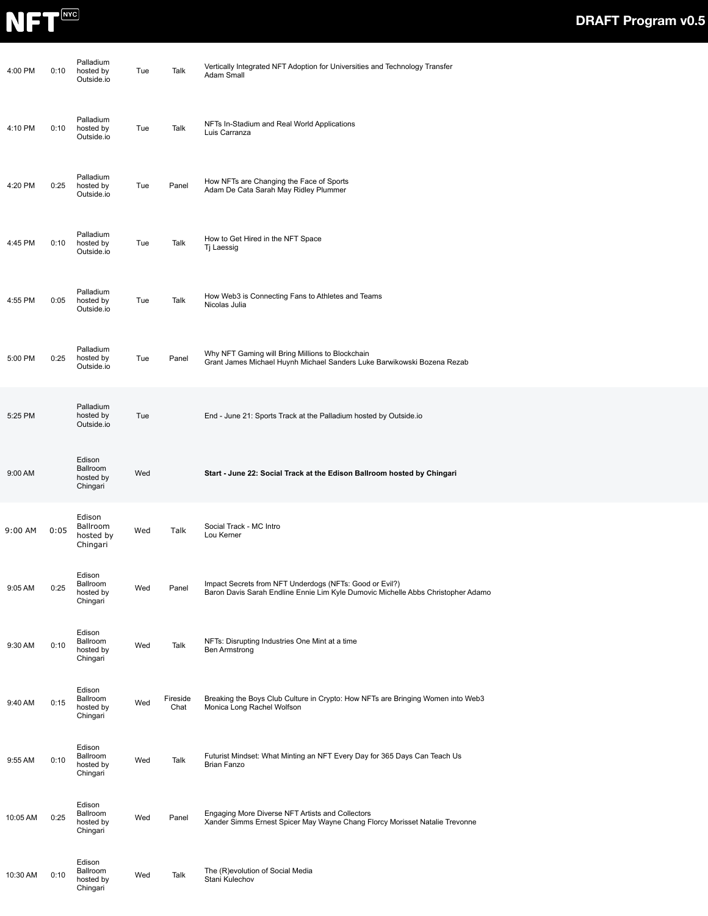| Time | Duration | Location | Day | Type | Session |
|---|---|---|---|---|---|
| 4:00 PM | 0:10 | Palladium hosted by Outside.io | Tue | Talk | Vertically Integrated NFT Adoption for Universities and Technology Transfer<br>Adam Small |
| 4:10 PM | 0:10 | Palladium hosted by Outside.io | Tue | Talk | NFTs In-Stadium and Real World Applications<br>Luis Carranza |
| 4:20 PM | 0:25 | Palladium hosted by Outside.io | Tue | Panel | How NFTs are Changing the Face of Sports<br>Adam De Cata Sarah May Ridley Plummer |
| 4:45 PM | 0:10 | Palladium hosted by Outside.io | Tue | Talk | How to Get Hired in the NFT Space<br>Tj Laessig |
| 4:55 PM | 0:05 | Palladium hosted by Outside.io | Tue | Talk | How Web3 is Connecting Fans to Athletes and Teams<br>Nicolas Julia |
| 5:00 PM | 0:25 | Palladium hosted by Outside.io | Tue | Panel | Why NFT Gaming will Bring Millions to Blockchain<br>Grant James Michael Huynh Michael Sanders Luke Barwikowski Bozena Rezab |
| 5:25 PM | | Palladium hosted by Outside.io | Tue | | End - June 21: Sports Track at the Palladium hosted by Outside.io |
| 9:00 AM | | Edison Ballroom hosted by Chingari | Wed | | **Start - June 22: Social Track at the Edison Ballroom hosted by Chingari** |
| 9:00 AM | 0:05 | Edison Ballroom hosted by Chingari | Wed | Talk | Social Track - MC Intro<br>Lou Kerner |
| 9:05 AM | 0:25 | Edison Ballroom hosted by Chingari | Wed | Panel | Impact Secrets from NFT Underdogs (NFTs: Good or Evil?)<br>Baron Davis Sarah Endline Ennie Lim Kyle Dumovic Michelle Abbs Christopher Adamo |
| 9:30 AM | 0:10 | Edison Ballroom hosted by Chingari | Wed | Talk | NFTs: Disrupting Industries One Mint at a time<br>Ben Armstrong |
| 9:40 AM | 0:15 | Edison Ballroom hosted by Chingari | Wed | Fireside Chat | Breaking the Boys Club Culture in Crypto: How NFTs are Bringing Women into Web3<br>Monica Long Rachel Wolfson |
| 9:55 AM | 0:10 | Edison Ballroom hosted by Chingari | Wed | Talk | Futurist Mindset: What Minting an NFT Every Day for 365 Days Can Teach Us<br>Brian Fanzo |
| 10:05 AM | 0:25 | Edison Ballroom hosted by Chingari | Wed | Panel | Engaging More Diverse NFT Artists and Collectors<br>Xander Simms Ernest Spicer May Wayne Chang Florcy Morisset Natalie Trevonne |
| 10:30 AM | 0:10 | Edison Ballroom hosted by Chingari | Wed | Talk | The (R)evolution of Social Media<br>Stani Kulechov |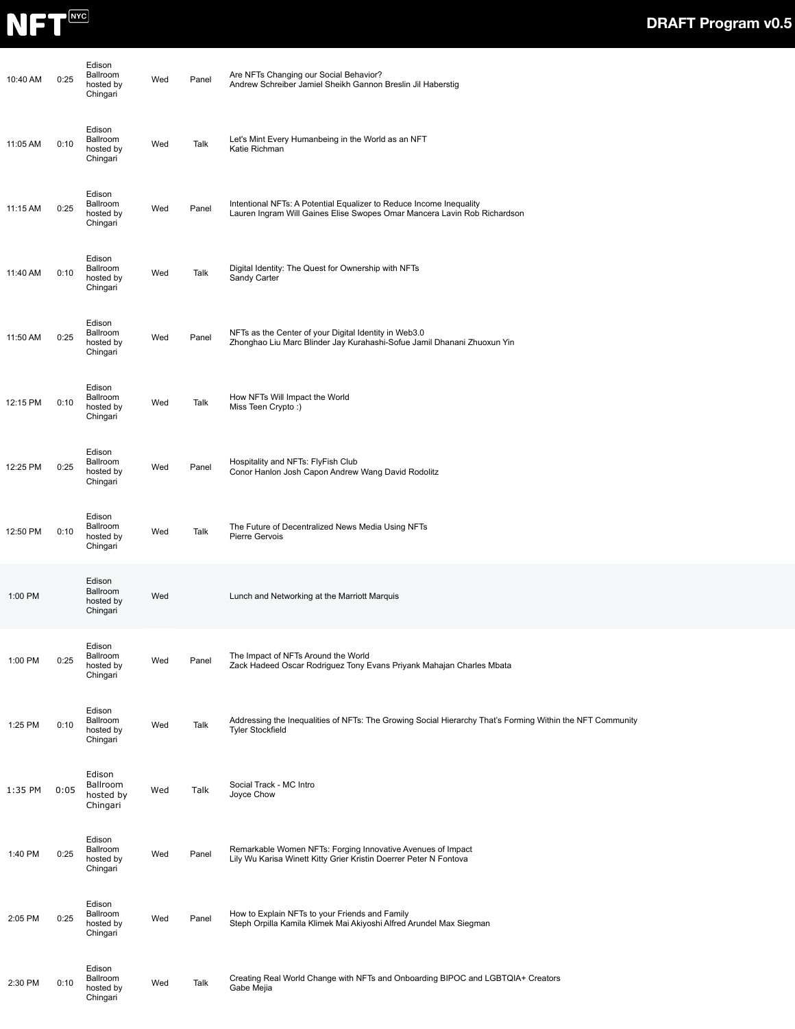| Time | Duration | Location | Day | Type | Session |
|---|---|---|---|---|---|
| 10:40 AM | 0:25 | Edison Ballroom hosted by Chingari | Wed | Panel | Are NFTs Changing our Social Behavior?<br>Andrew Schreiber Jamiel Sheikh Gannon Breslin Jil Haberstig |
| 11:05 AM | 0:10 | Edison Ballroom hosted by Chingari | Wed | Talk | Let's Mint Every Humanbeing in the World as an NFT<br>Katie Richman |
| 11:15 AM | 0:25 | Edison Ballroom hosted by Chingari | Wed | Panel | Intentional NFTs: A Potential Equalizer to Reduce Income Inequality<br>Lauren Ingram Will Gaines Elise Swopes Omar Mancera Lavin Rob Richardson |
| 11:40 AM | 0:10 | Edison Ballroom hosted by Chingari | Wed | Talk | Digital Identity: The Quest for Ownership with NFTs<br>Sandy Carter |
| 11:50 AM | 0:25 | Edison Ballroom hosted by Chingari | Wed | Panel | NFTs as the Center of your Digital Identity in Web3.0<br>Zhonghao Liu Marc Blinder Jay Kurahashi-Sofue Jamil Dhanani Zhuoxun Yin |
| 12:15 PM | 0:10 | Edison Ballroom hosted by Chingari | Wed | Talk | How NFTs Will Impact the World<br>Miss Teen Crypto :) |
| 12:25 PM | 0:25 | Edison Ballroom hosted by Chingari | Wed | Panel | Hospitality and NFTs: FlyFish Club<br>Conor Hanlon Josh Capon Andrew Wang David Rodolitz |
| 12:50 PM | 0:10 | Edison Ballroom hosted by Chingari | Wed | Talk | The Future of Decentralized News Media Using NFTs<br>Pierre Gervois |
| 1:00 PM | | Edison Ballroom hosted by Chingari | Wed | | Lunch and Networking at the Marriott Marquis |
| 1:00 PM | 0:25 | Edison Ballroom hosted by Chingari | Wed | Panel | The Impact of NFTs Around the World<br>Zack Hadeed Oscar Rodriguez Tony Evans Priyank Mahajan Charles Mbata |
| 1:25 PM | 0:10 | Edison Ballroom hosted by Chingari | Wed | Talk | Addressing the Inequalities of NFTs: The Growing Social Hierarchy That's Forming Within the NFT Community<br>Tyler Stockfield |
| 1:35 PM | 0:05 | Edison Ballroom hosted by Chingari | Wed | Talk | Social Track - MC Intro<br>Joyce Chow |
| 1:40 PM | 0:25 | Edison Ballroom hosted by Chingari | Wed | Panel | Remarkable Women NFTs: Forging Innovative Avenues of Impact<br>Lily Wu Karisa Winett Kitty Grier Kristin Doerrer Peter N Fontova |
| 2:05 PM | 0:25 | Edison Ballroom hosted by Chingari | Wed | Panel | How to Explain NFTs to your Friends and Family<br>Steph Orpilla Kamila Klimek Mai Akiyoshi Alfred Arundel Max Siegman |
| 2:30 PM | 0:10 | Edison Ballroom hosted by Chingari | Wed | Talk | Creating Real World Change with NFTs and Onboarding BIPOC and LGBTQIA+ Creators<br>Gabe Mejia |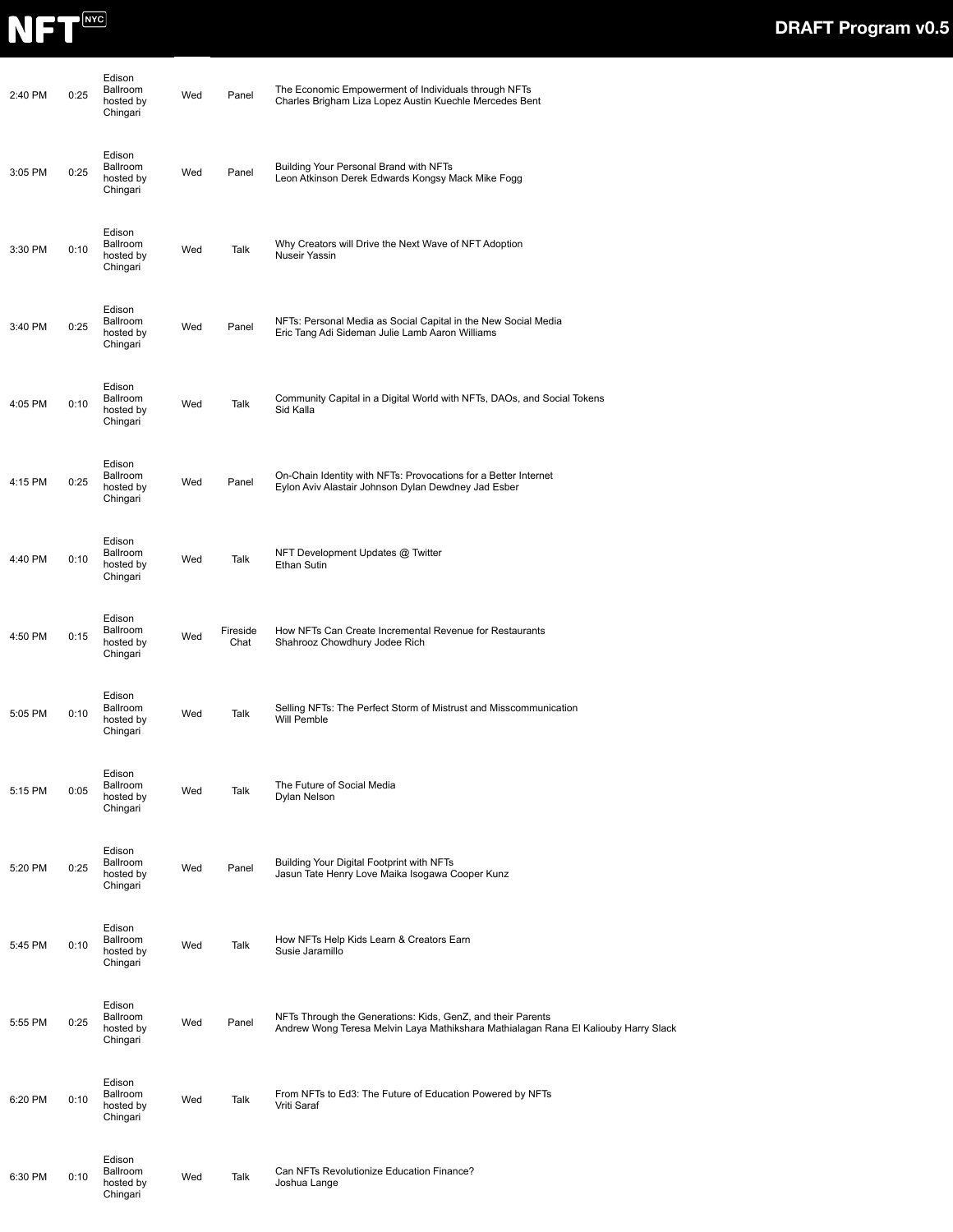| | | | | | |
|---|---|---|---|---|---|
| 2:40 PM | 0:25 | Edison Ballroom hosted by Chingari | Wed | Panel | The Economic Empowerment of Individuals through NFTs<br>Charles Brigham Liza Lopez Austin Kuechle Mercedes Bent |
| 3:05 PM | 0:25 | Edison Ballroom hosted by Chingari | Wed | Panel | Building Your Personal Brand with NFTs<br>Leon Atkinson Derek Edwards Kongsy Mack Mike Fogg |
| 3:30 PM | 0:10 | Edison Ballroom hosted by Chingari | Wed | Talk | Why Creators will Drive the Next Wave of NFT Adoption<br>Nuseir Yassin |
| 3:40 PM | 0:25 | Edison Ballroom hosted by Chingari | Wed | Panel | NFTs: Personal Media as Social Capital in the New Social Media<br>Eric Tang Adi Sideman Julie Lamb Aaron Williams |
| 4:05 PM | 0:10 | Edison Ballroom hosted by Chingari | Wed | Talk | Community Capital in a Digital World with NFTs, DAOs, and Social Tokens<br>Sid Kalla |
| 4:15 PM | 0:25 | Edison Ballroom hosted by Chingari | Wed | Panel | On-Chain Identity with NFTs: Provocations for a Better Internet<br>Eylon Aviv Alastair Johnson Dylan Dewdney Jad Esber |
| 4:40 PM | 0:10 | Edison Ballroom hosted by Chingari | Wed | Talk | NFT Development Updates @ Twitter<br>Ethan Sutin |
| 4:50 PM | 0:15 | Edison Ballroom hosted by Chingari | Wed | Fireside Chat | How NFTs Can Create Incremental Revenue for Restaurants<br>Shahrooz Chowdhury Jodee Rich |
| 5:05 PM | 0:10 | Edison Ballroom hosted by Chingari | Wed | Talk | Selling NFTs: The Perfect Storm of Mistrust and Misscommunication<br>Will Pemble |
| 5:15 PM | 0:05 | Edison Ballroom hosted by Chingari | Wed | Talk | The Future of Social Media<br>Dylan Nelson |
| 5:20 PM | 0:25 | Edison Ballroom hosted by Chingari | Wed | Panel | Building Your Digital Footprint with NFTs<br>Jasun Tate Henry Love Maika Isogawa Cooper Kunz |
| 5:45 PM | 0:10 | Edison Ballroom hosted by Chingari | Wed | Talk | How NFTs Help Kids Learn & Creators Earn<br>Susie Jaramillo |
| 5:55 PM | 0:25 | Edison Ballroom hosted by Chingari | Wed | Panel | NFTs Through the Generations: Kids, GenZ, and their Parents<br>Andrew Wong Teresa Melvin Laya Mathikshara Mathialagan Rana El Kaliouby Harry Slack |
| 6:20 PM | 0:10 | Edison Ballroom hosted by Chingari | Wed | Talk | From NFTs to Ed3: The Future of Education Powered by NFTs<br>Vriti Saraf |
| 6:30 PM | 0:10 | Edison Ballroom hosted by Chingari | Wed | Talk | Can NFTs Revolutionize Education Finance?<br>Joshua Lange |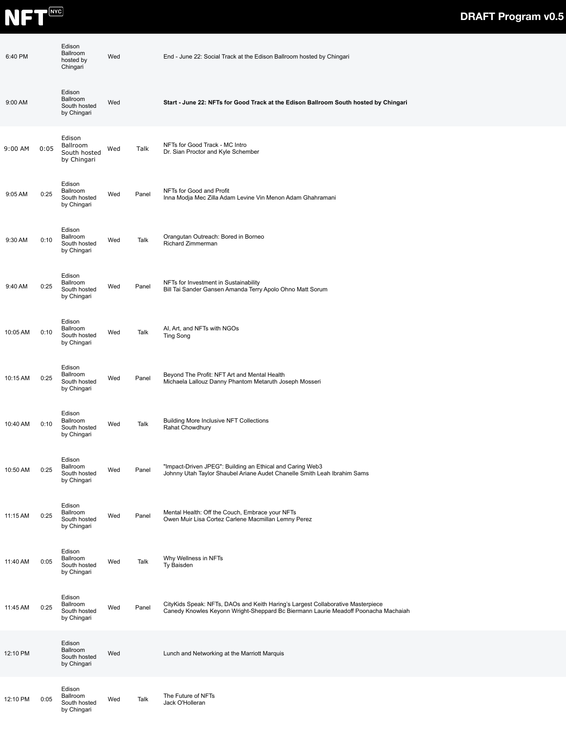| | | | | | |
|---|---|---|---|---|---|
| 6:40 PM | | Edison Ballroom hosted by Chingari | Wed | | End - June 22: Social Track at the Edison Ballroom hosted by Chingari |
| 9:00 AM | | Edison Ballroom South hosted by Chingari | Wed | | **Start - June 22: NFTs for Good Track at the Edison Ballroom South hosted by Chingari** |
| 9:00 AM | 0:05 | Edison Ballroom South hosted by Chingari | Wed | Talk | NFTs for Good Track - MC Intro<br>Dr. Sian Proctor and Kyle Schember |
| 9:05 AM | 0:25 | Edison Ballroom South hosted by Chingari | Wed | Panel | NFTs for Good and Profit<br>Inna Modja Mec Zilla Adam Levine Vin Menon Adam Ghahramani |
| 9:30 AM | 0:10 | Edison Ballroom South hosted by Chingari | Wed | Talk | Orangutan Outreach: Bored in Borneo<br>Richard Zimmerman |
| 9:40 AM | 0:25 | Edison Ballroom South hosted by Chingari | Wed | Panel | NFTs for Investment in Sustainability<br>Bill Tai Sander Gansen Amanda Terry Apolo Ohno Matt Sorum |
| 10:05 AM | 0:10 | Edison Ballroom South hosted by Chingari | Wed | Talk | AI, Art, and NFTs with NGOs<br>Ting Song |
| 10:15 AM | 0:25 | Edison Ballroom South hosted by Chingari | Wed | Panel | Beyond The Profit: NFT Art and Mental Health<br>Michaela Lallouz Danny Phantom Metaruth Joseph Mosseri |
| 10:40 AM | 0:10 | Edison Ballroom South hosted by Chingari | Wed | Talk | Building More Inclusive NFT Collections<br>Rahat Chowdhury |
| 10:50 AM | 0:25 | Edison Ballroom South hosted by Chingari | Wed | Panel | "Impact-Driven JPEG": Building an Ethical and Caring Web3<br>Johnny Utah Taylor Shaubel Ariane Audet Chanelle Smith Leah Ibrahim Sams |
| 11:15 AM | 0:25 | Edison Ballroom South hosted by Chingari | Wed | Panel | Mental Health: Off the Couch, Embrace your NFTs<br>Owen Muir Lisa Cortez Carlene Macmillan Lemny Perez |
| 11:40 AM | 0:05 | Edison Ballroom South hosted by Chingari | Wed | Talk | Why Wellness in NFTs<br>Ty Baisden |
| 11:45 AM | 0:25 | Edison Ballroom South hosted by Chingari | Wed | Panel | CityKids Speak: NFTs, DAOs and Keith Haring's Largest Collaborative Masterpiece<br>Canedy Knowles Keyonn Wright-Sheppard Bc Biermann Laurie Meadoff Poonacha Machaiah |
| 12:10 PM | | Edison Ballroom South hosted by Chingari | Wed | | Lunch and Networking at the Marriott Marquis |
| 12:10 PM | 0:05 | Edison Ballroom South hosted by Chingari | Wed | Talk | The Future of NFTs<br>Jack O'Holleran |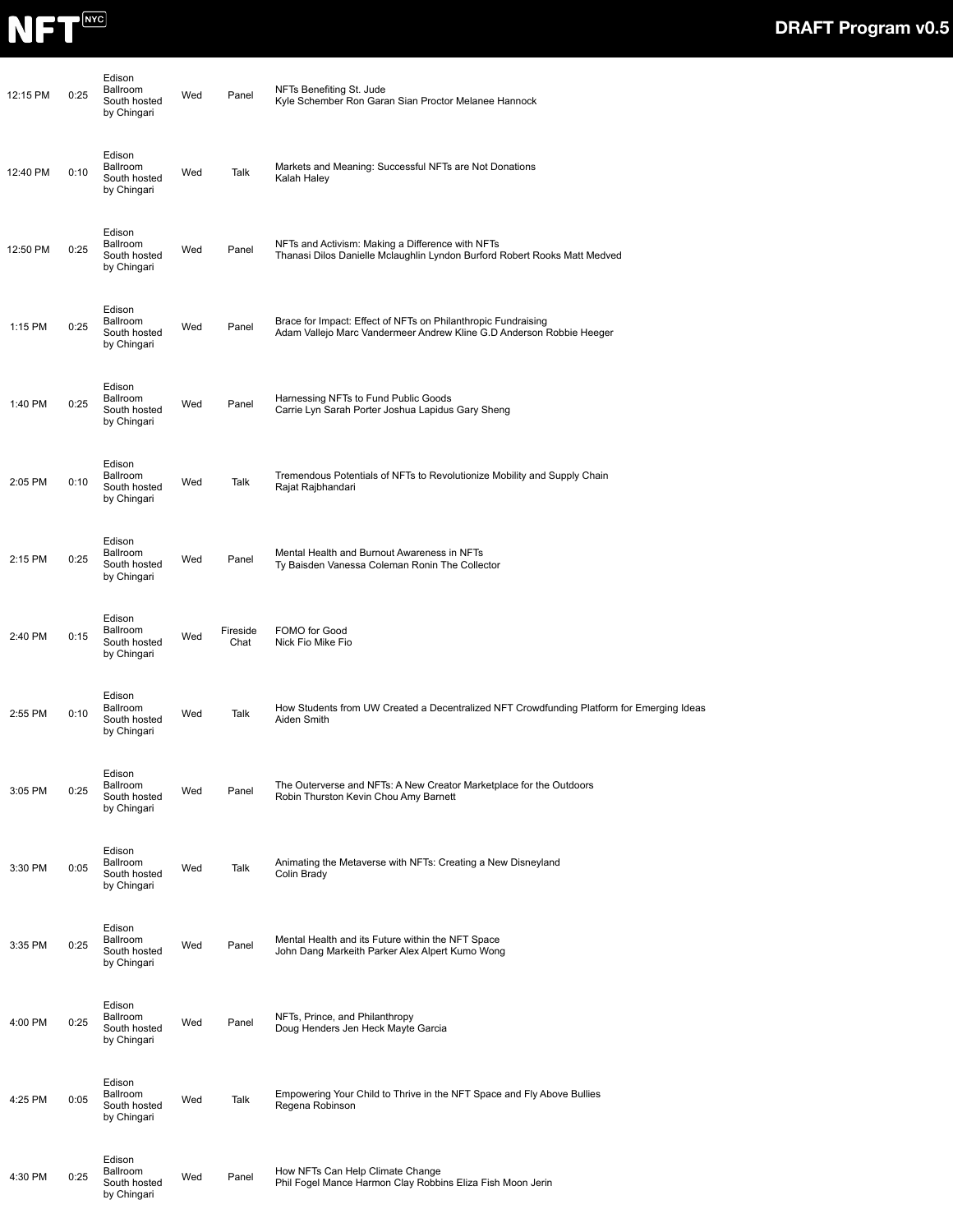| Time | Duration | Location | Day | Type | Session |
|---|---|---|---|---|---|
| 12:15 PM | 0:25 | Edison Ballroom South hosted by Chingari | Wed | Panel | NFTs Benefiting St. Jude<br>Kyle Schember Ron Garan Sian Proctor Melanee Hannock |
| 12:40 PM | 0:10 | Edison Ballroom South hosted by Chingari | Wed | Talk | Markets and Meaning: Successful NFTs are Not Donations<br>Kalah Haley |
| 12:50 PM | 0:25 | Edison Ballroom South hosted by Chingari | Wed | Panel | NFTs and Activism: Making a Difference with NFTs<br>Thanasi Dilos Danielle Mclaughlin Lyndon Burford Robert Rooks Matt Medved |
| 1:15 PM | 0:25 | Edison Ballroom South hosted by Chingari | Wed | Panel | Brace for Impact: Effect of NFTs on Philanthropic Fundraising<br>Adam Vallejo Marc Vandermeer Andrew Kline G.D Anderson Robbie Heeger |
| 1:40 PM | 0:25 | Edison Ballroom South hosted by Chingari | Wed | Panel | Harnessing NFTs to Fund Public Goods<br>Carrie Lyn Sarah Porter Joshua Lapidus Gary Sheng |
| 2:05 PM | 0:10 | Edison Ballroom South hosted by Chingari | Wed | Talk | Tremendous Potentials of NFTs to Revolutionize Mobility and Supply Chain<br>Rajat Rajbhandari |
| 2:15 PM | 0:25 | Edison Ballroom South hosted by Chingari | Wed | Panel | Mental Health and Burnout Awareness in NFTs<br>Ty Baisden Vanessa Coleman Ronin The Collector |
| 2:40 PM | 0:15 | Edison Ballroom South hosted by Chingari | Wed | Fireside Chat | FOMO for Good<br>Nick Fio Mike Fio |
| 2:55 PM | 0:10 | Edison Ballroom South hosted by Chingari | Wed | Talk | How Students from UW Created a Decentralized NFT Crowdfunding Platform for Emerging Ideas<br>Aiden Smith |
| 3:05 PM | 0:25 | Edison Ballroom South hosted by Chingari | Wed | Panel | The Outerverse and NFTs: A New Creator Marketplace for the Outdoors<br>Robin Thurston Kevin Chou Amy Barnett |
| 3:30 PM | 0:05 | Edison Ballroom South hosted by Chingari | Wed | Talk | Animating the Metaverse with NFTs: Creating a New Disneyland<br>Colin Brady |
| 3:35 PM | 0:25 | Edison Ballroom South hosted by Chingari | Wed | Panel | Mental Health and its Future within the NFT Space<br>John Dang Markeith Parker Alex Alpert Kumo Wong |
| 4:00 PM | 0:25 | Edison Ballroom South hosted by Chingari | Wed | Panel | NFTs, Prince, and Philanthropy<br>Doug Henders Jen Heck Mayte Garcia |
| 4:25 PM | 0:05 | Edison Ballroom South hosted by Chingari | Wed | Talk | Empowering Your Child to Thrive in the NFT Space and Fly Above Bullies<br>Regena Robinson |
| 4:30 PM | 0:25 | Edison Ballroom South hosted by Chingari | Wed | Panel | How NFTs Can Help Climate Change<br>Phil Fogel Mance Harmon Clay Robbins Eliza Fish Moon Jerin |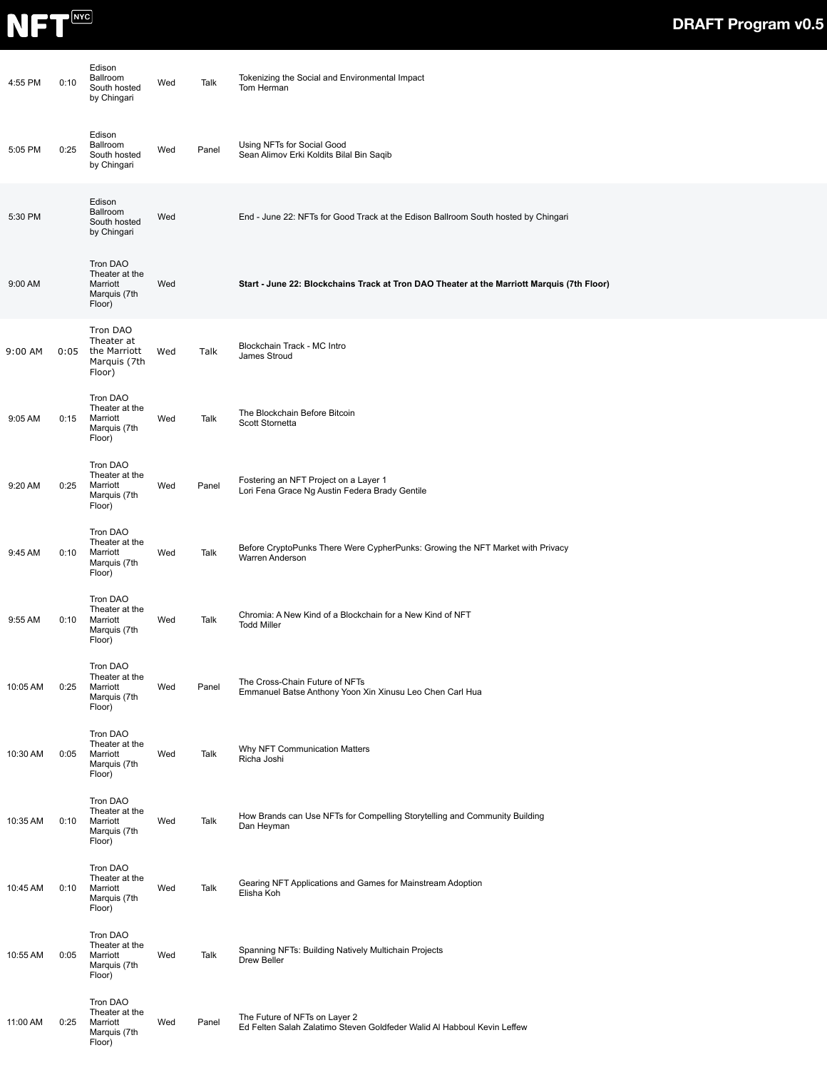| | | | | | |
|---|---|---|---|---|---|
| 4:55 PM | 0:10 | Edison Ballroom South hosted by Chingari | Wed | Talk | Tokenizing the Social and Environmental Impact<br>Tom Herman |
| 5:05 PM | 0:25 | Edison Ballroom South hosted by Chingari | Wed | Panel | Using NFTs for Social Good<br>Sean Alimov Erki Koldits Bilal Bin Saqib |
| 5:30 PM | | Edison Ballroom South hosted by Chingari | Wed | | End - June 22: NFTs for Good Track at the Edison Ballroom South hosted by Chingari |
| 9:00 AM | | Tron DAO Theater at the Marriott Marquis (7th Floor) | Wed | | **Start - June 22: Blockchains Track at Tron DAO Theater at the Marriott Marquis (7th Floor)** |
| 9:00 AM | 0:05 | Tron DAO Theater at the Marriott Marquis (7th Floor) | Wed | Talk | Blockchain Track - MC Intro<br>James Stroud |
| 9:05 AM | 0:15 | Tron DAO Theater at the Marriott Marquis (7th Floor) | Wed | Talk | The Blockchain Before Bitcoin<br>Scott Stornetta |
| 9:20 AM | 0:25 | Tron DAO Theater at the Marriott Marquis (7th Floor) | Wed | Panel | Fostering an NFT Project on a Layer 1<br>Lori Fena Grace Ng Austin Federa Brady Gentile |
| 9:45 AM | 0:10 | Tron DAO Theater at the Marriott Marquis (7th Floor) | Wed | Talk | Before CryptoPunks There Were CypherPunks: Growing the NFT Market with Privacy<br>Warren Anderson |
| 9:55 AM | 0:10 | Tron DAO Theater at the Marriott Marquis (7th Floor) | Wed | Talk | Chromia: A New Kind of a Blockchain for a New Kind of NFT<br>Todd Miller |
| 10:05 AM | 0:25 | Tron DAO Theater at the Marriott Marquis (7th Floor) | Wed | Panel | The Cross-Chain Future of NFTs<br>Emmanuel Batse Anthony Yoon Xin Xinusu Leo Chen Carl Hua |
| 10:30 AM | 0:05 | Tron DAO Theater at the Marriott Marquis (7th Floor) | Wed | Talk | Why NFT Communication Matters<br>Richa Joshi |
| 10:35 AM | 0:10 | Tron DAO Theater at the Marriott Marquis (7th Floor) | Wed | Talk | How Brands can Use NFTs for Compelling Storytelling and Community Building<br>Dan Heyman |
| 10:45 AM | 0:10 | Tron DAO Theater at the Marriott Marquis (7th Floor) | Wed | Talk | Gearing NFT Applications and Games for Mainstream Adoption<br>Elisha Koh |
| 10:55 AM | 0:05 | Tron DAO Theater at the Marriott Marquis (7th Floor) | Wed | Talk | Spanning NFTs: Building Natively Multichain Projects<br>Drew Beller |
| 11:00 AM | 0:25 | Tron DAO Theater at the Marriott Marquis (7th Floor) | Wed | Panel | The Future of NFTs on Layer 2<br>Ed Felten Salah Zalatimo Steven Goldfeder Walid Al Habboul Kevin Leffew |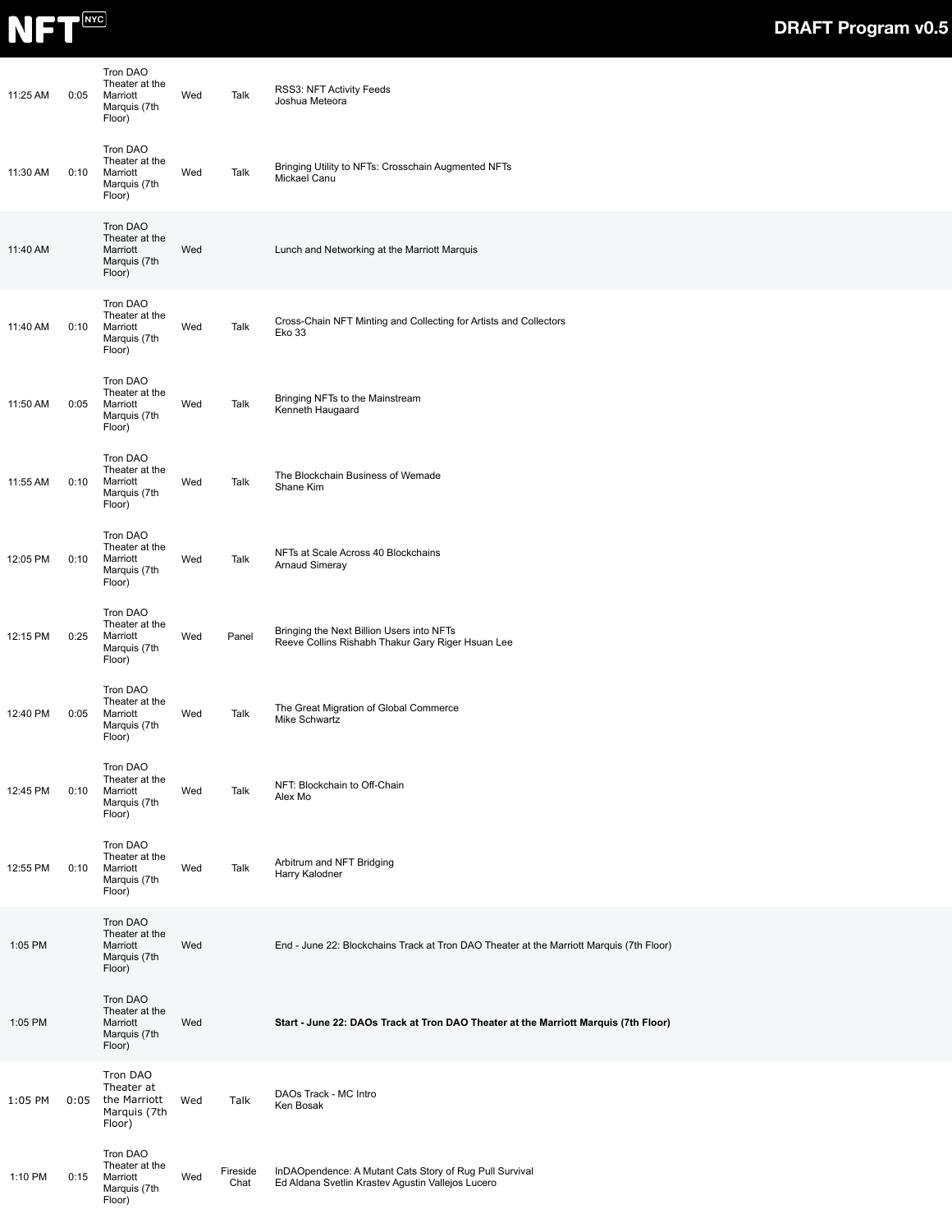| | | | | | |
|---|---|---|---|---|---|
| 11:25 AM | 0:05 | Tron DAO Theater at the Marriott Marquis (7th Floor) | Wed | Talk | RSS3: NFT Activity Feeds<br>Joshua Meteora |
| 11:30 AM | 0:10 | Tron DAO Theater at the Marriott Marquis (7th Floor) | Wed | Talk | Bringing Utility to NFTs: Crosschain Augmented NFTs<br>Mickael Canu |
| 11:40 AM | | Tron DAO Theater at the Marriott Marquis (7th Floor) | Wed | | Lunch and Networking at the Marriott Marquis |
| 11:40 AM | 0:10 | Tron DAO Theater at the Marriott Marquis (7th Floor) | Wed | Talk | Cross-Chain NFT Minting and Collecting for Artists and Collectors<br>Eko 33 |
| 11:50 AM | 0:05 | Tron DAO Theater at the Marriott Marquis (7th Floor) | Wed | Talk | Bringing NFTs to the Mainstream<br>Kenneth Haugaard |
| 11:55 AM | 0:10 | Tron DAO Theater at the Marriott Marquis (7th Floor) | Wed | Talk | The Blockchain Business of Wemade<br>Shane Kim |
| 12:05 PM | 0:10 | Tron DAO Theater at the Marriott Marquis (7th Floor) | Wed | Talk | NFTs at Scale Across 40 Blockchains<br>Arnaud Simeray |
| 12:15 PM | 0:25 | Tron DAO Theater at the Marriott Marquis (7th Floor) | Wed | Panel | Bringing the Next Billion Users into NFTs<br>Reeve Collins Rishabh Thakur Gary Riger Hsuan Lee |
| 12:40 PM | 0:05 | Tron DAO Theater at the Marriott Marquis (7th Floor) | Wed | Talk | The Great Migration of Global Commerce<br>Mike Schwartz |
| 12:45 PM | 0:10 | Tron DAO Theater at the Marriott Marquis (7th Floor) | Wed | Talk | NFT: Blockchain to Off-Chain<br>Alex Mo |
| 12:55 PM | 0:10 | Tron DAO Theater at the Marriott Marquis (7th Floor) | Wed | Talk | Arbitrum and NFT Bridging<br>Harry Kalodner |
| 1:05 PM | | Tron DAO Theater at the Marriott Marquis (7th Floor) | Wed | | End - June 22: Blockchains Track at Tron DAO Theater at the Marriott Marquis (7th Floor) |
| 1:05 PM | | Tron DAO Theater at the Marriott Marquis (7th Floor) | Wed | | **Start - June 22: DAOs Track at Tron DAO Theater at the Marriott Marquis (7th Floor)** |
| 1:05 PM | 0:05 | Tron DAO Theater at the Marriott Marquis (7th Floor) | Wed | Talk | DAOs Track - MC Intro<br>Ken Bosak |
| 1:10 PM | 0:15 | Tron DAO Theater at the Marriott Marquis (7th Floor) | Wed | Fireside Chat | InDAOpendence: A Mutant Cats Story of Rug Pull Survival<br>Ed Aldana Svetlin Krastev Agustin Vallejos Lucero |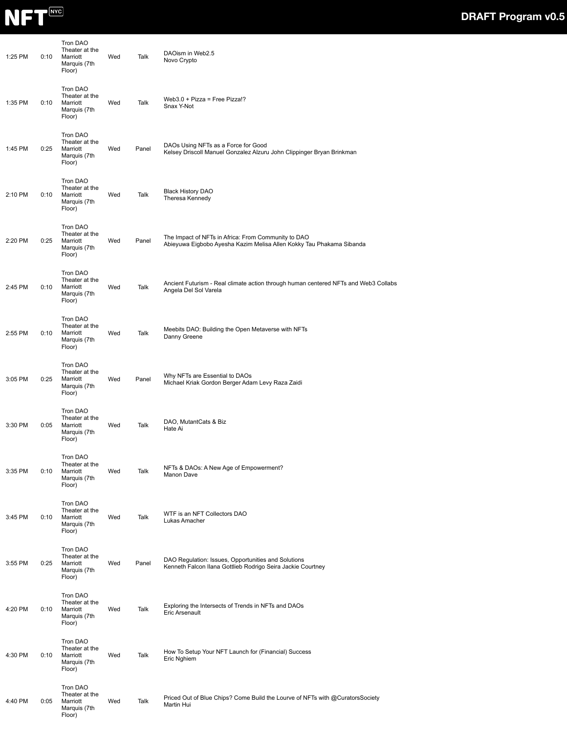| | | | | | |
|---|---|---|---|---|---|
| 1:25 PM | 0:10 | Tron DAO Theater at the Marriott Marquis (7th Floor) | Wed | Talk | DAOism in Web2.5<br>Novo Crypto |
| 1:35 PM | 0:10 | Tron DAO Theater at the Marriott Marquis (7th Floor) | Wed | Talk | Web3.0 + Pizza = Free Pizza!?<br>Snax Y-Not |
| 1:45 PM | 0:25 | Tron DAO Theater at the Marriott Marquis (7th Floor) | Wed | Panel | DAOs Using NFTs as a Force for Good<br>Kelsey Driscoll Manuel Gonzalez Alzuru John Clippinger Bryan Brinkman |
| 2:10 PM | 0:10 | Tron DAO Theater at the Marriott Marquis (7th Floor) | Wed | Talk | Black History DAO<br>Theresa Kennedy |
| 2:20 PM | 0:25 | Tron DAO Theater at the Marriott Marquis (7th Floor) | Wed | Panel | The Impact of NFTs in Africa: From Community to DAO<br>Abieyuwa Eigbobo Ayesha Kazim Melisa Allen Kokky Tau Phakama Sibanda |
| 2:45 PM | 0:10 | Tron DAO Theater at the Marriott Marquis (7th Floor) | Wed | Talk | Ancient Futurism - Real climate action through human centered NFTs and Web3 Collabs<br>Angela Del Sol Varela |
| 2:55 PM | 0:10 | Tron DAO Theater at the Marriott Marquis (7th Floor) | Wed | Talk | Meebits DAO: Building the Open Metaverse with NFTs<br>Danny Greene |
| 3:05 PM | 0:25 | Tron DAO Theater at the Marriott Marquis (7th Floor) | Wed | Panel | Why NFTs are Essential to DAOs<br>Michael Kriak Gordon Berger Adam Levy Raza Zaidi |
| 3:30 PM | 0:05 | Tron DAO Theater at the Marriott Marquis (7th Floor) | Wed | Talk | DAO, MutantCats & Biz<br>Hate Ai |
| 3:35 PM | 0:10 | Tron DAO Theater at the Marriott Marquis (7th Floor) | Wed | Talk | NFTs & DAOs: A New Age of Empowerment?<br>Manon Dave |
| 3:45 PM | 0:10 | Tron DAO Theater at the Marriott Marquis (7th Floor) | Wed | Talk | WTF is an NFT Collectors DAO<br>Lukas Amacher |
| 3:55 PM | 0:25 | Tron DAO Theater at the Marriott Marquis (7th Floor) | Wed | Panel | DAO Regulation: Issues, Opportunities and Solutions<br>Kenneth Falcon Ilana Gottlieb Rodrigo Seira Jackie Courtney |
| 4:20 PM | 0:10 | Tron DAO Theater at the Marriott Marquis (7th Floor) | Wed | Talk | Exploring the Intersects of Trends in NFTs and DAOs<br>Eric Arsenault |
| 4:30 PM | 0:10 | Tron DAO Theater at the Marriott Marquis (7th Floor) | Wed | Talk | How To Setup Your NFT Launch for (Financial) Success<br>Eric Nghiem |
| 4:40 PM | 0:05 | Tron DAO Theater at the Marriott Marquis (7th Floor) | Wed | Talk | Priced Out of Blue Chips? Come Build the Lourve of NFTs with @CuratorsSociety<br>Martin Hui |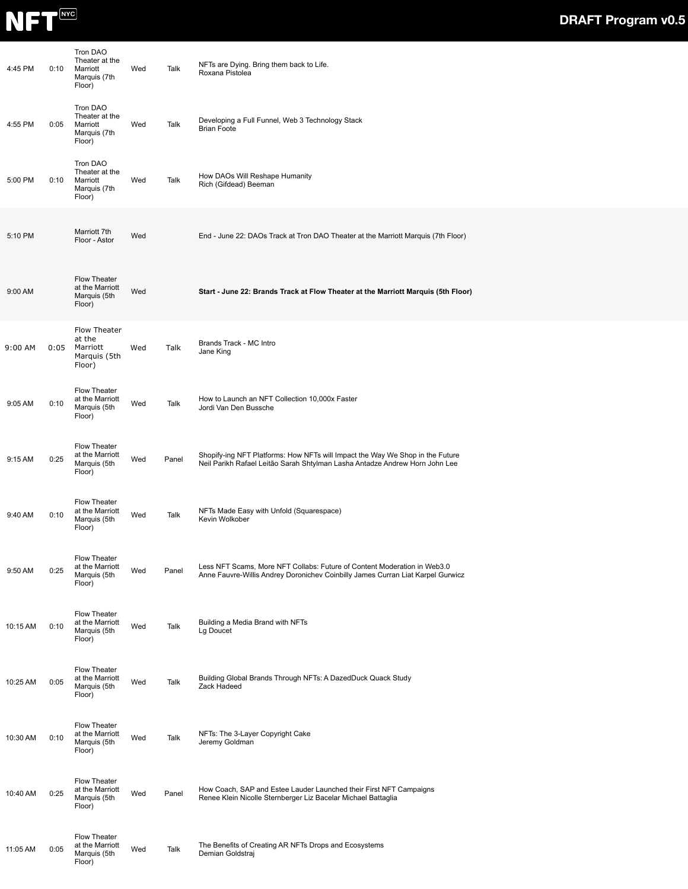| | | | | | |
|---|---|---|---|---|---|
| 4:45 PM | 0:10 | Tron DAO Theater at the Marriott Marquis (7th Floor) | Wed | Talk | NFTs are Dying. Bring them back to Life.<br>Roxana Pistolea |
| 4:55 PM | 0:05 | Tron DAO Theater at the Marriott Marquis (7th Floor) | Wed | Talk | Developing a Full Funnel, Web 3 Technology Stack<br>Brian Foote |
| 5:00 PM | 0:10 | Tron DAO Theater at the Marriott Marquis (7th Floor) | Wed | Talk | How DAOs Will Reshape Humanity<br>Rich (Gifdead) Beeman |
| 5:10 PM | | Marriott 7th Floor - Astor | Wed | | End - June 22: DAOs Track at Tron DAO Theater at the Marriott Marquis (7th Floor) |
| 9:00 AM | | Flow Theater at the Marriott Marquis (5th Floor) | Wed | | **Start - June 22: Brands Track at Flow Theater at the Marriott Marquis (5th Floor)** |
| 9:00 AM | 0:05 | Flow Theater at the Marriott Marquis (5th Floor) | Wed | Talk | Brands Track - MC Intro<br>Jane King |
| 9:05 AM | 0:10 | Flow Theater at the Marriott Marquis (5th Floor) | Wed | Talk | How to Launch an NFT Collection 10,000x Faster<br>Jordi Van Den Bussche |
| 9:15 AM | 0:25 | Flow Theater at the Marriott Marquis (5th Floor) | Wed | Panel | Shopify-ing NFT Platforms: How NFTs will Impact the Way We Shop in the Future<br>Neil Parikh Rafael Leitão Sarah Shtylman Lasha Antadze Andrew Horn John Lee |
| 9:40 AM | 0:10 | Flow Theater at the Marriott Marquis (5th Floor) | Wed | Talk | NFTs Made Easy with Unfold (Squarespace)<br>Kevin Wolkober |
| 9:50 AM | 0:25 | Flow Theater at the Marriott Marquis (5th Floor) | Wed | Panel | Less NFT Scams, More NFT Collabs: Future of Content Moderation in Web3.0<br>Anne Fauvre-Willis Andrey Doronichev Coinbilly James Curran Liat Karpel Gurwicz |
| 10:15 AM | 0:10 | Flow Theater at the Marriott Marquis (5th Floor) | Wed | Talk | Building a Media Brand with NFTs<br>Lg Doucet |
| 10:25 AM | 0:05 | Flow Theater at the Marriott Marquis (5th Floor) | Wed | Talk | Building Global Brands Through NFTs: A DazedDuck Quack Study<br>Zack Hadeed |
| 10:30 AM | 0:10 | Flow Theater at the Marriott Marquis (5th Floor) | Wed | Talk | NFTs: The 3-Layer Copyright Cake<br>Jeremy Goldman |
| 10:40 AM | 0:25 | Flow Theater at the Marriott Marquis (5th Floor) | Wed | Panel | How Coach, SAP and Estee Lauder Launched their First NFT Campaigns<br>Renee Klein Nicolle Sternberger Liz Bacelar Michael Battaglia |
| 11:05 AM | 0:05 | Flow Theater at the Marriott Marquis (5th Floor) | Wed | Talk | The Benefits of Creating AR NFTs Drops and Ecosystems<br>Demian Goldstraj |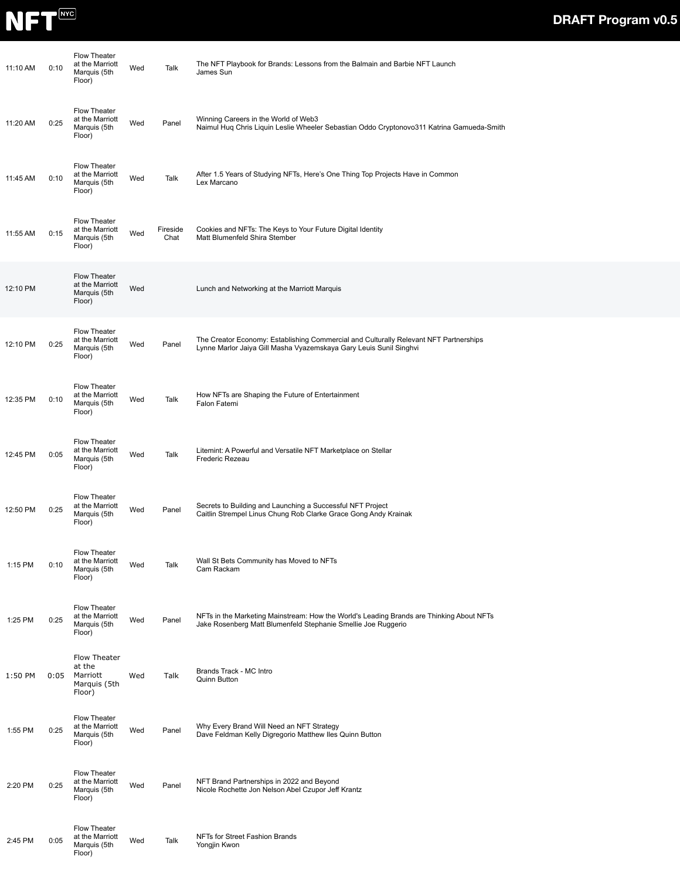| | | | | | |
|---|---|---|---|---|---|
| 11:10 AM | 0:10 | Flow Theater at the Marriott Marquis (5th Floor) | Wed | Talk | The NFT Playbook for Brands: Lessons from the Balmain and Barbie NFT Launch<br>James Sun |
| 11:20 AM | 0:25 | Flow Theater at the Marriott Marquis (5th Floor) | Wed | Panel | Winning Careers in the World of Web3<br>Naimul Huq Chris Liquin Leslie Wheeler Sebastian Oddo Cryptonovo311 Katrina Gamueda-Smith |
| 11:45 AM | 0:10 | Flow Theater at the Marriott Marquis (5th Floor) | Wed | Talk | After 1.5 Years of Studying NFTs, Here's One Thing Top Projects Have in Common<br>Lex Marcano |
| 11:55 AM | 0:15 | Flow Theater at the Marriott Marquis (5th Floor) | Wed | Fireside Chat | Cookies and NFTs: The Keys to Your Future Digital Identity<br>Matt Blumenfeld Shira Stember |
| 12:10 PM | | Flow Theater at the Marriott Marquis (5th Floor) | Wed | | Lunch and Networking at the Marriott Marquis |
| 12:10 PM | 0:25 | Flow Theater at the Marriott Marquis (5th Floor) | Wed | Panel | The Creator Economy: Establishing Commercial and Culturally Relevant NFT Partnerships<br>Lynne Marlor Jaiya Gill Masha Vyazemskaya Gary Leuis Sunil Singhvi |
| 12:35 PM | 0:10 | Flow Theater at the Marriott Marquis (5th Floor) | Wed | Talk | How NFTs are Shaping the Future of Entertainment<br>Falon Fatemi |
| 12:45 PM | 0:05 | Flow Theater at the Marriott Marquis (5th Floor) | Wed | Talk | Litemint: A Powerful and Versatile NFT Marketplace on Stellar<br>Frederic Rezeau |
| 12:50 PM | 0:25 | Flow Theater at the Marriott Marquis (5th Floor) | Wed | Panel | Secrets to Building and Launching a Successful NFT Project<br>Caitlin Strempel Linus Chung Rob Clarke Grace Gong Andy Krainak |
| 1:15 PM | 0:10 | Flow Theater at the Marriott Marquis (5th Floor) | Wed | Talk | Wall St Bets Community has Moved to NFTs<br>Cam Rackam |
| 1:25 PM | 0:25 | Flow Theater at the Marriott Marquis (5th Floor) | Wed | Panel | NFTs in the Marketing Mainstream: How the World's Leading Brands are Thinking About NFTs<br>Jake Rosenberg Matt Blumenfeld Stephanie Smellie Joe Ruggerio |
| 1:50 PM | 0:05 | Flow Theater at the Marriott Marquis (5th Floor) | Wed | Talk | Brands Track - MC Intro<br>Quinn Button |
| 1:55 PM | 0:25 | Flow Theater at the Marriott Marquis (5th Floor) | Wed | Panel | Why Every Brand Will Need an NFT Strategy<br>Dave Feldman Kelly Digregorio Matthew Iles Quinn Button |
| 2:20 PM | 0:25 | Flow Theater at the Marriott Marquis (5th Floor) | Wed | Panel | NFT Brand Partnerships in 2022 and Beyond<br>Nicole Rochette Jon Nelson Abel Czupor Jeff Krantz |
| 2:45 PM | 0:05 | Flow Theater at the Marriott Marquis (5th Floor) | Wed | Talk | NFTs for Street Fashion Brands<br>Yongjin Kwon |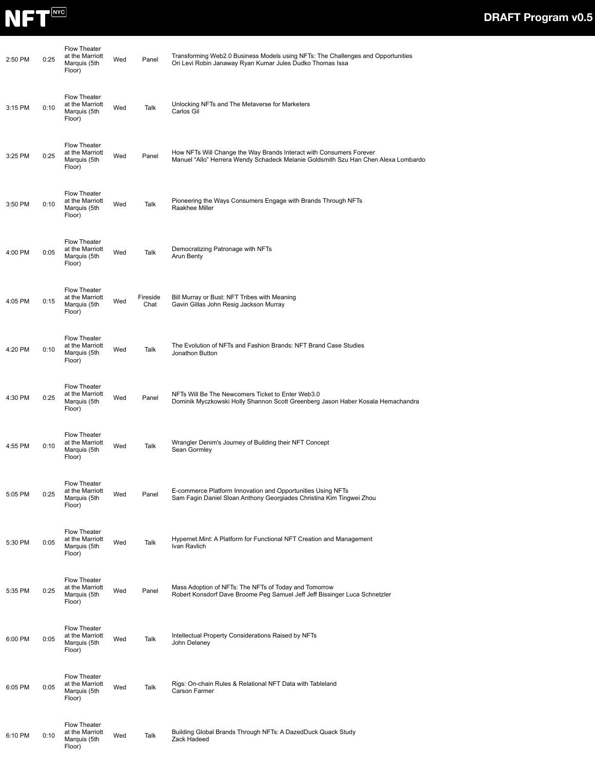| | | | | | |
|---|---|---|---|---|---|
| 2:50 PM | 0:25 | Flow Theater at the Marriott Marquis (5th Floor) | Wed | Panel | Transforming Web2.0 Business Models using NFTs: The Challenges and Opportunities<br>Ori Levi Robin Janaway Ryan Kumar Jules Dudko Thomas Issa |
| 3:15 PM | 0:10 | Flow Theater at the Marriott Marquis (5th Floor) | Wed | Talk | Unlocking NFTs and The Metaverse for Marketers<br>Carlos Gil |
| 3:25 PM | 0:25 | Flow Theater at the Marriott Marquis (5th Floor) | Wed | Panel | How NFTs Will Change the Way Brands Interact with Consumers Forever<br>Manuel “Allo” Herrera Wendy Schadeck Melanie Goldsmith Szu Han Chen Alexa Lombardo |
| 3:50 PM | 0:10 | Flow Theater at the Marriott Marquis (5th Floor) | Wed | Talk | Pioneering the Ways Consumers Engage with Brands Through NFTs<br>Raakhee Miller |
| 4:00 PM | 0:05 | Flow Theater at the Marriott Marquis (5th Floor) | Wed | Talk | Democratizing Patronage with NFTs<br>Arun Benty |
| 4:05 PM | 0:15 | Flow Theater at the Marriott Marquis (5th Floor) | Wed | Fireside Chat | Bill Murray or Bust: NFT Tribes with Meaning<br>Gavin Gillas John Resig Jackson Murray |
| 4:20 PM | 0:10 | Flow Theater at the Marriott Marquis (5th Floor) | Wed | Talk | The Evolution of NFTs and Fashion Brands: NFT Brand Case Studies<br>Jonathon Button |
| 4:30 PM | 0:25 | Flow Theater at the Marriott Marquis (5th Floor) | Wed | Panel | NFTs Will Be The Newcomers Ticket to Enter Web3.0<br>Dominik Myczkowski Holly Shannon Scott Greenberg Jason Haber Kosala Hemachandra |
| 4:55 PM | 0:10 | Flow Theater at the Marriott Marquis (5th Floor) | Wed | Talk | Wrangler Denim's Journey of Building their NFT Concept<br>Sean Gormley |
| 5:05 PM | 0:25 | Flow Theater at the Marriott Marquis (5th Floor) | Wed | Panel | E-commerce Platform Innovation and Opportunities Using NFTs<br>Sam Fagin Daniel Sloan Anthony Georgiades Christina Kim Tingwei Zhou |
| 5:30 PM | 0:05 | Flow Theater at the Marriott Marquis (5th Floor) | Wed | Talk | Hypernet.Mint: A Platform for Functional NFT Creation and Management<br>Ivan Ravlich |
| 5:35 PM | 0:25 | Flow Theater at the Marriott Marquis (5th Floor) | Wed | Panel | Mass Adoption of NFTs: The NFTs of Today and Tomorrow<br>Robert Konsdorf Dave Broome Peg Samuel Jeff Jeff Bissinger Luca Schnetzler |
| 6:00 PM | 0:05 | Flow Theater at the Marriott Marquis (5th Floor) | Wed | Talk | Intellectual Property Considerations Raised by NFTs<br>John Delaney |
| 6:05 PM | 0:05 | Flow Theater at the Marriott Marquis (5th Floor) | Wed | Talk | Rigs: On-chain Rules & Relational NFT Data with Tableland<br>Carson Farmer |
| 6:10 PM | 0:10 | Flow Theater at the Marriott Marquis (5th Floor) | Wed | Talk | Building Global Brands Through NFTs: A DazedDuck Quack Study<br>Zack Hadeed |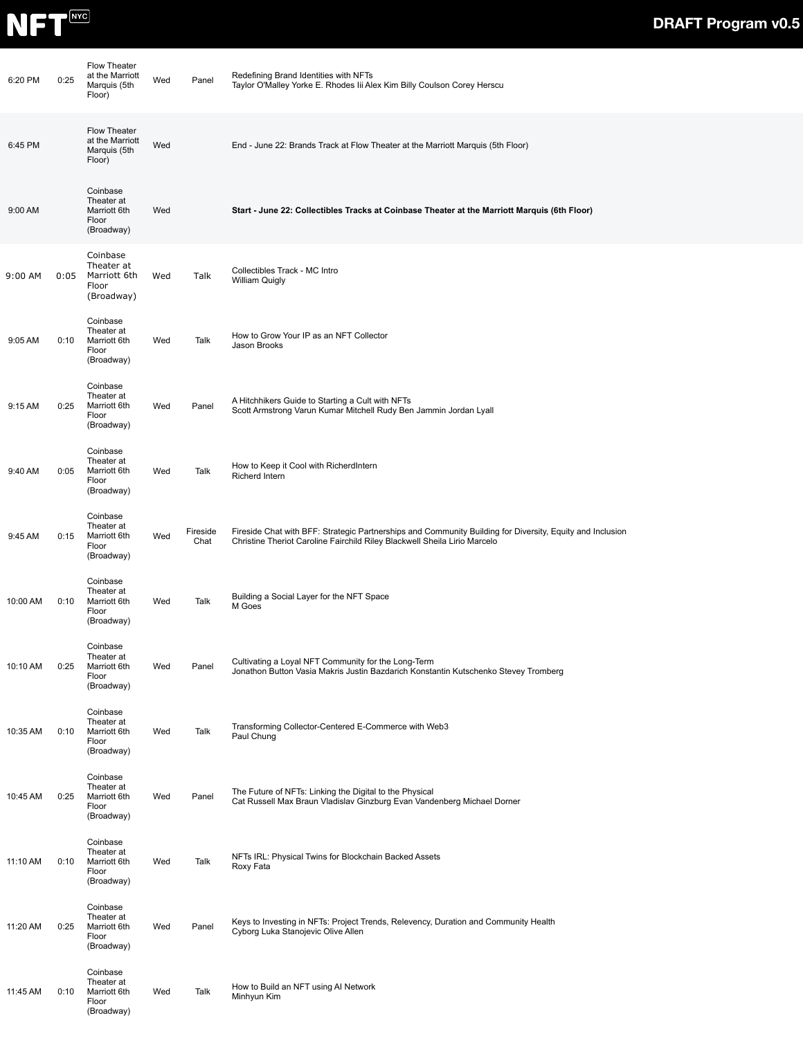| | | | | | |
|---|---|---|---|---|---|
| 6:20 PM | 0:25 | Flow Theater at the Marriott Marquis (5th Floor) | Wed | Panel | Redefining Brand Identities with NFTs<br>Taylor O'Malley Yorke E. Rhodes Iii Alex Kim Billy Coulson Corey Herscu |
| 6:45 PM | | Flow Theater at the Marriott Marquis (5th Floor) | Wed | | End - June 22: Brands Track at Flow Theater at the Marriott Marquis (5th Floor) |
| 9:00 AM | | Coinbase Theater at Marriott 6th Floor (Broadway) | Wed | | **Start - June 22: Collectibles Tracks at Coinbase Theater at the Marriott Marquis (6th Floor)** |
| 9:00 AM | 0:05 | Coinbase Theater at Marriott 6th Floor (Broadway) | Wed | Talk | Collectibles Track - MC Intro<br>William Quigly |
| 9:05 AM | 0:10 | Coinbase Theater at Marriott 6th Floor (Broadway) | Wed | Talk | How to Grow Your IP as an NFT Collector<br>Jason Brooks |
| 9:15 AM | 0:25 | Coinbase Theater at Marriott 6th Floor (Broadway) | Wed | Panel | A Hitchhikers Guide to Starting a Cult with NFTs<br>Scott Armstrong Varun Kumar Mitchell Rudy Ben Jammin Jordan Lyall |
| 9:40 AM | 0:05 | Coinbase Theater at Marriott 6th Floor (Broadway) | Wed | Talk | How to Keep it Cool with RicherdIntern<br>Richerd Intern |
| 9:45 AM | 0:15 | Coinbase Theater at Marriott 6th Floor (Broadway) | Wed | Fireside Chat | Fireside Chat with BFF: Strategic Partnerships and Community Building for Diversity, Equity and Inclusion<br>Christine Theriot Caroline Fairchild Riley Blackwell Sheila Lirio Marcelo |
| 10:00 AM | 0:10 | Coinbase Theater at Marriott 6th Floor (Broadway) | Wed | Talk | Building a Social Layer for the NFT Space<br>M Goes |
| 10:10 AM | 0:25 | Coinbase Theater at Marriott 6th Floor (Broadway) | Wed | Panel | Cultivating a Loyal NFT Community for the Long-Term<br>Jonathon Button Vasia Makris Justin Bazdarich Konstantin Kutschenko Stevey Tromberg |
| 10:35 AM | 0:10 | Coinbase Theater at Marriott 6th Floor (Broadway) | Wed | Talk | Transforming Collector-Centered E-Commerce with Web3<br>Paul Chung |
| 10:45 AM | 0:25 | Coinbase Theater at Marriott 6th Floor (Broadway) | Wed | Panel | The Future of NFTs: Linking the Digital to the Physical<br>Cat Russell Max Braun Vladislav Ginzburg Evan Vandenberg Michael Dorner |
| 11:10 AM | 0:10 | Coinbase Theater at Marriott 6th Floor (Broadway) | Wed | Talk | NFTs IRL: Physical Twins for Blockchain Backed Assets<br>Roxy Fata |
| 11:20 AM | 0:25 | Coinbase Theater at Marriott 6th Floor (Broadway) | Wed | Panel | Keys to Investing in NFTs: Project Trends, Relevency, Duration and Community Health<br>Cyborg Luka Stanojevic Olive Allen |
| 11:45 AM | 0:10 | Coinbase Theater at Marriott 6th Floor (Broadway) | Wed | Talk | How to Build an NFT using AI Network<br>Minhyun Kim |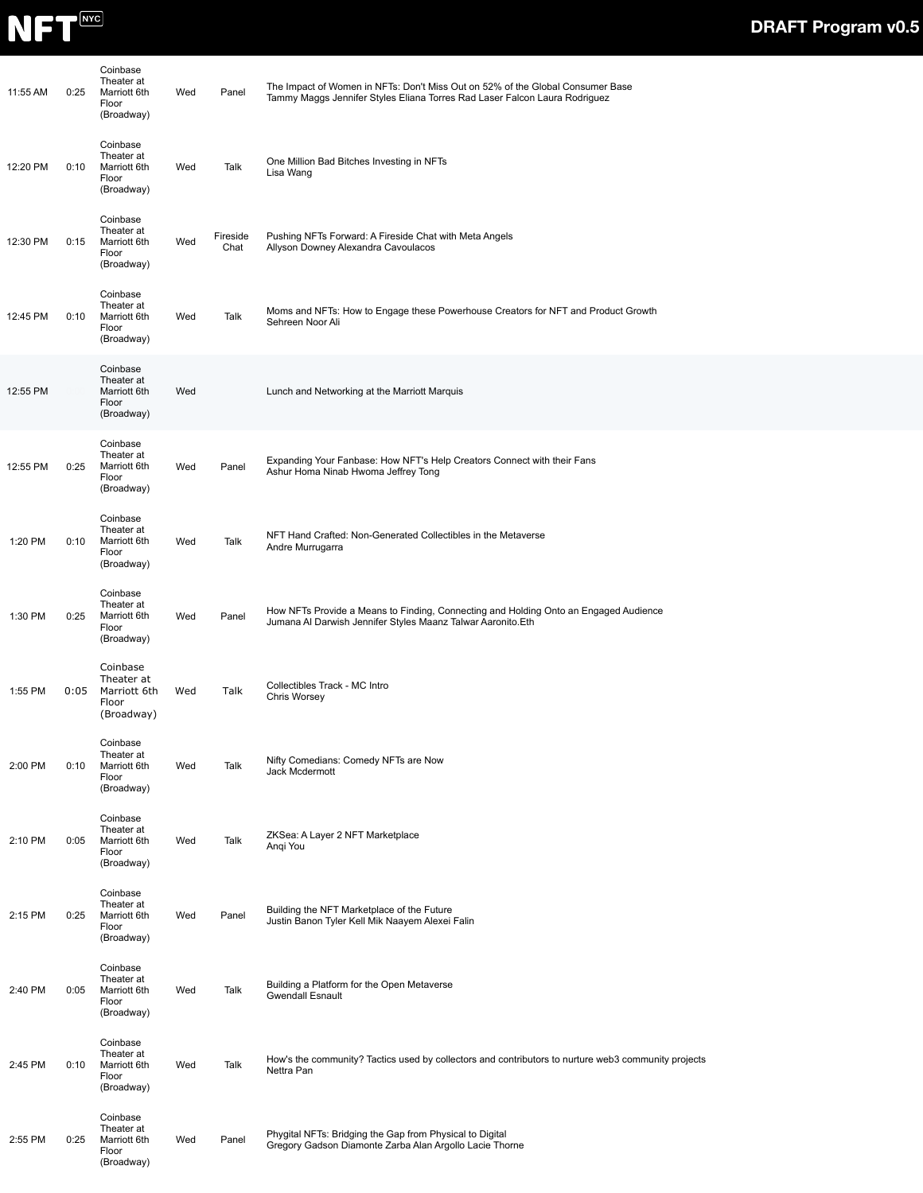| | | | | | |
|---|---|---|---|---|---|
| 11:55 AM | 0:25 | Coinbase Theater at Marriott 6th Floor (Broadway) | Wed | Panel | The Impact of Women in NFTs: Don't Miss Out on 52% of the Global Consumer Base<br>Tammy Maggs Jennifer Styles Eliana Torres Rad Laser Falcon Laura Rodriguez |
| 12:20 PM | 0:10 | Coinbase Theater at Marriott 6th Floor (Broadway) | Wed | Talk | One Million Bad Bitches Investing in NFTs<br>Lisa Wang |
| 12:30 PM | 0:15 | Coinbase Theater at Marriott 6th Floor (Broadway) | Wed | Fireside Chat | Pushing NFTs Forward: A Fireside Chat with Meta Angels<br>Allyson Downey Alexandra Cavoulacos |
| 12:45 PM | 0:10 | Coinbase Theater at Marriott 6th Floor (Broadway) | Wed | Talk | Moms and NFTs: How to Engage these Powerhouse Creators for NFT and Product Growth<br>Sehreen Noor Ali |
| 12:55 PM | | Coinbase Theater at Marriott 6th Floor (Broadway) | Wed | | Lunch and Networking at the Marriott Marquis |
| 12:55 PM | 0:25 | Coinbase Theater at Marriott 6th Floor (Broadway) | Wed | Panel | Expanding Your Fanbase: How NFT's Help Creators Connect with their Fans<br>Ashur Homa Ninab Hwoma Jeffrey Tong |
| 1:20 PM | 0:10 | Coinbase Theater at Marriott 6th Floor (Broadway) | Wed | Talk | NFT Hand Crafted: Non-Generated Collectibles in the Metaverse<br>Andre Murrugarra |
| 1:30 PM | 0:25 | Coinbase Theater at Marriott 6th Floor (Broadway) | Wed | Panel | How NFTs Provide a Means to Finding, Connecting and Holding Onto an Engaged Audience<br>Jumana Al Darwish Jennifer Styles Maanz Talwar Aaronito.Eth |
| 1:55 PM | 0:05 | Coinbase Theater at Marriott 6th Floor (Broadway) | Wed | Talk | Collectibles Track - MC Intro<br>Chris Worsey |
| 2:00 PM | 0:10 | Coinbase Theater at Marriott 6th Floor (Broadway) | Wed | Talk | Nifty Comedians: Comedy NFTs are Now<br>Jack Mcdermott |
| 2:10 PM | 0:05 | Coinbase Theater at Marriott 6th Floor (Broadway) | Wed | Talk | ZKSea: A Layer 2 NFT Marketplace<br>Anqi You |
| 2:15 PM | 0:25 | Coinbase Theater at Marriott 6th Floor (Broadway) | Wed | Panel | Building the NFT Marketplace of the Future<br>Justin Banon Tyler Kell Mik Naayem Alexei Falin |
| 2:40 PM | 0:05 | Coinbase Theater at Marriott 6th Floor (Broadway) | Wed | Talk | Building a Platform for the Open Metaverse<br>Gwendall Esnault |
| 2:45 PM | 0:10 | Coinbase Theater at Marriott 6th Floor (Broadway) | Wed | Talk | How's the community? Tactics used by collectors and contributors to nurture web3 community projects<br>Nettra Pan |
| 2:55 PM | 0:25 | Coinbase Theater at Marriott 6th Floor (Broadway) | Wed | Panel | Phygital NFTs: Bridging the Gap from Physical to Digital<br>Gregory Gadson Diamonte Zarba Alan Argollo Lacie Thorne |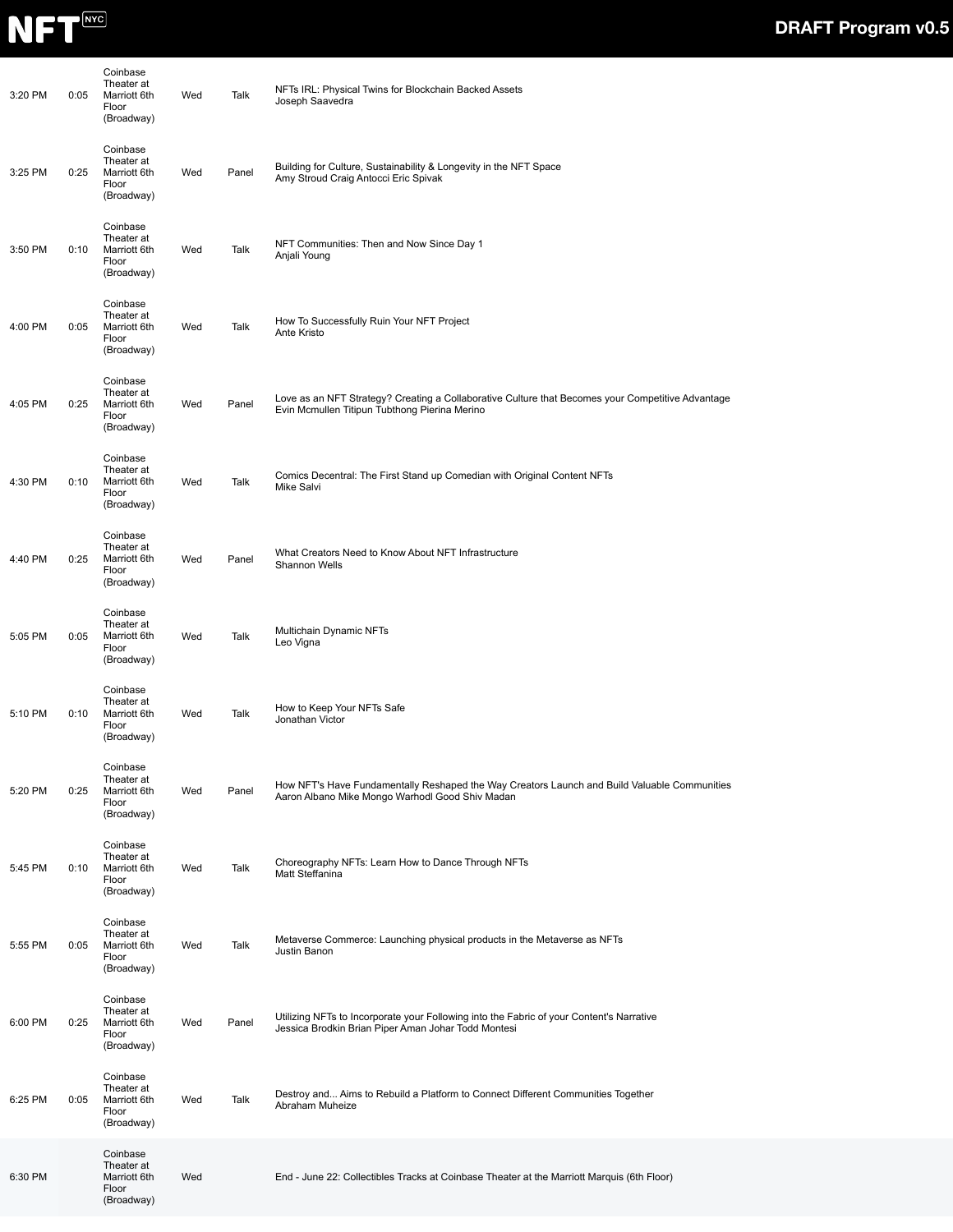| | | | | | |
|---|---|---|---|---|---|
| 3:20 PM | 0:05 | Coinbase Theater at Marriott 6th Floor (Broadway) | Wed | Talk | NFTs IRL: Physical Twins for Blockchain Backed Assets<br>Joseph Saavedra |
| 3:25 PM | 0:25 | Coinbase Theater at Marriott 6th Floor (Broadway) | Wed | Panel | Building for Culture, Sustainability & Longevity in the NFT Space<br>Amy Stroud Craig Antocci Eric Spivak |
| 3:50 PM | 0:10 | Coinbase Theater at Marriott 6th Floor (Broadway) | Wed | Talk | NFT Communities: Then and Now Since Day 1<br>Anjali Young |
| 4:00 PM | 0:05 | Coinbase Theater at Marriott 6th Floor (Broadway) | Wed | Talk | How To Successfully Ruin Your NFT Project<br>Ante Kristo |
| 4:05 PM | 0:25 | Coinbase Theater at Marriott 6th Floor (Broadway) | Wed | Panel | Love as an NFT Strategy? Creating a Collaborative Culture that Becomes your Competitive Advantage<br>Evin Mcmullen Titipun Tubthong Pierina Merino |
| 4:30 PM | 0:10 | Coinbase Theater at Marriott 6th Floor (Broadway) | Wed | Talk | Comics Decentral: The First Stand up Comedian with Original Content NFTs<br>Mike Salvi |
| 4:40 PM | 0:25 | Coinbase Theater at Marriott 6th Floor (Broadway) | Wed | Panel | What Creators Need to Know About NFT Infrastructure<br>Shannon Wells |
| 5:05 PM | 0:05 | Coinbase Theater at Marriott 6th Floor (Broadway) | Wed | Talk | Multichain Dynamic NFTs<br>Leo Vigna |
| 5:10 PM | 0:10 | Coinbase Theater at Marriott 6th Floor (Broadway) | Wed | Talk | How to Keep Your NFTs Safe<br>Jonathan Victor |
| 5:20 PM | 0:25 | Coinbase Theater at Marriott 6th Floor (Broadway) | Wed | Panel | How NFT's Have Fundamentally Reshaped the Way Creators Launch and Build Valuable Communities<br>Aaron Albano Mike Mongo Warhodl Good Shiv Madan |
| 5:45 PM | 0:10 | Coinbase Theater at Marriott 6th Floor (Broadway) | Wed | Talk | Choreography NFTs: Learn How to Dance Through NFTs<br>Matt Steffanina |
| 5:55 PM | 0:05 | Coinbase Theater at Marriott 6th Floor (Broadway) | Wed | Talk | Metaverse Commerce: Launching physical products in the Metaverse as NFTs<br>Justin Banon |
| 6:00 PM | 0:25 | Coinbase Theater at Marriott 6th Floor (Broadway) | Wed | Panel | Utilizing NFTs to Incorporate your Following into the Fabric of your Content's Narrative<br>Jessica Brodkin Brian Piper Aman Johar Todd Montesi |
| 6:25 PM | 0:05 | Coinbase Theater at Marriott 6th Floor (Broadway) | Wed | Talk | Destroy and... Aims to Rebuild a Platform to Connect Different Communities Together<br>Abraham Muheize |
| 6:30 PM | | Coinbase Theater at Marriott 6th Floor (Broadway) | Wed | | End - June 22: Collectibles Tracks at Coinbase Theater at the Marriott Marquis (6th Floor) |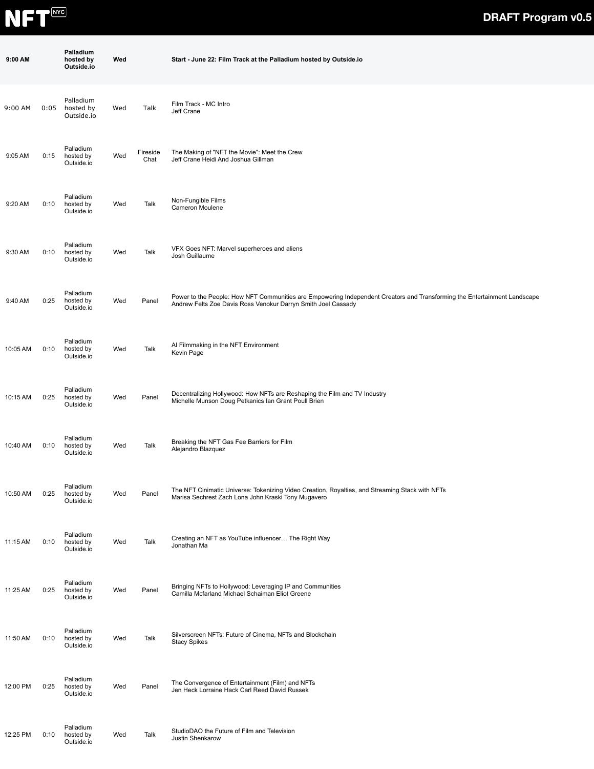| 9:00 AM | | Palladium hosted by Outside.io | Wed | | Start - June 22: Film Track at the Palladium hosted by Outside.io |
|---|---|---|---|---|---|
| 9:00 AM | 0:05 | Palladium hosted by Outside.io | Wed | Talk | Film Track - MC Intro<br>Jeff Crane |
| 9:05 AM | 0:15 | Palladium hosted by Outside.io | Wed | Fireside Chat | The Making of "NFT the Movie": Meet the Crew<br>Jeff Crane Heidi And Joshua Gillman |
| 9:20 AM | 0:10 | Palladium hosted by Outside.io | Wed | Talk | Non-Fungible Films<br>Cameron Moulene |
| 9:30 AM | 0:10 | Palladium hosted by Outside.io | Wed | Talk | VFX Goes NFT: Marvel superheroes and aliens<br>Josh Guillaume |
| 9:40 AM | 0:25 | Palladium hosted by Outside.io | Wed | Panel | Power to the People: How NFT Communities are Empowering Independent Creators and Transforming the Entertainment Landscape<br>Andrew Felts Zoe Davis Ross Venokur Darryn Smith Joel Cassady |
| 10:05 AM | 0:10 | Palladium hosted by Outside.io | Wed | Talk | AI Filmmaking in the NFT Environment<br>Kevin Page |
| 10:15 AM | 0:25 | Palladium hosted by Outside.io | Wed | Panel | Decentralizing Hollywood: How NFTs are Reshaping the Film and TV Industry<br>Michelle Munson Doug Petkanics Ian Grant Poull Brien |
| 10:40 AM | 0:10 | Palladium hosted by Outside.io | Wed | Talk | Breaking the NFT Gas Fee Barriers for Film<br>Alejandro Blazquez |
| 10:50 AM | 0:25 | Palladium hosted by Outside.io | Wed | Panel | The NFT Cinimatic Universe: Tokenizing Video Creation, Royalties, and Streaming Stack with NFTs<br>Marisa Sechrest Zach Lona John Kraski Tony Mugavero |
| 11:15 AM | 0:10 | Palladium hosted by Outside.io | Wed | Talk | Creating an NFT as YouTube influencer… The Right Way<br>Jonathan Ma |
| 11:25 AM | 0:25 | Palladium hosted by Outside.io | Wed | Panel | Bringing NFTs to Hollywood: Leveraging IP and Communities<br>Camilla Mcfarland Michael Schaiman Eliot Greene |
| 11:50 AM | 0:10 | Palladium hosted by Outside.io | Wed | Talk | Silverscreen NFTs: Future of Cinema, NFTs and Blockchain<br>Stacy Spikes |
| 12:00 PM | 0:25 | Palladium hosted by Outside.io | Wed | Panel | The Convergence of Entertainment (Film) and NFTs<br>Jen Heck Lorraine Hack Carl Reed David Russek |
| 12:25 PM | 0:10 | Palladium hosted by Outside.io | Wed | Talk | StudioDAO the Future of Film and Television<br>Justin Shenkarow |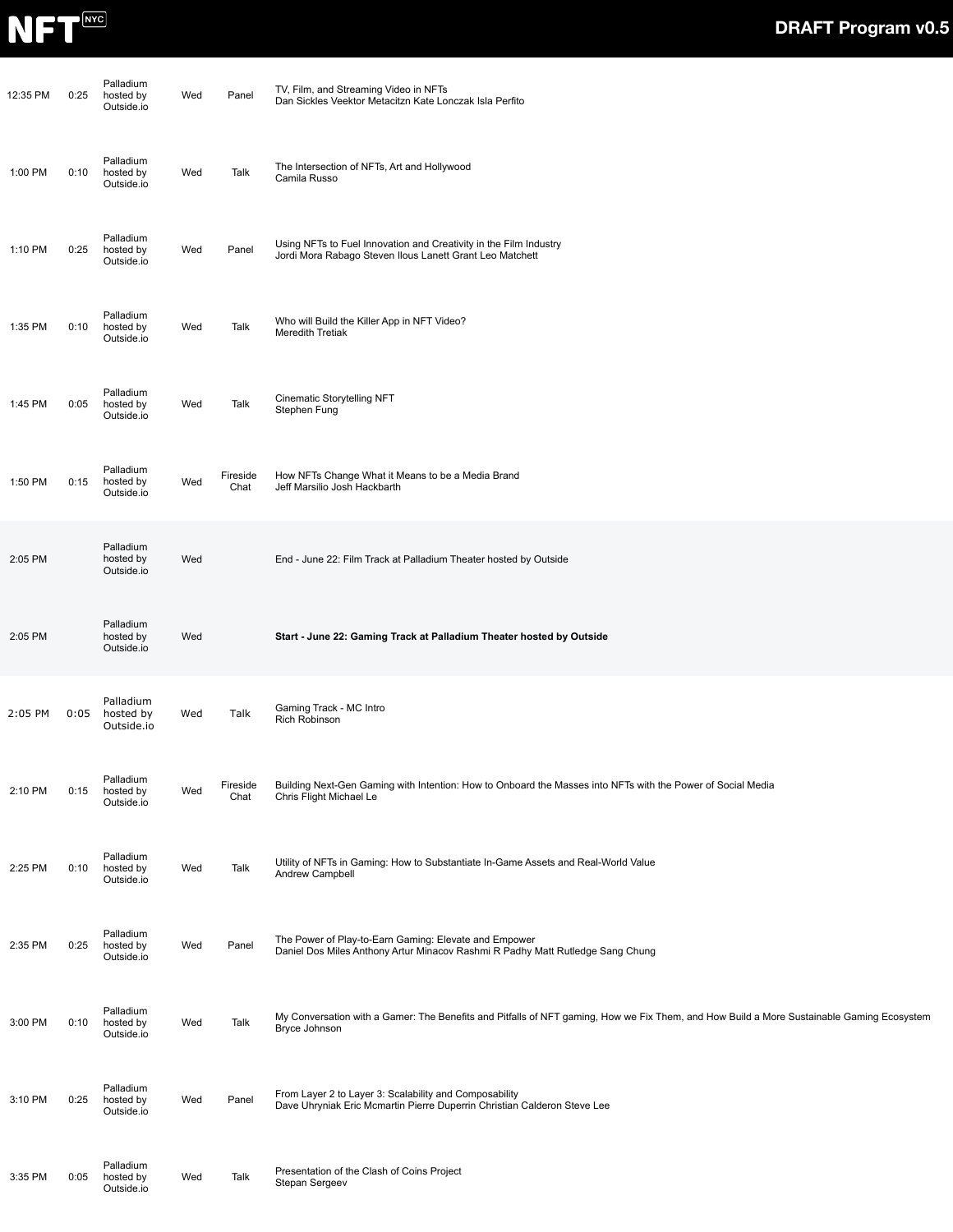| Time | Duration | Venue | Day | Type | Session |
|---|---|---|---|---|---|
| 12:35 PM | 0:25 | Palladium hosted by Outside.io | Wed | Panel | TV, Film, and Streaming Video in NFTs<br>Dan Sickles Veektor Metacitzn Kate Lonczak Isla Perfito |
| 1:00 PM | 0:10 | Palladium hosted by Outside.io | Wed | Talk | The Intersection of NFTs, Art and Hollywood<br>Camila Russo |
| 1:10 PM | 0:25 | Palladium hosted by Outside.io | Wed | Panel | Using NFTs to Fuel Innovation and Creativity in the Film Industry<br>Jordi Mora Rabago Steven Ilous Lanett Grant Leo Matchett |
| 1:35 PM | 0:10 | Palladium hosted by Outside.io | Wed | Talk | Who will Build the Killer App in NFT Video?<br>Meredith Tretiak |
| 1:45 PM | 0:05 | Palladium hosted by Outside.io | Wed | Talk | Cinematic Storytelling NFT<br>Stephen Fung |
| 1:50 PM | 0:15 | Palladium hosted by Outside.io | Wed | Fireside Chat | How NFTs Change What it Means to be a Media Brand<br>Jeff Marsilio Josh Hackbarth |
| 2:05 PM | | Palladium hosted by Outside.io | Wed | | End - June 22: Film Track at Palladium Theater hosted by Outside |
| 2:05 PM | | Palladium hosted by Outside.io | Wed | | **Start - June 22: Gaming Track at Palladium Theater hosted by Outside** |
| 2:05 PM | 0:05 | Palladium hosted by Outside.io | Wed | Talk | Gaming Track - MC Intro<br>Rich Robinson |
| 2:10 PM | 0:15 | Palladium hosted by Outside.io | Wed | Fireside Chat | Building Next-Gen Gaming with Intention: How to Onboard the Masses into NFTs with the Power of Social Media<br>Chris Flight Michael Le |
| 2:25 PM | 0:10 | Palladium hosted by Outside.io | Wed | Talk | Utility of NFTs in Gaming: How to Substantiate In-Game Assets and Real-World Value<br>Andrew Campbell |
| 2:35 PM | 0:25 | Palladium hosted by Outside.io | Wed | Panel | The Power of Play-to-Earn Gaming: Elevate and Empower<br>Daniel Dos Miles Anthony Artur Minacov Rashmi R Padhy Matt Rutledge Sang Chung |
| 3:00 PM | 0:10 | Palladium hosted by Outside.io | Wed | Talk | My Conversation with a Gamer: The Benefits and Pitfalls of NFT gaming, How we Fix Them, and How Build a More Sustainable Gaming Ecosystem<br>Bryce Johnson |
| 3:10 PM | 0:25 | Palladium hosted by Outside.io | Wed | Panel | From Layer 2 to Layer 3: Scalability and Composability<br>Dave Uhryniak Eric Mcmartin Pierre Duperrin Christian Calderon Steve Lee |
| 3:35 PM | 0:05 | Palladium hosted by Outside.io | Wed | Talk | Presentation of the Clash of Coins Project<br>Stepan Sergeev |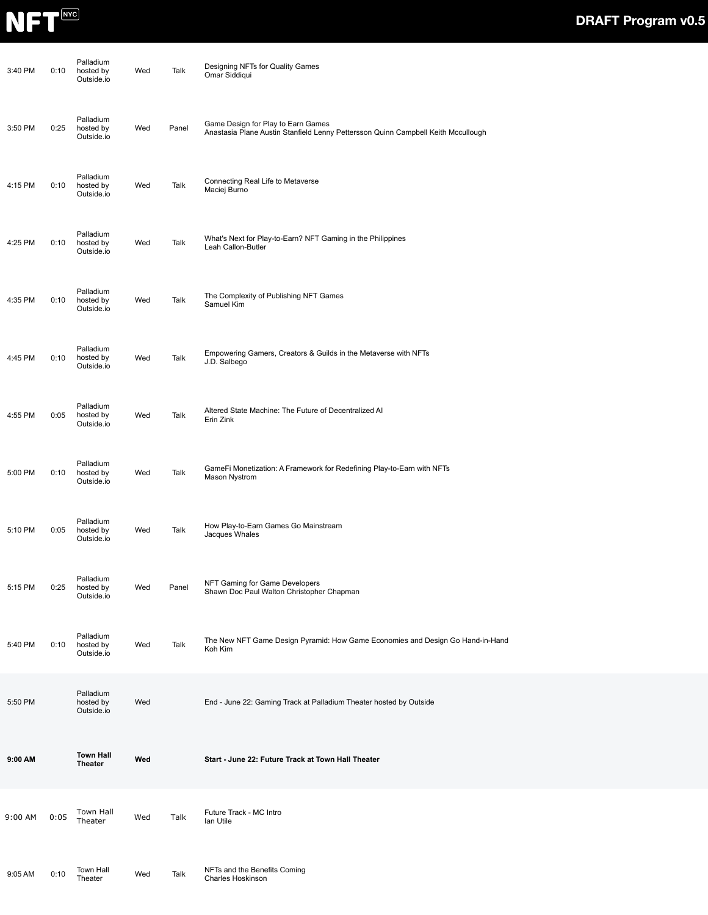| | | | | | |
|---|---|---|---|---|---|
| 3:40 PM | 0:10 | Palladium hosted by Outside.io | Wed | Talk | Designing NFTs for Quality Games<br>Omar Siddiqui |
| 3:50 PM | 0:25 | Palladium hosted by Outside.io | Wed | Panel | Game Design for Play to Earn Games<br>Anastasia Plane Austin Stanfield Lenny Pettersson Quinn Campbell Keith Mccullough |
| 4:15 PM | 0:10 | Palladium hosted by Outside.io | Wed | Talk | Connecting Real Life to Metaverse<br>Maciej Burno |
| 4:25 PM | 0:10 | Palladium hosted by Outside.io | Wed | Talk | What's Next for Play-to-Earn? NFT Gaming in the Philippines<br>Leah Callon-Butler |
| 4:35 PM | 0:10 | Palladium hosted by Outside.io | Wed | Talk | The Complexity of Publishing NFT Games<br>Samuel Kim |
| 4:45 PM | 0:10 | Palladium hosted by Outside.io | Wed | Talk | Empowering Gamers, Creators & Guilds in the Metaverse with NFTs<br>J.D. Salbego |
| 4:55 PM | 0:05 | Palladium hosted by Outside.io | Wed | Talk | Altered State Machine: The Future of Decentralized AI<br>Erin Zink |
| 5:00 PM | 0:10 | Palladium hosted by Outside.io | Wed | Talk | GameFi Monetization: A Framework for Redefining Play-to-Earn with NFTs<br>Mason Nystrom |
| 5:10 PM | 0:05 | Palladium hosted by Outside.io | Wed | Talk | How Play-to-Earn Games Go Mainstream<br>Jacques Whales |
| 5:15 PM | 0:25 | Palladium hosted by Outside.io | Wed | Panel | NFT Gaming for Game Developers<br>Shawn Doc Paul Walton Christopher Chapman |
| 5:40 PM | 0:10 | Palladium hosted by Outside.io | Wed | Talk | The New NFT Game Design Pyramid: How Game Economies and Design Go Hand-in-Hand<br>Koh Kim |
| 5:50 PM | | Palladium hosted by Outside.io | Wed | | End - June 22: Gaming Track at Palladium Theater hosted by Outside |
| **9:00 AM** | | **Town Hall Theater** | **Wed** | | **Start - June 22: Future Track at Town Hall Theater** |
| 9:00 AM | 0:05 | Town Hall Theater | Wed | Talk | Future Track - MC Intro<br>Ian Utile |
| 9:05 AM | 0:10 | Town Hall Theater | Wed | Talk | NFTs and the Benefits Coming<br>Charles Hoskinson |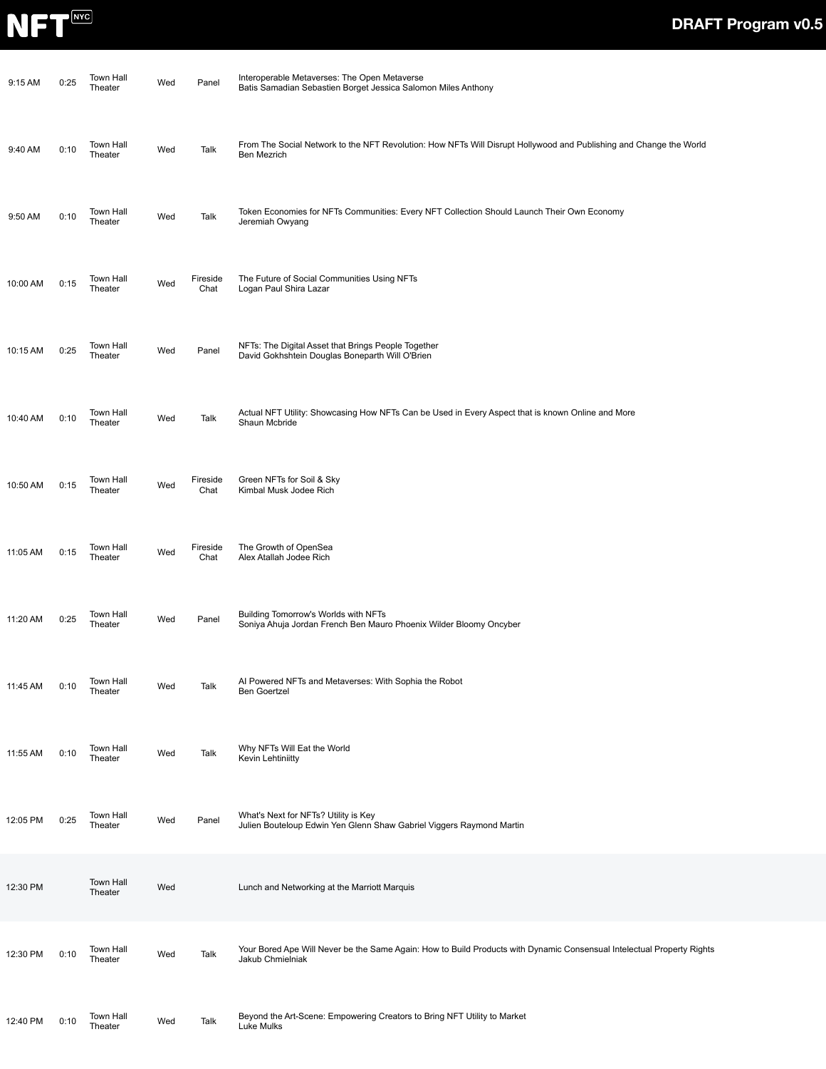| Time | Duration | Location | Day | Type | Session |
|---|---|---|---|---|---|
| 9:15 AM | 0:25 | Town Hall Theater | Wed | Panel | Interoperable Metaverses: The Open Metaverse<br>Batis Samadian Sebastien Borget Jessica Salomon Miles Anthony |
| 9:40 AM | 0:10 | Town Hall Theater | Wed | Talk | From The Social Network to the NFT Revolution: How NFTs Will Disrupt Hollywood and Publishing and Change the World<br>Ben Mezrich |
| 9:50 AM | 0:10 | Town Hall Theater | Wed | Talk | Token Economies for NFTs Communities: Every NFT Collection Should Launch Their Own Economy<br>Jeremiah Owyang |
| 10:00 AM | 0:15 | Town Hall Theater | Wed | Fireside Chat | The Future of Social Communities Using NFTs<br>Logan Paul Shira Lazar |
| 10:15 AM | 0:25 | Town Hall Theater | Wed | Panel | NFTs: The Digital Asset that Brings People Together<br>David Gokhshtein Douglas Boneparth Will O'Brien |
| 10:40 AM | 0:10 | Town Hall Theater | Wed | Talk | Actual NFT Utility: Showcasing How NFTs Can be Used in Every Aspect that is known Online and More<br>Shaun Mcbride |
| 10:50 AM | 0:15 | Town Hall Theater | Wed | Fireside Chat | Green NFTs for Soil & Sky<br>Kimbal Musk Jodee Rich |
| 11:05 AM | 0:15 | Town Hall Theater | Wed | Fireside Chat | The Growth of OpenSea<br>Alex Atallah Jodee Rich |
| 11:20 AM | 0:25 | Town Hall Theater | Wed | Panel | Building Tomorrow's Worlds with NFTs<br>Soniya Ahuja Jordan French Ben Mauro Phoenix Wilder Bloomy Oncyber |
| 11:45 AM | 0:10 | Town Hall Theater | Wed | Talk | AI Powered NFTs and Metaverses: With Sophia the Robot<br>Ben Goertzel |
| 11:55 AM | 0:10 | Town Hall Theater | Wed | Talk | Why NFTs Will Eat the World<br>Kevin Lehtiniitty |
| 12:05 PM | 0:25 | Town Hall Theater | Wed | Panel | What's Next for NFTs? Utility is Key<br>Julien Bouteloup Edwin Yen Glenn Shaw Gabriel Viggers Raymond Martin |
| 12:30 PM | | Town Hall Theater | Wed | | Lunch and Networking at the Marriott Marquis |
| 12:30 PM | 0:10 | Town Hall Theater | Wed | Talk | Your Bored Ape Will Never be the Same Again: How to Build Products with Dynamic Consensual Intelectual Property Rights<br>Jakub Chmielniak |
| 12:40 PM | 0:10 | Town Hall Theater | Wed | Talk | Beyond the Art-Scene: Empowering Creators to Bring NFT Utility to Market<br>Luke Mulks |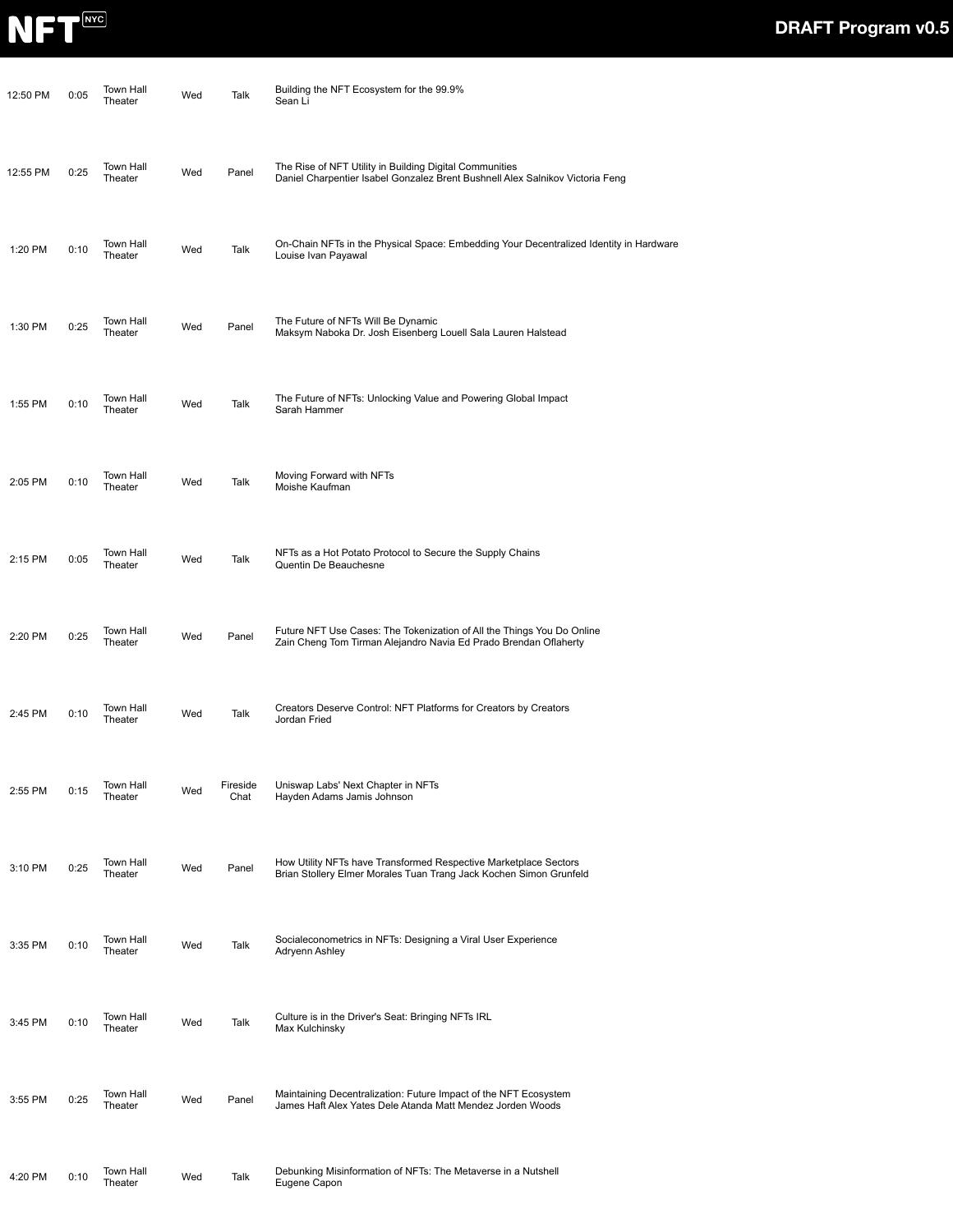| Time | Duration | Venue | Day | Type | Session |
| --- | --- | --- | --- | --- | --- |
| 12:50 PM | 0:05 | Town Hall Theater | Wed | Talk | Building the NFT Ecosystem for the 99.9%<br>Sean Li |
| 12:55 PM | 0:25 | Town Hall Theater | Wed | Panel | The Rise of NFT Utility in Building Digital Communities<br>Daniel Charpentier Isabel Gonzalez Brent Bushnell Alex Salnikov Victoria Feng |
| 1:20 PM | 0:10 | Town Hall Theater | Wed | Talk | On-Chain NFTs in the Physical Space: Embedding Your Decentralized Identity in Hardware<br>Louise Ivan Payawal |
| 1:30 PM | 0:25 | Town Hall Theater | Wed | Panel | The Future of NFTs Will Be Dynamic<br>Maksym Naboka Dr. Josh Eisenberg Louell Sala Lauren Halstead |
| 1:55 PM | 0:10 | Town Hall Theater | Wed | Talk | The Future of NFTs: Unlocking Value and Powering Global Impact<br>Sarah Hammer |
| 2:05 PM | 0:10 | Town Hall Theater | Wed | Talk | Moving Forward with NFTs<br>Moishe Kaufman |
| 2:15 PM | 0:05 | Town Hall Theater | Wed | Talk | NFTs as a Hot Potato Protocol to Secure the Supply Chains<br>Quentin De Beauchesne |
| 2:20 PM | 0:25 | Town Hall Theater | Wed | Panel | Future NFT Use Cases: The Tokenization of All the Things You Do Online<br>Zain Cheng Tom Tirman Alejandro Navia Ed Prado Brendan Oflaherty |
| 2:45 PM | 0:10 | Town Hall Theater | Wed | Talk | Creators Deserve Control: NFT Platforms for Creators by Creators<br>Jordan Fried |
| 2:55 PM | 0:15 | Town Hall Theater | Wed | Fireside Chat | Uniswap Labs' Next Chapter in NFTs<br>Hayden Adams Jamis Johnson |
| 3:10 PM | 0:25 | Town Hall Theater | Wed | Panel | How Utility NFTs have Transformed Respective Marketplace Sectors<br>Brian Stollery Elmer Morales Tuan Trang Jack Kochen Simon Grunfeld |
| 3:35 PM | 0:10 | Town Hall Theater | Wed | Talk | Socialeconometrics in NFTs: Designing a Viral User Experience<br>Adryenn Ashley |
| 3:45 PM | 0:10 | Town Hall Theater | Wed | Talk | Culture is in the Driver's Seat: Bringing NFTs IRL<br>Max Kulchinsky |
| 3:55 PM | 0:25 | Town Hall Theater | Wed | Panel | Maintaining Decentralization: Future Impact of the NFT Ecosystem<br>James Haft Alex Yates Dele Atanda Matt Mendez Jorden Woods |
| 4:20 PM | 0:10 | Town Hall Theater | Wed | Talk | Debunking Misinformation of NFTs: The Metaverse in a Nutshell<br>Eugene Capon |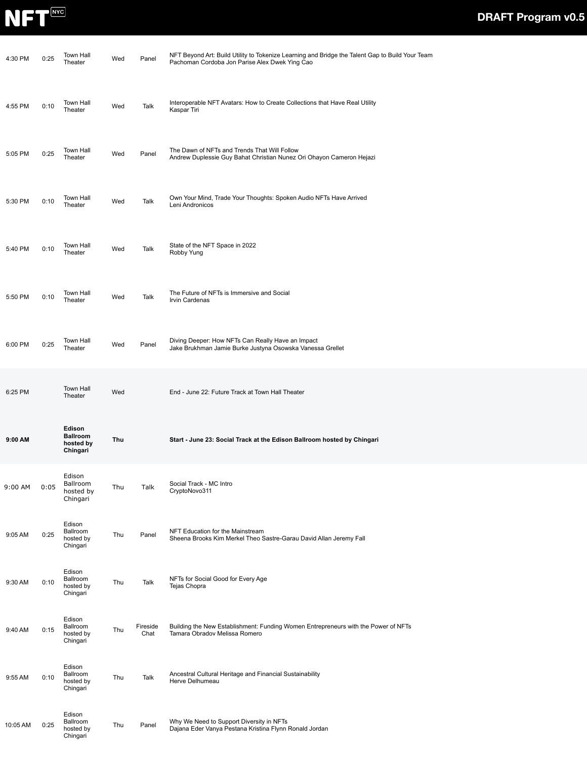| Time | Duration | Location | Day | Type | Session |
|---|---|---|---|---|---|
| 4:30 PM | 0:25 | Town Hall Theater | Wed | Panel | NFT Beyond Art: Build Utility to Tokenize Learning and Bridge the Talent Gap to Build Your Team<br>Pachoman Cordoba Jon Parise Alex Dwek Ying Cao |
| 4:55 PM | 0:10 | Town Hall Theater | Wed | Talk | Interoperable NFT Avatars: How to Create Collections that Have Real Utility<br>Kaspar Tiri |
| 5:05 PM | 0:25 | Town Hall Theater | Wed | Panel | The Dawn of NFTs and Trends That Will Follow<br>Andrew Duplessie Guy Bahat Christian Nunez Ori Ohayon Cameron Hejazi |
| 5:30 PM | 0:10 | Town Hall Theater | Wed | Talk | Own Your Mind, Trade Your Thoughts: Spoken Audio NFTs Have Arrived<br>Leni Andronicos |
| 5:40 PM | 0:10 | Town Hall Theater | Wed | Talk | State of the NFT Space in 2022<br>Robby Yung |
| 5:50 PM | 0:10 | Town Hall Theater | Wed | Talk | The Future of NFTs is Immersive and Social<br>Irvin Cardenas |
| 6:00 PM | 0:25 | Town Hall Theater | Wed | Panel | Diving Deeper: How NFTs Can Really Have an Impact<br>Jake Brukhman Jamie Burke Justyna Osowska Vanessa Grellet |
| 6:25 PM | | Town Hall Theater | Wed | | End - June 22: Future Track at Town Hall Theater |
| **9:00 AM** | | **Edison Ballroom hosted by Chingari** | **Thu** | | **Start - June 23: Social Track at the Edison Ballroom hosted by Chingari** |
| 9:00 AM | 0:05 | Edison Ballroom hosted by Chingari | Thu | Talk | Social Track - MC Intro<br>CryptoNovo311 |
| 9:05 AM | 0:25 | Edison Ballroom hosted by Chingari | Thu | Panel | NFT Education for the Mainstream<br>Sheena Brooks Kim Merkel Theo Sastre-Garau David Allan Jeremy Fall |
| 9:30 AM | 0:10 | Edison Ballroom hosted by Chingari | Thu | Talk | NFTs for Social Good for Every Age<br>Tejas Chopra |
| 9:40 AM | 0:15 | Edison Ballroom hosted by Chingari | Thu | Fireside Chat | Building the New Establishment: Funding Women Entrepreneurs with the Power of NFTs<br>Tamara Obradov Melissa Romero |
| 9:55 AM | 0:10 | Edison Ballroom hosted by Chingari | Thu | Talk | Ancestral Cultural Heritage and Financial Sustainability<br>Herve Delhumeau |
| 10:05 AM | 0:25 | Edison Ballroom hosted by Chingari | Thu | Panel | Why We Need to Support Diversity in NFTs<br>Dajana Eder Vanya Pestana Kristina Flynn Ronald Jordan |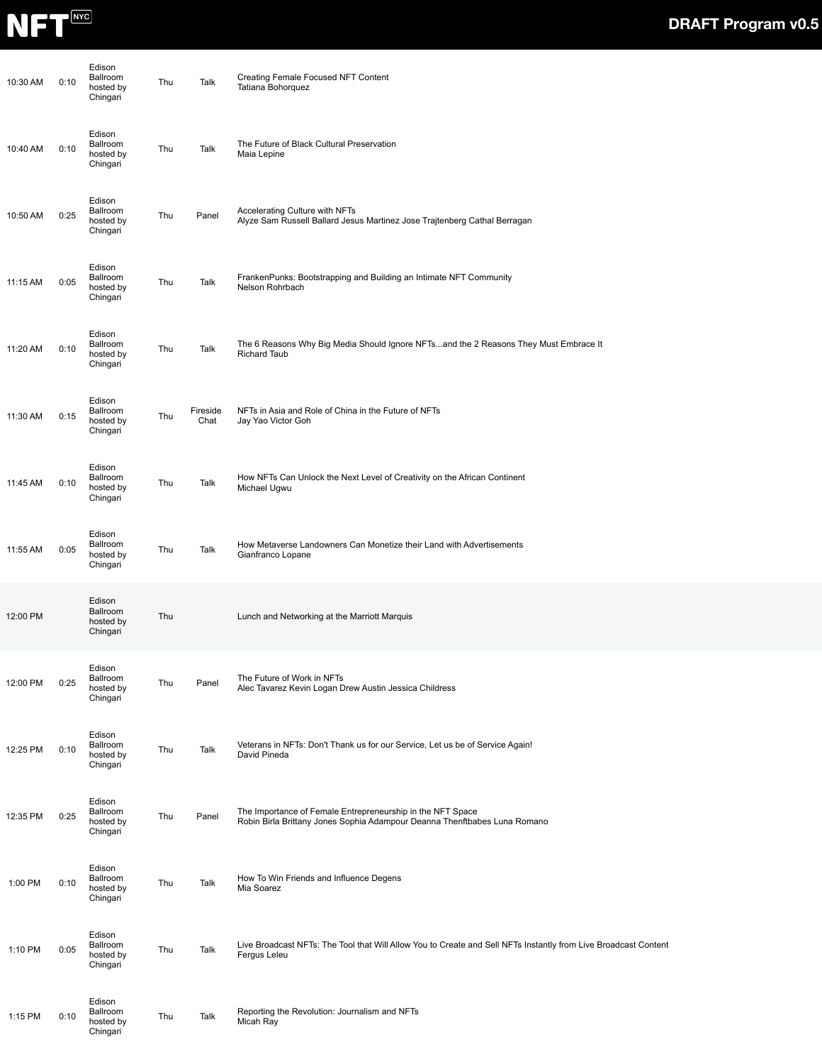| | | | | | |
|---|---|---|---|---|---|
| 10:30 AM | 0:10 | Edison Ballroom hosted by Chingari | Thu | Talk | Creating Female Focused NFT Content<br>Tatiana Bohorquez |
| 10:40 AM | 0:10 | Edison Ballroom hosted by Chingari | Thu | Talk | The Future of Black Cultural Preservation<br>Maia Lepine |
| 10:50 AM | 0:25 | Edison Ballroom hosted by Chingari | Thu | Panel | Accelerating Culture with NFTs<br>Alyze Sam Russell Ballard Jesus Martinez Jose Trajtenberg Cathal Berragan |
| 11:15 AM | 0:05 | Edison Ballroom hosted by Chingari | Thu | Talk | FrankenPunks: Bootstrapping and Building an Intimate NFT Community<br>Nelson Rohrbach |
| 11:20 AM | 0:10 | Edison Ballroom hosted by Chingari | Thu | Talk | The 6 Reasons Why Big Media Should Ignore NFTs...and the 2 Reasons They Must Embrace It<br>Richard Taub |
| 11:30 AM | 0:15 | Edison Ballroom hosted by Chingari | Thu | Fireside Chat | NFTs in Asia and Role of China in the Future of NFTs<br>Jay Yao Victor Goh |
| 11:45 AM | 0:10 | Edison Ballroom hosted by Chingari | Thu | Talk | How NFTs Can Unlock the Next Level of Creativity on the African Continent<br>Michael Ugwu |
| 11:55 AM | 0:05 | Edison Ballroom hosted by Chingari | Thu | Talk | How Metaverse Landowners Can Monetize their Land with Advertisements<br>Gianfranco Lopane |
| 12:00 PM | | Edison Ballroom hosted by Chingari | Thu | | Lunch and Networking at the Marriott Marquis |
| 12:00 PM | 0:25 | Edison Ballroom hosted by Chingari | Thu | Panel | The Future of Work in NFTs<br>Alec Tavarez Kevin Logan Drew Austin Jessica Childress |
| 12:25 PM | 0:10 | Edison Ballroom hosted by Chingari | Thu | Talk | Veterans in NFTs: Don't Thank us for our Service, Let us be of Service Again!<br>David Pineda |
| 12:35 PM | 0:25 | Edison Ballroom hosted by Chingari | Thu | Panel | The Importance of Female Entrepreneurship in the NFT Space<br>Robin Birla Brittany Jones Sophia Adampour Deanna Thenftbabes Luna Romano |
| 1:00 PM | 0:10 | Edison Ballroom hosted by Chingari | Thu | Talk | How To Win Friends and Influence Degens<br>Mia Soarez |
| 1:10 PM | 0:05 | Edison Ballroom hosted by Chingari | Thu | Talk | Live Broadcast NFTs: The Tool that Will Allow You to Create and Sell NFTs Instantly from Live Broadcast Content<br>Fergus Leleu |
| 1:15 PM | 0:10 | Edison Ballroom hosted by Chingari | Thu | Talk | Reporting the Revolution: Journalism and NFTs<br>Micah Ray |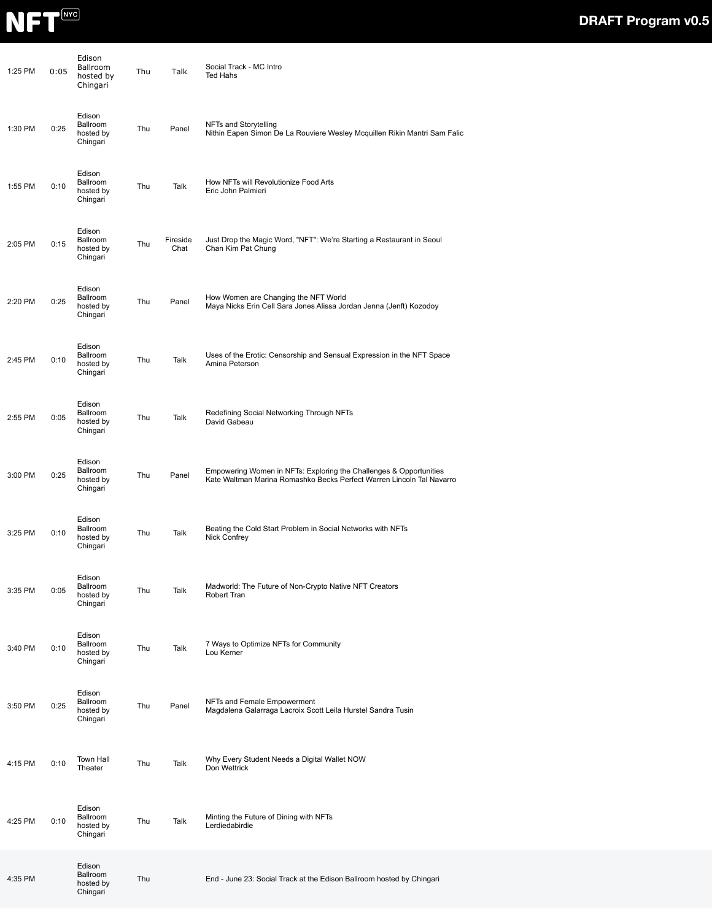| Time | Duration | Location | Day | Type | Session |
|---|---|---|---|---|---|
| 1:25 PM | 0:05 | Edison Ballroom hosted by Chingari | Thu | Talk | Social Track - MC Intro<br>Ted Hahs |
| 1:30 PM | 0:25 | Edison Ballroom hosted by Chingari | Thu | Panel | NFTs and Storytelling<br>Nithin Eapen Simon De La Rouviere Wesley Mcquillen Rikin Mantri Sam Falic |
| 1:55 PM | 0:10 | Edison Ballroom hosted by Chingari | Thu | Talk | How NFTs will Revolutionize Food Arts<br>Eric John Palmieri |
| 2:05 PM | 0:15 | Edison Ballroom hosted by Chingari | Thu | Fireside Chat | Just Drop the Magic Word, "NFT": We're Starting a Restaurant in Seoul<br>Chan Kim Pat Chung |
| 2:20 PM | 0:25 | Edison Ballroom hosted by Chingari | Thu | Panel | How Women are Changing the NFT World<br>Maya Nicks Erin Cell Sara Jones Alissa Jordan Jenna (Jenft) Kozodoy |
| 2:45 PM | 0:10 | Edison Ballroom hosted by Chingari | Thu | Talk | Uses of the Erotic: Censorship and Sensual Expression in the NFT Space<br>Amina Peterson |
| 2:55 PM | 0:05 | Edison Ballroom hosted by Chingari | Thu | Talk | Redefining Social Networking Through NFTs<br>David Gabeau |
| 3:00 PM | 0:25 | Edison Ballroom hosted by Chingari | Thu | Panel | Empowering Women in NFTs: Exploring the Challenges & Opportunities<br>Kate Waltman Marina Romashko Becks Perfect Warren Lincoln Tal Navarro |
| 3:25 PM | 0:10 | Edison Ballroom hosted by Chingari | Thu | Talk | Beating the Cold Start Problem in Social Networks with NFTs<br>Nick Confrey |
| 3:35 PM | 0:05 | Edison Ballroom hosted by Chingari | Thu | Talk | Madworld: The Future of Non-Crypto Native NFT Creators<br>Robert Tran |
| 3:40 PM | 0:10 | Edison Ballroom hosted by Chingari | Thu | Talk | 7 Ways to Optimize NFTs for Community<br>Lou Kerner |
| 3:50 PM | 0:25 | Edison Ballroom hosted by Chingari | Thu | Panel | NFTs and Female Empowerment<br>Magdalena Galarraga Lacroix Scott Leila Hurstel Sandra Tusin |
| 4:15 PM | 0:10 | Town Hall Theater | Thu | Talk | Why Every Student Needs a Digital Wallet NOW<br>Don Wettrick |
| 4:25 PM | 0:10 | Edison Ballroom hosted by Chingari | Thu | Talk | Minting the Future of Dining with NFTs<br>Lerdiedabirdie |
| 4:35 PM | | Edison Ballroom hosted by Chingari | Thu | | End - June 23: Social Track at the Edison Ballroom hosted by Chingari |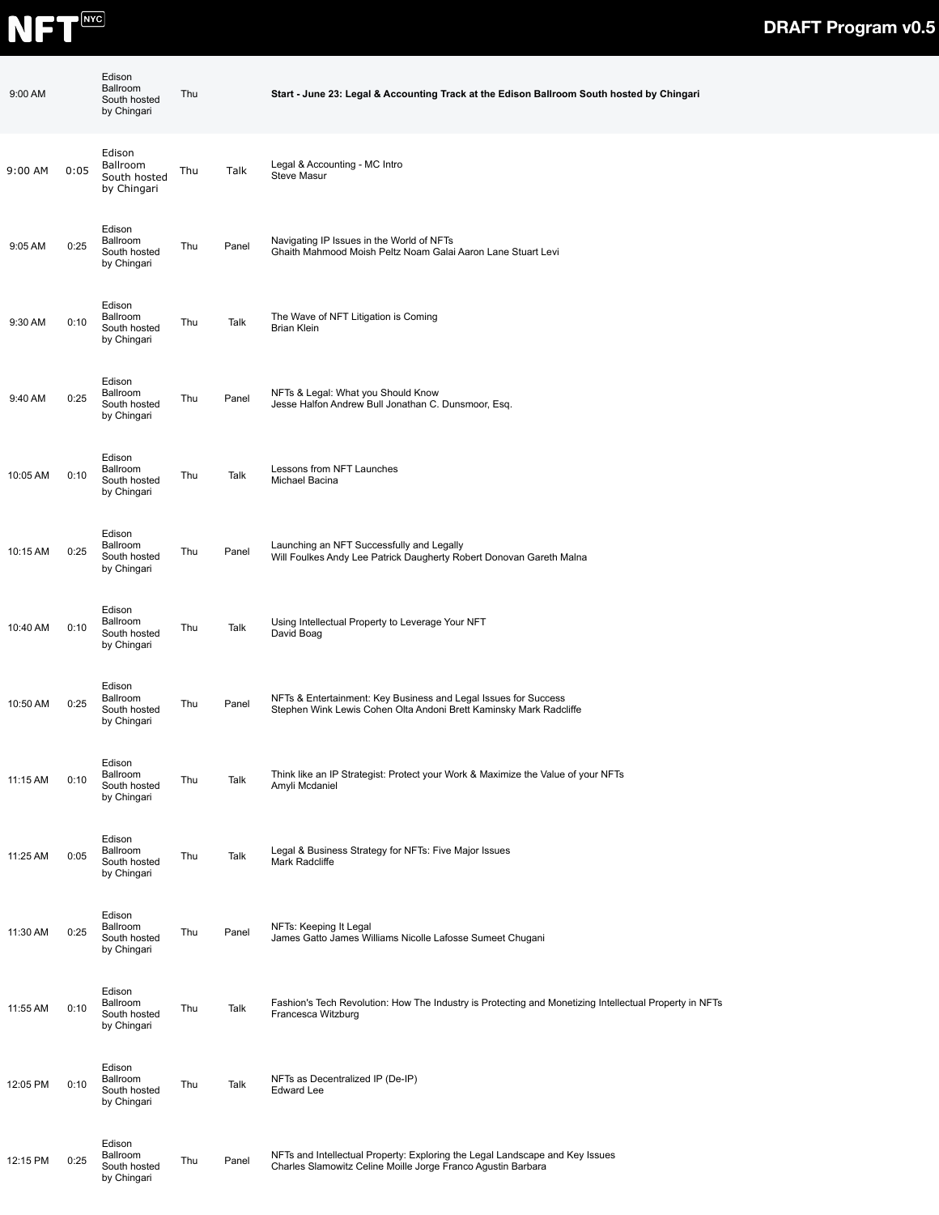| Time | Duration | Location | Day | Type | Session |
|---|---|---|---|---|---|
| 9:00 AM | | Edison Ballroom South hosted by Chingari | Thu | | **Start - June 23: Legal & Accounting Track at the Edison Ballroom South hosted by Chingari** |
| 9:00 AM | 0:05 | Edison Ballroom South hosted by Chingari | Thu | Talk | Legal & Accounting - MC Intro<br>Steve Masur |
| 9:05 AM | 0:25 | Edison Ballroom South hosted by Chingari | Thu | Panel | Navigating IP Issues in the World of NFTs<br>Ghaith Mahmood Moish Peltz Noam Galai Aaron Lane Stuart Levi |
| 9:30 AM | 0:10 | Edison Ballroom South hosted by Chingari | Thu | Talk | The Wave of NFT Litigation is Coming<br>Brian Klein |
| 9:40 AM | 0:25 | Edison Ballroom South hosted by Chingari | Thu | Panel | NFTs & Legal: What you Should Know<br>Jesse Halfon Andrew Bull Jonathan C. Dunsmoor, Esq. |
| 10:05 AM | 0:10 | Edison Ballroom South hosted by Chingari | Thu | Talk | Lessons from NFT Launches<br>Michael Bacina |
| 10:15 AM | 0:25 | Edison Ballroom South hosted by Chingari | Thu | Panel | Launching an NFT Successfully and Legally<br>Will Foulkes Andy Lee Patrick Daugherty Robert Donovan Gareth Malna |
| 10:40 AM | 0:10 | Edison Ballroom South hosted by Chingari | Thu | Talk | Using Intellectual Property to Leverage Your NFT<br>David Boag |
| 10:50 AM | 0:25 | Edison Ballroom South hosted by Chingari | Thu | Panel | NFTs & Entertainment: Key Business and Legal Issues for Success<br>Stephen Wink Lewis Cohen Olta Andoni Brett Kaminsky Mark Radcliffe |
| 11:15 AM | 0:10 | Edison Ballroom South hosted by Chingari | Thu | Talk | Think like an IP Strategist: Protect your Work & Maximize the Value of your NFTs<br>Amyli Mcdaniel |
| 11:25 AM | 0:05 | Edison Ballroom South hosted by Chingari | Thu | Talk | Legal & Business Strategy for NFTs: Five Major Issues<br>Mark Radcliffe |
| 11:30 AM | 0:25 | Edison Ballroom South hosted by Chingari | Thu | Panel | NFTs: Keeping It Legal<br>James Gatto James Williams Nicolle Lafosse Sumeet Chugani |
| 11:55 AM | 0:10 | Edison Ballroom South hosted by Chingari | Thu | Talk | Fashion's Tech Revolution: How The Industry is Protecting and Monetizing Intellectual Property in NFTs<br>Francesca Witzburg |
| 12:05 PM | 0:10 | Edison Ballroom South hosted by Chingari | Thu | Talk | NFTs as Decentralized IP (De-IP)<br>Edward Lee |
| 12:15 PM | 0:25 | Edison Ballroom South hosted by Chingari | Thu | Panel | NFTs and Intellectual Property: Exploring the Legal Landscape and Key Issues<br>Charles Slamowitz Celine Moille Jorge Franco Agustin Barbara |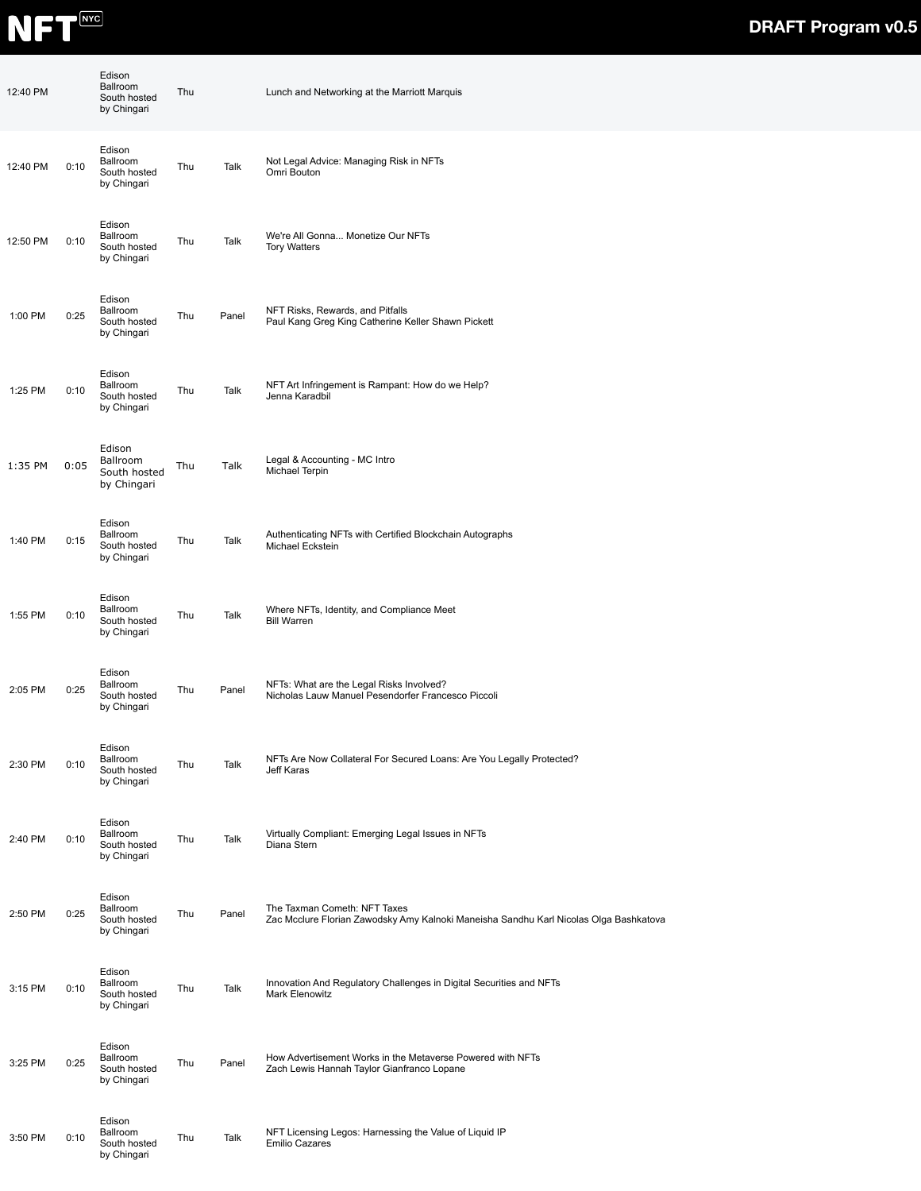| Time | Duration | Location | Day | Type | Session |
|---|---|---|---|---|---|
| 12:40 PM | | Edison Ballroom South hosted by Chingari | Thu | | Lunch and Networking at the Marriott Marquis |
| 12:40 PM | 0:10 | Edison Ballroom South hosted by Chingari | Thu | Talk | Not Legal Advice: Managing Risk in NFTs<br>Omri Bouton |
| 12:50 PM | 0:10 | Edison Ballroom South hosted by Chingari | Thu | Talk | We're All Gonna... Monetize Our NFTs<br>Tory Watters |
| 1:00 PM | 0:25 | Edison Ballroom South hosted by Chingari | Thu | Panel | NFT Risks, Rewards, and Pitfalls<br>Paul Kang Greg King Catherine Keller Shawn Pickett |
| 1:25 PM | 0:10 | Edison Ballroom South hosted by Chingari | Thu | Talk | NFT Art Infringement is Rampant: How do we Help?<br>Jenna Karadbil |
| 1:35 PM | 0:05 | Edison Ballroom South hosted by Chingari | Thu | Talk | Legal & Accounting - MC Intro<br>Michael Terpin |
| 1:40 PM | 0:15 | Edison Ballroom South hosted by Chingari | Thu | Talk | Authenticating NFTs with Certified Blockchain Autographs<br>Michael Eckstein |
| 1:55 PM | 0:10 | Edison Ballroom South hosted by Chingari | Thu | Talk | Where NFTs, Identity, and Compliance Meet<br>Bill Warren |
| 2:05 PM | 0:25 | Edison Ballroom South hosted by Chingari | Thu | Panel | NFTs: What are the Legal Risks Involved?<br>Nicholas Lauw Manuel Pesendorfer Francesco Piccoli |
| 2:30 PM | 0:10 | Edison Ballroom South hosted by Chingari | Thu | Talk | NFTs Are Now Collateral For Secured Loans: Are You Legally Protected?<br>Jeff Karas |
| 2:40 PM | 0:10 | Edison Ballroom South hosted by Chingari | Thu | Talk | Virtually Compliant: Emerging Legal Issues in NFTs<br>Diana Stern |
| 2:50 PM | 0:25 | Edison Ballroom South hosted by Chingari | Thu | Panel | The Taxman Cometh: NFT Taxes<br>Zac Mcclure Florian Zawodsky Amy Kalnoki Maneisha Sandhu Karl Nicolas Olga Bashkatova |
| 3:15 PM | 0:10 | Edison Ballroom South hosted by Chingari | Thu | Talk | Innovation And Regulatory Challenges in Digital Securities and NFTs<br>Mark Elenowitz |
| 3:25 PM | 0:25 | Edison Ballroom South hosted by Chingari | Thu | Panel | How Advertisement Works in the Metaverse Powered with NFTs<br>Zach Lewis Hannah Taylor Gianfranco Lopane |
| 3:50 PM | 0:10 | Edison Ballroom South hosted by Chingari | Thu | Talk | NFT Licensing Legos: Harnessing the Value of Liquid IP<br>Emilio Cazares |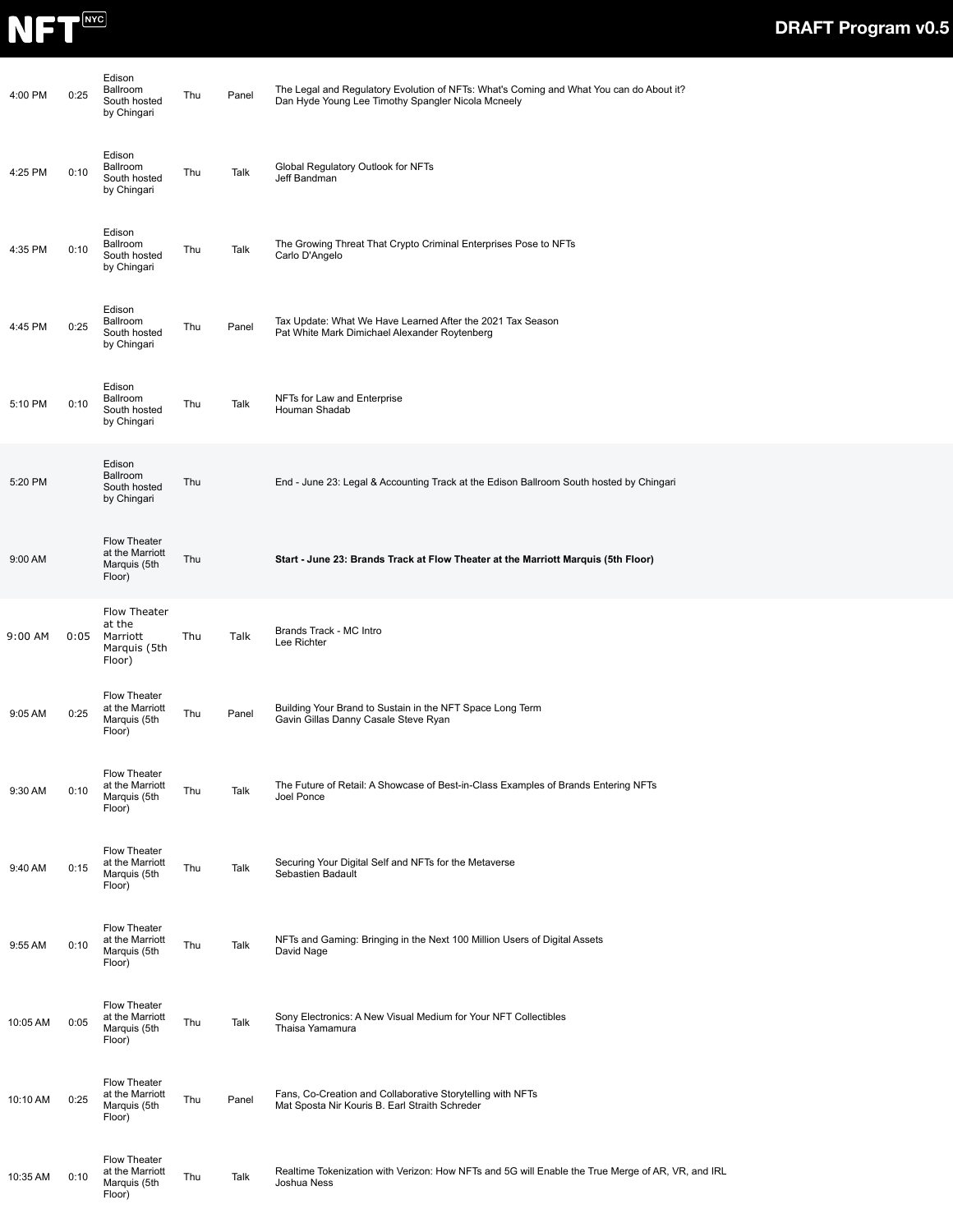| | | | | | |
|---|---|---|---|---|---|
| 4:00 PM | 0:25 | Edison Ballroom South hosted by Chingari | Thu | Panel | The Legal and Regulatory Evolution of NFTs: What's Coming and What You can do About it?<br>Dan Hyde Young Lee Timothy Spangler Nicola Mcneely |
| 4:25 PM | 0:10 | Edison Ballroom South hosted by Chingari | Thu | Talk | Global Regulatory Outlook for NFTs<br>Jeff Bandman |
| 4:35 PM | 0:10 | Edison Ballroom South hosted by Chingari | Thu | Talk | The Growing Threat That Crypto Criminal Enterprises Pose to NFTs<br>Carlo D'Angelo |
| 4:45 PM | 0:25 | Edison Ballroom South hosted by Chingari | Thu | Panel | Tax Update: What We Have Learned After the 2021 Tax Season<br>Pat White Mark Dimichael Alexander Roytenberg |
| 5:10 PM | 0:10 | Edison Ballroom South hosted by Chingari | Thu | Talk | NFTs for Law and Enterprise<br>Houman Shadab |
| 5:20 PM | | Edison Ballroom South hosted by Chingari | Thu | | End - June 23: Legal & Accounting Track at the Edison Ballroom South hosted by Chingari |
| 9:00 AM | | Flow Theater at the Marriott Marquis (5th Floor) | Thu | | **Start - June 23: Brands Track at Flow Theater at the Marriott Marquis (5th Floor)** |
| 9:00 AM | 0:05 | Flow Theater at the Marriott Marquis (5th Floor) | Thu | Talk | Brands Track - MC Intro<br>Lee Richter |
| 9:05 AM | 0:25 | Flow Theater at the Marriott Marquis (5th Floor) | Thu | Panel | Building Your Brand to Sustain in the NFT Space Long Term<br>Gavin Gillas Danny Casale Steve Ryan |
| 9:30 AM | 0:10 | Flow Theater at the Marriott Marquis (5th Floor) | Thu | Talk | The Future of Retail: A Showcase of Best-in-Class Examples of Brands Entering NFTs<br>Joel Ponce |
| 9:40 AM | 0:15 | Flow Theater at the Marriott Marquis (5th Floor) | Thu | Talk | Securing Your Digital Self and NFTs for the Metaverse<br>Sebastien Badault |
| 9:55 AM | 0:10 | Flow Theater at the Marriott Marquis (5th Floor) | Thu | Talk | NFTs and Gaming: Bringing in the Next 100 Million Users of Digital Assets<br>David Nage |
| 10:05 AM | 0:05 | Flow Theater at the Marriott Marquis (5th Floor) | Thu | Talk | Sony Electronics: A New Visual Medium for Your NFT Collectibles<br>Thaisa Yamamura |
| 10:10 AM | 0:25 | Flow Theater at the Marriott Marquis (5th Floor) | Thu | Panel | Fans, Co-Creation and Collaborative Storytelling with NFTs<br>Mat Sposta Nir Kouris B. Earl Straith Schreder |
| 10:35 AM | 0:10 | Flow Theater at the Marriott Marquis (5th Floor) | Thu | Talk | Realtime Tokenization with Verizon: How NFTs and 5G will Enable the True Merge of AR, VR, and IRL<br>Joshua Ness |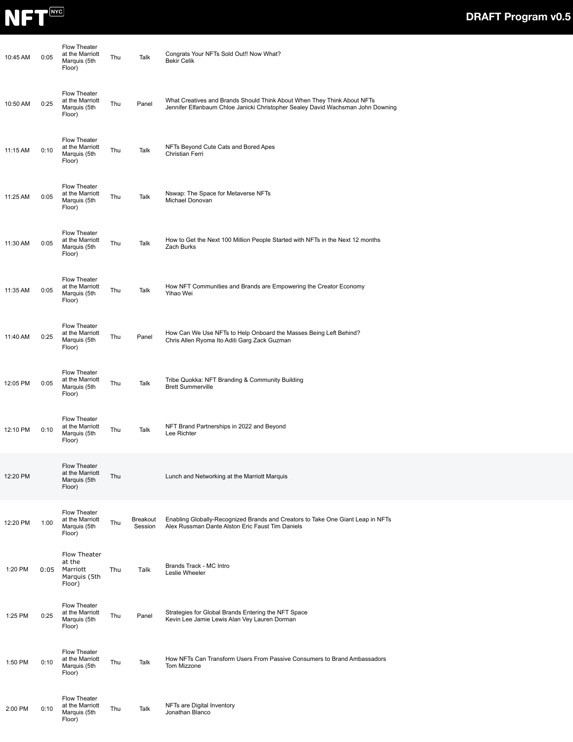| | | | | | |
|---|---|---|---|---|---|
| 10:45 AM | 0:05 | Flow Theater at the Marriott Marquis (5th Floor) | Thu | Talk | Congrats Your NFTs Sold Out!! Now What?<br>Bekir Celik |
| 10:50 AM | 0:25 | Flow Theater at the Marriott Marquis (5th Floor) | Thu | Panel | What Creatives and Brands Should Think About When They Think About NFTs<br>Jennifer Elfanbaum Chloe Janicki Christopher Sealey David Wachsman John Downing |
| 11:15 AM | 0:10 | Flow Theater at the Marriott Marquis (5th Floor) | Thu | Talk | NFTs Beyond Cute Cats and Bored Apes<br>Christian Ferri |
| 11:25 AM | 0:05 | Flow Theater at the Marriott Marquis (5th Floor) | Thu | Talk | Nswap: The Space for Metaverse NFTs<br>Michael Donovan |
| 11:30 AM | 0:05 | Flow Theater at the Marriott Marquis (5th Floor) | Thu | Talk | How to Get the Next 100 Million People Started with NFTs in the Next 12 months<br>Zach Burks |
| 11:35 AM | 0:05 | Flow Theater at the Marriott Marquis (5th Floor) | Thu | Talk | How NFT Communities and Brands are Empowering the Creator Economy<br>Yihao Wei |
| 11:40 AM | 0:25 | Flow Theater at the Marriott Marquis (5th Floor) | Thu | Panel | How Can We Use NFTs to Help Onboard the Masses Being Left Behind?<br>Chris Allen Ryoma Ito Aditi Garg Zack Guzman |
| 12:05 PM | 0:05 | Flow Theater at the Marriott Marquis (5th Floor) | Thu | Talk | Tribe Quokka: NFT Branding & Community Building<br>Brett Summerville |
| 12:10 PM | 0:10 | Flow Theater at the Marriott Marquis (5th Floor) | Thu | Talk | NFT Brand Partnerships in 2022 and Beyond<br>Lee Richter |
| 12:20 PM | | Flow Theater at the Marriott Marquis (5th Floor) | Thu | | Lunch and Networking at the Marriott Marquis |
| 12:20 PM | 1:00 | Flow Theater at the Marriott Marquis (5th Floor) | Thu | Breakout Session | Enabling Globally-Recognized Brands and Creators to Take One Giant Leap in NFTs<br>Alex Russman Dante Alston Eric Faust Tim Daniels |
| 1:20 PM | 0:05 | Flow Theater at the Marriott Marquis (5th Floor) | Thu | Talk | Brands Track - MC Intro<br>Leslie Wheeler |
| 1:25 PM | 0:25 | Flow Theater at the Marriott Marquis (5th Floor) | Thu | Panel | Strategies for Global Brands Entering the NFT Space<br>Kevin Lee Jamie Lewis Alan Vey Lauren Dorman |
| 1:50 PM | 0:10 | Flow Theater at the Marriott Marquis (5th Floor) | Thu | Talk | How NFTs Can Transform Users From Passive Consumers to Brand Ambassadors<br>Tom Mizzone |
| 2:00 PM | 0:10 | Flow Theater at the Marriott Marquis (5th Floor) | Thu | Talk | NFTs are Digital Inventory<br>Jonathan Blanco |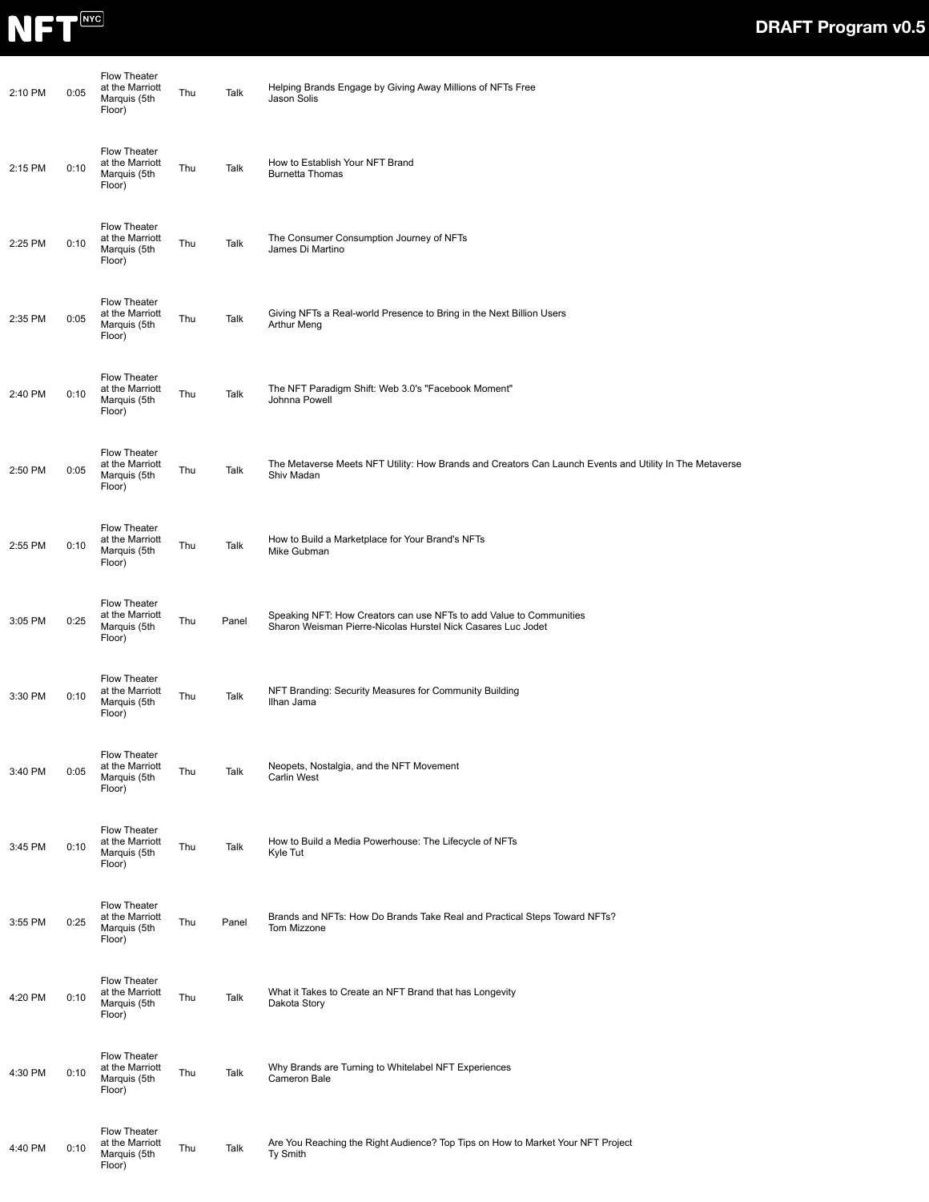| Time | Duration | Location | Day | Type | Session |
|---|---|---|---|---|---|
| 2:10 PM | 0:05 | Flow Theater at the Marriott Marquis (5th Floor) | Thu | Talk | Helping Brands Engage by Giving Away Millions of NFTs Free<br>Jason Solis |
| 2:15 PM | 0:10 | Flow Theater at the Marriott Marquis (5th Floor) | Thu | Talk | How to Establish Your NFT Brand<br>Burnetta Thomas |
| 2:25 PM | 0:10 | Flow Theater at the Marriott Marquis (5th Floor) | Thu | Talk | The Consumer Consumption Journey of NFTs<br>James Di Martino |
| 2:35 PM | 0:05 | Flow Theater at the Marriott Marquis (5th Floor) | Thu | Talk | Giving NFTs a Real-world Presence to Bring in the Next Billion Users<br>Arthur Meng |
| 2:40 PM | 0:10 | Flow Theater at the Marriott Marquis (5th Floor) | Thu | Talk | The NFT Paradigm Shift: Web 3.0's "Facebook Moment"<br>Johnna Powell |
| 2:50 PM | 0:05 | Flow Theater at the Marriott Marquis (5th Floor) | Thu | Talk | The Metaverse Meets NFT Utility: How Brands and Creators Can Launch Events and Utility In The Metaverse<br>Shiv Madan |
| 2:55 PM | 0:10 | Flow Theater at the Marriott Marquis (5th Floor) | Thu | Talk | How to Build a Marketplace for Your Brand's NFTs<br>Mike Gubman |
| 3:05 PM | 0:25 | Flow Theater at the Marriott Marquis (5th Floor) | Thu | Panel | Speaking NFT: How Creators can use NFTs to add Value to Communities<br>Sharon Weisman Pierre-Nicolas Hurstel Nick Casares Luc Jodet |
| 3:30 PM | 0:10 | Flow Theater at the Marriott Marquis (5th Floor) | Thu | Talk | NFT Branding: Security Measures for Community Building<br>Ilhan Jama |
| 3:40 PM | 0:05 | Flow Theater at the Marriott Marquis (5th Floor) | Thu | Talk | Neopets, Nostalgia, and the NFT Movement<br>Carlin West |
| 3:45 PM | 0:10 | Flow Theater at the Marriott Marquis (5th Floor) | Thu | Talk | How to Build a Media Powerhouse: The Lifecycle of NFTs<br>Kyle Tut |
| 3:55 PM | 0:25 | Flow Theater at the Marriott Marquis (5th Floor) | Thu | Panel | Brands and NFTs: How Do Brands Take Real and Practical Steps Toward NFTs?<br>Tom Mizzone |
| 4:20 PM | 0:10 | Flow Theater at the Marriott Marquis (5th Floor) | Thu | Talk | What it Takes to Create an NFT Brand that has Longevity<br>Dakota Story |
| 4:30 PM | 0:10 | Flow Theater at the Marriott Marquis (5th Floor) | Thu | Talk | Why Brands are Turning to Whitelabel NFT Experiences<br>Cameron Bale |
| 4:40 PM | 0:10 | Flow Theater at the Marriott Marquis (5th Floor) | Thu | Talk | Are You Reaching the Right Audience? Top Tips on How to Market Your NFT Project<br>Ty Smith |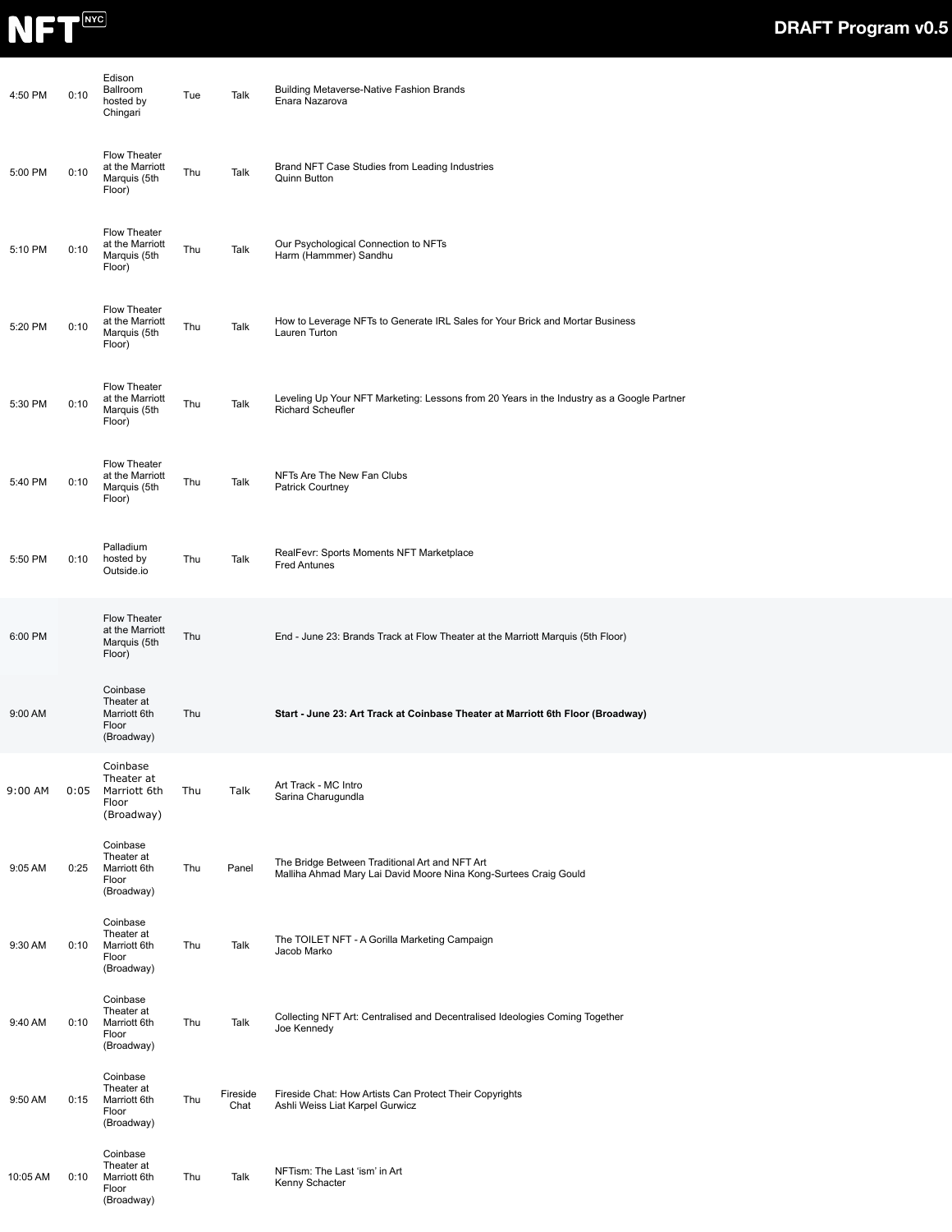| Time | Duration | Location | Day | Type | Session |
| --- | --- | --- | --- | --- | --- |
| 4:50 PM | 0:10 | Edison Ballroom hosted by Chingari | Tue | Talk | Building Metaverse-Native Fashion Brands<br>Enara Nazarova |
| 5:00 PM | 0:10 | Flow Theater at the Marriott Marquis (5th Floor) | Thu | Talk | Brand NFT Case Studies from Leading Industries<br>Quinn Button |
| 5:10 PM | 0:10 | Flow Theater at the Marriott Marquis (5th Floor) | Thu | Talk | Our Psychological Connection to NFTs<br>Harm (Hammmer) Sandhu |
| 5:20 PM | 0:10 | Flow Theater at the Marriott Marquis (5th Floor) | Thu | Talk | How to Leverage NFTs to Generate IRL Sales for Your Brick and Mortar Business<br>Lauren Turton |
| 5:30 PM | 0:10 | Flow Theater at the Marriott Marquis (5th Floor) | Thu | Talk | Leveling Up Your NFT Marketing: Lessons from 20 Years in the Industry as a Google Partner<br>Richard Scheufler |
| 5:40 PM | 0:10 | Flow Theater at the Marriott Marquis (5th Floor) | Thu | Talk | NFTs Are The New Fan Clubs<br>Patrick Courtney |
| 5:50 PM | 0:10 | Palladium hosted by Outside.io | Thu | Talk | RealFevr: Sports Moments NFT Marketplace<br>Fred Antunes |
| 6:00 PM | | Flow Theater at the Marriott Marquis (5th Floor) | Thu | | End - June 23: Brands Track at Flow Theater at the Marriott Marquis (5th Floor) |
| 9:00 AM | | Coinbase Theater at Marriott 6th Floor (Broadway) | Thu | | **Start - June 23: Art Track at Coinbase Theater at Marriott 6th Floor (Broadway)** |
| 9:00 AM | 0:05 | Coinbase Theater at Marriott 6th Floor (Broadway) | Thu | Talk | Art Track - MC Intro<br>Sarina Charugundla |
| 9:05 AM | 0:25 | Coinbase Theater at Marriott 6th Floor (Broadway) | Thu | Panel | The Bridge Between Traditional Art and NFT Art<br>Malliha Ahmad Mary Lai David Moore Nina Kong-Surtees Craig Gould |
| 9:30 AM | 0:10 | Coinbase Theater at Marriott 6th Floor (Broadway) | Thu | Talk | The TOILET NFT - A Gorilla Marketing Campaign<br>Jacob Marko |
| 9:40 AM | 0:10 | Coinbase Theater at Marriott 6th Floor (Broadway) | Thu | Talk | Collecting NFT Art: Centralised and Decentralised Ideologies Coming Together<br>Joe Kennedy |
| 9:50 AM | 0:15 | Coinbase Theater at Marriott 6th Floor (Broadway) | Thu | Fireside Chat | Fireside Chat: How Artists Can Protect Their Copyrights<br>Ashli Weiss Liat Karpel Gurwicz |
| 10:05 AM | 0:10 | Coinbase Theater at Marriott 6th Floor (Broadway) | Thu | Talk | NFTism: The Last 'ism' in Art<br>Kenny Schacter |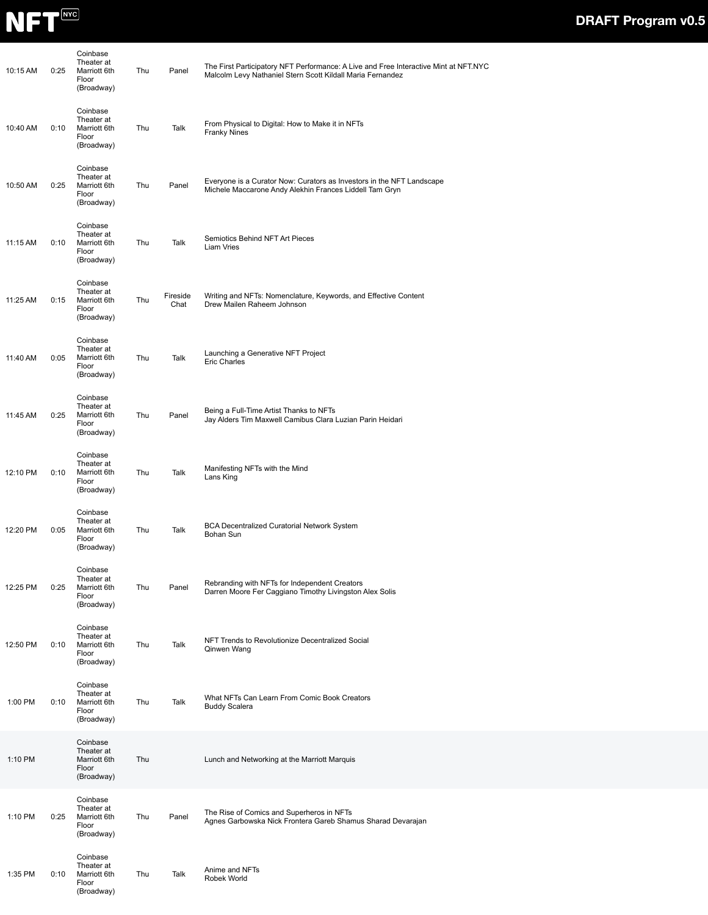| Time | Duration | Location | Day | Type | Session |
|---|---|---|---|---|---|
| 10:15 AM | 0:25 | Coinbase Theater at Marriott 6th Floor (Broadway) | Thu | Panel | The First Participatory NFT Performance: A Live and Free Interactive Mint at NFT.NYC<br>Malcolm Levy Nathaniel Stern Scott Kildall Maria Fernandez |
| 10:40 AM | 0:10 | Coinbase Theater at Marriott 6th Floor (Broadway) | Thu | Talk | From Physical to Digital: How to Make it in NFTs<br>Franky Nines |
| 10:50 AM | 0:25 | Coinbase Theater at Marriott 6th Floor (Broadway) | Thu | Panel | Everyone is a Curator Now: Curators as Investors in the NFT Landscape<br>Michele Maccarone Andy Alekhin Frances Liddell Tam Gryn |
| 11:15 AM | 0:10 | Coinbase Theater at Marriott 6th Floor (Broadway) | Thu | Talk | Semiotics Behind NFT Art Pieces<br>Liam Vries |
| 11:25 AM | 0:15 | Coinbase Theater at Marriott 6th Floor (Broadway) | Thu | Fireside Chat | Writing and NFTs: Nomenclature, Keywords, and Effective Content<br>Drew Mailen Raheem Johnson |
| 11:40 AM | 0:05 | Coinbase Theater at Marriott 6th Floor (Broadway) | Thu | Talk | Launching a Generative NFT Project<br>Eric Charles |
| 11:45 AM | 0:25 | Coinbase Theater at Marriott 6th Floor (Broadway) | Thu | Panel | Being a Full-Time Artist Thanks to NFTs<br>Jay Alders Tim Maxwell Camibus Clara Luzian Parin Heidari |
| 12:10 PM | 0:10 | Coinbase Theater at Marriott 6th Floor (Broadway) | Thu | Talk | Manifesting NFTs with the Mind<br>Lans King |
| 12:20 PM | 0:05 | Coinbase Theater at Marriott 6th Floor (Broadway) | Thu | Talk | BCA Decentralized Curatorial Network System<br>Bohan Sun |
| 12:25 PM | 0:25 | Coinbase Theater at Marriott 6th Floor (Broadway) | Thu | Panel | Rebranding with NFTs for Independent Creators<br>Darren Moore Fer Caggiano Timothy Livingston Alex Solis |
| 12:50 PM | 0:10 | Coinbase Theater at Marriott 6th Floor (Broadway) | Thu | Talk | NFT Trends to Revolutionize Decentralized Social<br>Qinwen Wang |
| 1:00 PM | 0:10 | Coinbase Theater at Marriott 6th Floor (Broadway) | Thu | Talk | What NFTs Can Learn From Comic Book Creators<br>Buddy Scalera |
| 1:10 PM | | Coinbase Theater at Marriott 6th Floor (Broadway) | Thu | | Lunch and Networking at the Marriott Marquis |
| 1:10 PM | 0:25 | Coinbase Theater at Marriott 6th Floor (Broadway) | Thu | Panel | The Rise of Comics and Superheros in NFTs<br>Agnes Garbowska Nick Frontera Gareb Shamus Sharad Devarajan |
| 1:35 PM | 0:10 | Coinbase Theater at Marriott 6th Floor (Broadway) | Thu | Talk | Anime and NFTs<br>Robek World |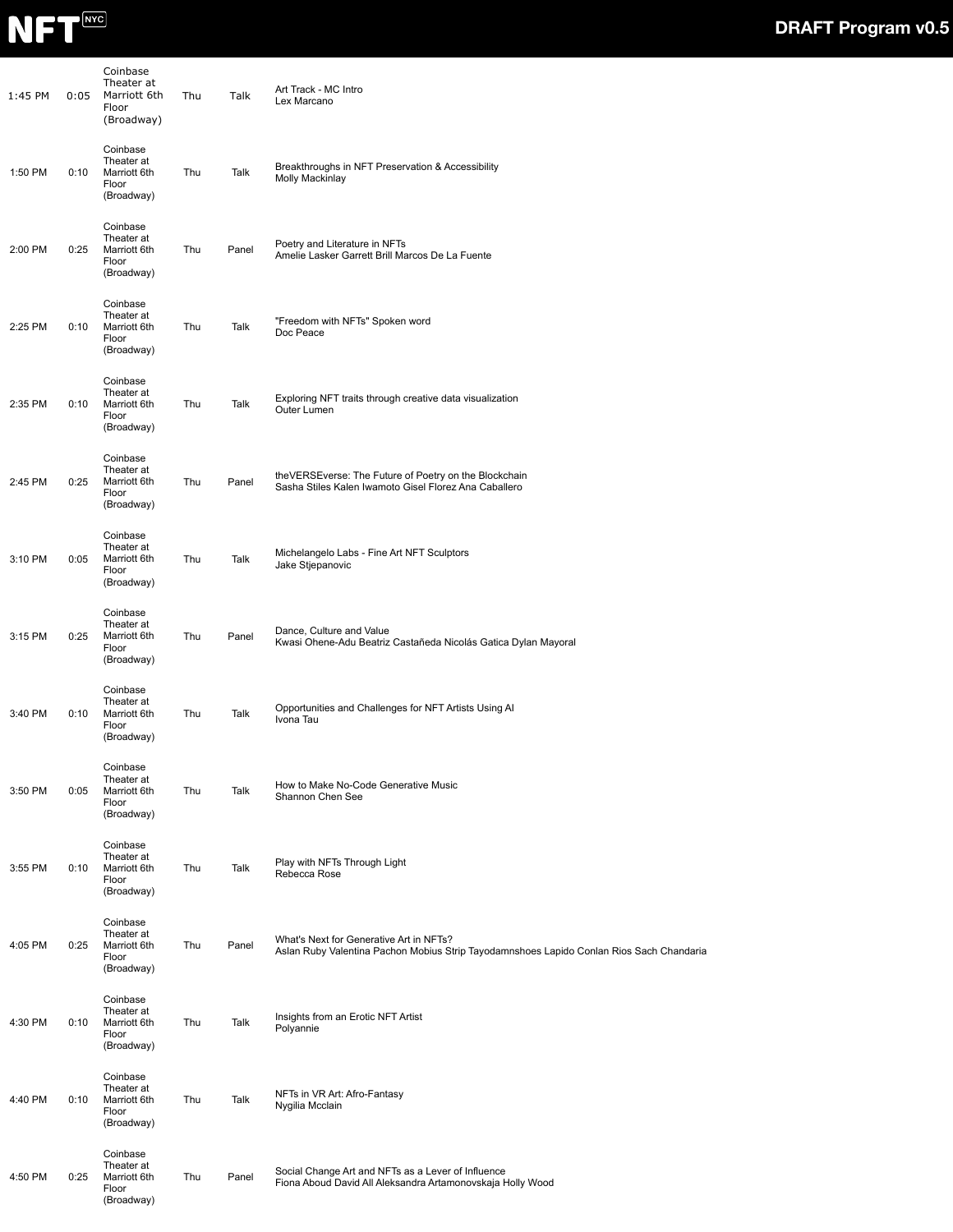| | | | | | |
|---|---|---|---|---|---|
| 1:45 PM | 0:05 | Coinbase Theater at Marriott 6th Floor (Broadway) | Thu | Talk | Art Track - MC Intro<br>Lex Marcano |
| 1:50 PM | 0:10 | Coinbase Theater at Marriott 6th Floor (Broadway) | Thu | Talk | Breakthroughs in NFT Preservation & Accessibility<br>Molly Mackinlay |
| 2:00 PM | 0:25 | Coinbase Theater at Marriott 6th Floor (Broadway) | Thu | Panel | Poetry and Literature in NFTs<br>Amelie Lasker Garrett Brill Marcos De La Fuente |
| 2:25 PM | 0:10 | Coinbase Theater at Marriott 6th Floor (Broadway) | Thu | Talk | "Freedom with NFTs" Spoken word<br>Doc Peace |
| 2:35 PM | 0:10 | Coinbase Theater at Marriott 6th Floor (Broadway) | Thu | Talk | Exploring NFT traits through creative data visualization<br>Outer Lumen |
| 2:45 PM | 0:25 | Coinbase Theater at Marriott 6th Floor (Broadway) | Thu | Panel | theVERSEverse: The Future of Poetry on the Blockchain<br>Sasha Stiles Kalen Iwamoto Gisel Florez Ana Caballero |
| 3:10 PM | 0:05 | Coinbase Theater at Marriott 6th Floor (Broadway) | Thu | Talk | Michelangelo Labs - Fine Art NFT Sculptors<br>Jake Stjepanovic |
| 3:15 PM | 0:25 | Coinbase Theater at Marriott 6th Floor (Broadway) | Thu | Panel | Dance, Culture and Value<br>Kwasi Ohene-Adu Beatriz Castañeda Nicolás Gatica Dylan Mayoral |
| 3:40 PM | 0:10 | Coinbase Theater at Marriott 6th Floor (Broadway) | Thu | Talk | Opportunities and Challenges for NFT Artists Using AI<br>Ivona Tau |
| 3:50 PM | 0:05 | Coinbase Theater at Marriott 6th Floor (Broadway) | Thu | Talk | How to Make No-Code Generative Music<br>Shannon Chen See |
| 3:55 PM | 0:10 | Coinbase Theater at Marriott 6th Floor (Broadway) | Thu | Talk | Play with NFTs Through Light<br>Rebecca Rose |
| 4:05 PM | 0:25 | Coinbase Theater at Marriott 6th Floor (Broadway) | Thu | Panel | What's Next for Generative Art in NFTs?<br>Aslan Ruby Valentina Pachon Mobius Strip Tayodamnshoes Lapido Conlan Rios Sach Chandaria |
| 4:30 PM | 0:10 | Coinbase Theater at Marriott 6th Floor (Broadway) | Thu | Talk | Insights from an Erotic NFT Artist<br>Polyannie |
| 4:40 PM | 0:10 | Coinbase Theater at Marriott 6th Floor (Broadway) | Thu | Talk | NFTs in VR Art: Afro-Fantasy<br>Nygilia Mcclain |
| 4:50 PM | 0:25 | Coinbase Theater at Marriott 6th Floor (Broadway) | Thu | Panel | Social Change Art and NFTs as a Lever of Influence<br>Fiona Aboud David All Aleksandra Artamonovskaja Holly Wood |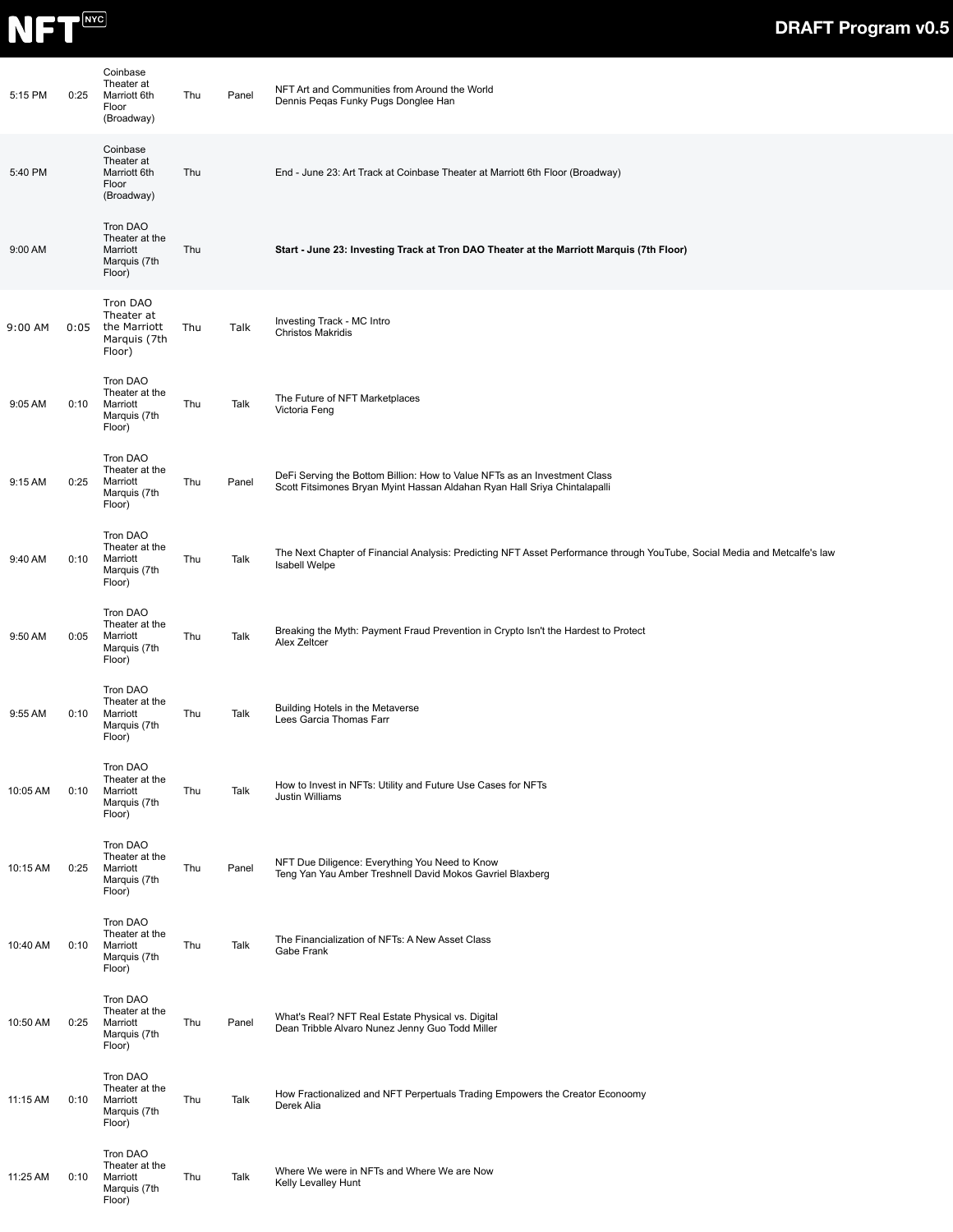| Time | Duration | Location | Day | Type | Session |
|---|---|---|---|---|---|
| 5:15 PM | 0:25 | Coinbase Theater at Marriott 6th Floor (Broadway) | Thu | Panel | NFT Art and Communities from Around the World<br>Dennis Peqas Funky Pugs Donglee Han |
| 5:40 PM | | Coinbase Theater at Marriott 6th Floor (Broadway) | Thu | | End - June 23: Art Track at Coinbase Theater at Marriott 6th Floor (Broadway) |
| 9:00 AM | | Tron DAO Theater at the Marriott Marquis (7th Floor) | Thu | | **Start - June 23: Investing Track at Tron DAO Theater at the Marriott Marquis (7th Floor)** |
| 9:00 AM | 0:05 | Tron DAO Theater at the Marriott Marquis (7th Floor) | Thu | Talk | Investing Track - MC Intro<br>Christos Makridis |
| 9:05 AM | 0:10 | Tron DAO Theater at the Marriott Marquis (7th Floor) | Thu | Talk | The Future of NFT Marketplaces<br>Victoria Feng |
| 9:15 AM | 0:25 | Tron DAO Theater at the Marriott Marquis (7th Floor) | Thu | Panel | DeFi Serving the Bottom Billion: How to Value NFTs as an Investment Class<br>Scott Fitsimones Bryan Myint Hassan Aldahan Ryan Hall Sriya Chintalapalli |
| 9:40 AM | 0:10 | Tron DAO Theater at the Marriott Marquis (7th Floor) | Thu | Talk | The Next Chapter of Financial Analysis: Predicting NFT Asset Performance through YouTube, Social Media and Metcalfe's law<br>Isabell Welpe |
| 9:50 AM | 0:05 | Tron DAO Theater at the Marriott Marquis (7th Floor) | Thu | Talk | Breaking the Myth: Payment Fraud Prevention in Crypto Isn't the Hardest to Protect<br>Alex Zeltcer |
| 9:55 AM | 0:10 | Tron DAO Theater at the Marriott Marquis (7th Floor) | Thu | Talk | Building Hotels in the Metaverse<br>Lees Garcia Thomas Farr |
| 10:05 AM | 0:10 | Tron DAO Theater at the Marriott Marquis (7th Floor) | Thu | Talk | How to Invest in NFTs: Utility and Future Use Cases for NFTs<br>Justin Williams |
| 10:15 AM | 0:25 | Tron DAO Theater at the Marriott Marquis (7th Floor) | Thu | Panel | NFT Due Diligence: Everything You Need to Know<br>Teng Yan Yau Amber Treshnell David Mokos Gavriel Blaxberg |
| 10:40 AM | 0:10 | Tron DAO Theater at the Marriott Marquis (7th Floor) | Thu | Talk | The Financialization of NFTs: A New Asset Class<br>Gabe Frank |
| 10:50 AM | 0:25 | Tron DAO Theater at the Marriott Marquis (7th Floor) | Thu | Panel | What's Real? NFT Real Estate Physical vs. Digital<br>Dean Tribble Alvaro Nunez Jenny Guo Todd Miller |
| 11:15 AM | 0:10 | Tron DAO Theater at the Marriott Marquis (7th Floor) | Thu | Talk | How Fractionalized and NFT Perpertuals Trading Empowers the Creator Econoomy<br>Derek Alia |
| 11:25 AM | 0:10 | Tron DAO Theater at the Marriott Marquis (7th Floor) | Thu | Talk | Where We were in NFTs and Where We are Now<br>Kelly Levalley Hunt |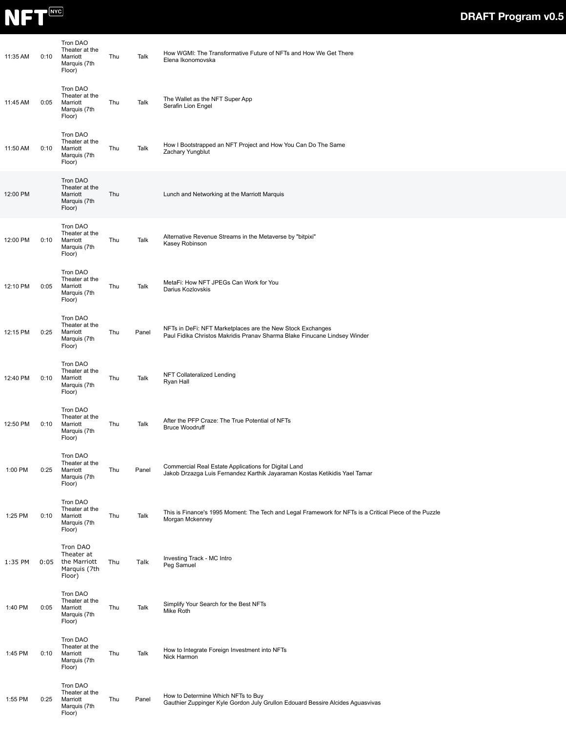| | | | | | |
|---|---|---|---|---|---|
| 11:35 AM | 0:10 | Tron DAO Theater at the Marriott Marquis (7th Floor) | Thu | Talk | How WGMI: The Transformative Future of NFTs and How We Get There<br>Elena Ikonomovska |
| 11:45 AM | 0:05 | Tron DAO Theater at the Marriott Marquis (7th Floor) | Thu | Talk | The Wallet as the NFT Super App<br>Serafin Lion Engel |
| 11:50 AM | 0:10 | Tron DAO Theater at the Marriott Marquis (7th Floor) | Thu | Talk | How I Bootstrapped an NFT Project and How You Can Do The Same<br>Zachary Yungblut |
| 12:00 PM | | Tron DAO Theater at the Marriott Marquis (7th Floor) | Thu | | Lunch and Networking at the Marriott Marquis |
| 12:00 PM | 0:10 | Tron DAO Theater at the Marriott Marquis (7th Floor) | Thu | Talk | Alternative Revenue Streams in the Metaverse by "bitpixi"<br>Kasey Robinson |
| 12:10 PM | 0:05 | Tron DAO Theater at the Marriott Marquis (7th Floor) | Thu | Talk | MetaFi: How NFT JPEGs Can Work for You<br>Darius Kozlovskis |
| 12:15 PM | 0:25 | Tron DAO Theater at the Marriott Marquis (7th Floor) | Thu | Panel | NFTs in DeFi: NFT Marketplaces are the New Stock Exchanges<br>Paul Fidika Christos Makridis Pranav Sharma Blake Finucane Lindsey Winder |
| 12:40 PM | 0:10 | Tron DAO Theater at the Marriott Marquis (7th Floor) | Thu | Talk | NFT Collateralized Lending<br>Ryan Hall |
| 12:50 PM | 0:10 | Tron DAO Theater at the Marriott Marquis (7th Floor) | Thu | Talk | After the PFP Craze: The True Potential of NFTs<br>Bruce Woodruff |
| 1:00 PM | 0:25 | Tron DAO Theater at the Marriott Marquis (7th Floor) | Thu | Panel | Commercial Real Estate Applications for Digital Land<br>Jakob Drzazga Luis Fernandez Karthik Jayaraman Kostas Ketikidis Yael Tamar |
| 1:25 PM | 0:10 | Tron DAO Theater at the Marriott Marquis (7th Floor) | Thu | Talk | This is Finance's 1995 Moment: The Tech and Legal Framework for NFTs is a Critical Piece of the Puzzle<br>Morgan Mckenney |
| 1:35 PM | 0:05 | Tron DAO Theater at the Marriott Marquis (7th Floor) | Thu | Talk | Investing Track - MC Intro<br>Peg Samuel |
| 1:40 PM | 0:05 | Tron DAO Theater at the Marriott Marquis (7th Floor) | Thu | Talk | Simplify Your Search for the Best NFTs<br>Mike Roth |
| 1:45 PM | 0:10 | Tron DAO Theater at the Marriott Marquis (7th Floor) | Thu | Talk | How to Integrate Foreign Investment into NFTs<br>Nick Harmon |
| 1:55 PM | 0:25 | Tron DAO Theater at the Marriott Marquis (7th Floor) | Thu | Panel | How to Determine Which NFTs to Buy<br>Gauthier Zuppinger Kyle Gordon July Grullon Edouard Bessire Alcides Aguasvivas |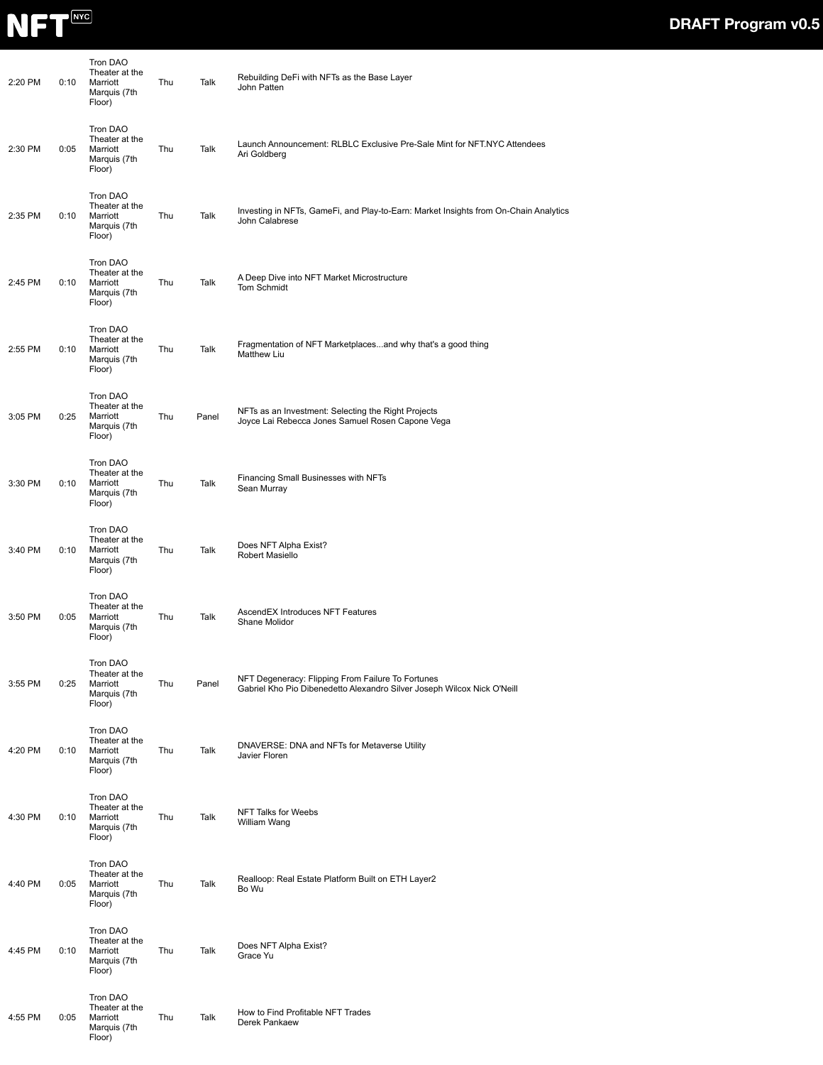| | | | | | |
|---|---|---|---|---|---|
| 2:20 PM | 0:10 | Tron DAO Theater at the Marriott Marquis (7th Floor) | Thu | Talk | Rebuilding DeFi with NFTs as the Base Layer<br>John Patten |
| 2:30 PM | 0:05 | Tron DAO Theater at the Marriott Marquis (7th Floor) | Thu | Talk | Launch Announcement: RLBLC Exclusive Pre-Sale Mint for NFT.NYC Attendees<br>Ari Goldberg |
| 2:35 PM | 0:10 | Tron DAO Theater at the Marriott Marquis (7th Floor) | Thu | Talk | Investing in NFTs, GameFi, and Play-to-Earn: Market Insights from On-Chain Analytics<br>John Calabrese |
| 2:45 PM | 0:10 | Tron DAO Theater at the Marriott Marquis (7th Floor) | Thu | Talk | A Deep Dive into NFT Market Microstructure<br>Tom Schmidt |
| 2:55 PM | 0:10 | Tron DAO Theater at the Marriott Marquis (7th Floor) | Thu | Talk | Fragmentation of NFT Marketplaces...and why that's a good thing<br>Matthew Liu |
| 3:05 PM | 0:25 | Tron DAO Theater at the Marriott Marquis (7th Floor) | Thu | Panel | NFTs as an Investment: Selecting the Right Projects<br>Joyce Lai Rebecca Jones Samuel Rosen Capone Vega |
| 3:30 PM | 0:10 | Tron DAO Theater at the Marriott Marquis (7th Floor) | Thu | Talk | Financing Small Businesses with NFTs<br>Sean Murray |
| 3:40 PM | 0:10 | Tron DAO Theater at the Marriott Marquis (7th Floor) | Thu | Talk | Does NFT Alpha Exist?<br>Robert Masiello |
| 3:50 PM | 0:05 | Tron DAO Theater at the Marriott Marquis (7th Floor) | Thu | Talk | AscendEX Introduces NFT Features<br>Shane Molidor |
| 3:55 PM | 0:25 | Tron DAO Theater at the Marriott Marquis (7th Floor) | Thu | Panel | NFT Degeneracy: Flipping From Failure To Fortunes<br>Gabriel Kho Pio Dibenedetto Alexandro Silver Joseph Wilcox Nick O'Neill |
| 4:20 PM | 0:10 | Tron DAO Theater at the Marriott Marquis (7th Floor) | Thu | Talk | DNAVERSE: DNA and NFTs for Metaverse Utility<br>Javier Floren |
| 4:30 PM | 0:10 | Tron DAO Theater at the Marriott Marquis (7th Floor) | Thu | Talk | NFT Talks for Weebs<br>William Wang |
| 4:40 PM | 0:05 | Tron DAO Theater at the Marriott Marquis (7th Floor) | Thu | Talk | Realloop: Real Estate Platform Built on ETH Layer2<br>Bo Wu |
| 4:45 PM | 0:10 | Tron DAO Theater at the Marriott Marquis (7th Floor) | Thu | Talk | Does NFT Alpha Exist?<br>Grace Yu |
| 4:55 PM | 0:05 | Tron DAO Theater at the Marriott Marquis (7th Floor) | Thu | Talk | How to Find Profitable NFT Trades<br>Derek Pankaew |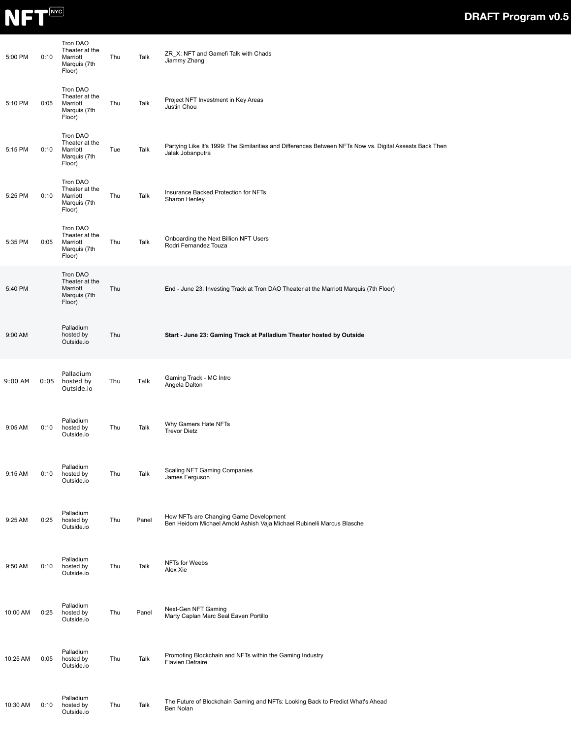| Time | Duration | Location | Day | Type | Session |
|---|---|---|---|---|---|
| 5:00 PM | 0:10 | Tron DAO Theater at the Marriott Marquis (7th Floor) | Thu | Talk | ZR_X: NFT and Gamefi Talk with Chads<br>Jiammy Zhang |
| 5:10 PM | 0:05 | Tron DAO Theater at the Marriott Marquis (7th Floor) | Thu | Talk | Project NFT Investment in Key Areas<br>Justin Chou |
| 5:15 PM | 0:10 | Tron DAO Theater at the Marriott Marquis (7th Floor) | Tue | Talk | Partying Like It's 1999: The Similarities and Differences Between NFTs Now vs. Digital Assests Back Then<br>Jalak Jobanputra |
| 5:25 PM | 0:10 | Tron DAO Theater at the Marriott Marquis (7th Floor) | Thu | Talk | Insurance Backed Protection for NFTs<br>Sharon Henley |
| 5:35 PM | 0:05 | Tron DAO Theater at the Marriott Marquis (7th Floor) | Thu | Talk | Onboarding the Next Billion NFT Users<br>Rodri Fernandez Touza |
| 5:40 PM | | Tron DAO Theater at the Marriott Marquis (7th Floor) | Thu | | End - June 23: Investing Track at Tron DAO Theater at the Marriott Marquis (7th Floor) |
| 9:00 AM | | Palladium hosted by Outside.io | Thu | | **Start - June 23: Gaming Track at Palladium Theater hosted by Outside** |
| 9:00 AM | 0:05 | Palladium hosted by Outside.io | Thu | Talk | Gaming Track - MC Intro<br>Angela Dalton |
| 9:05 AM | 0:10 | Palladium hosted by Outside.io | Thu | Talk | Why Gamers Hate NFTs<br>Trevor Dietz |
| 9:15 AM | 0:10 | Palladium hosted by Outside.io | Thu | Talk | Scaling NFT Gaming Companies<br>James Ferguson |
| 9:25 AM | 0:25 | Palladium hosted by Outside.io | Thu | Panel | How NFTs are Changing Game Development<br>Ben Heidorn Michael Arnold Ashish Vaja Michael Rubinelli Marcus Blasche |
| 9:50 AM | 0:10 | Palladium hosted by Outside.io | Thu | Talk | NFTs for Weebs<br>Alex Xie |
| 10:00 AM | 0:25 | Palladium hosted by Outside.io | Thu | Panel | Next-Gen NFT Gaming<br>Marty Caplan Marc Seal Eaven Portillo |
| 10:25 AM | 0:05 | Palladium hosted by Outside.io | Thu | Talk | Promoting Blockchain and NFTs within the Gaming Industry<br>Flavien Defraire |
| 10:30 AM | 0:10 | Palladium hosted by Outside.io | Thu | Talk | The Future of Blockchain Gaming and NFTs: Looking Back to Predict What's Ahead<br>Ben Nolan |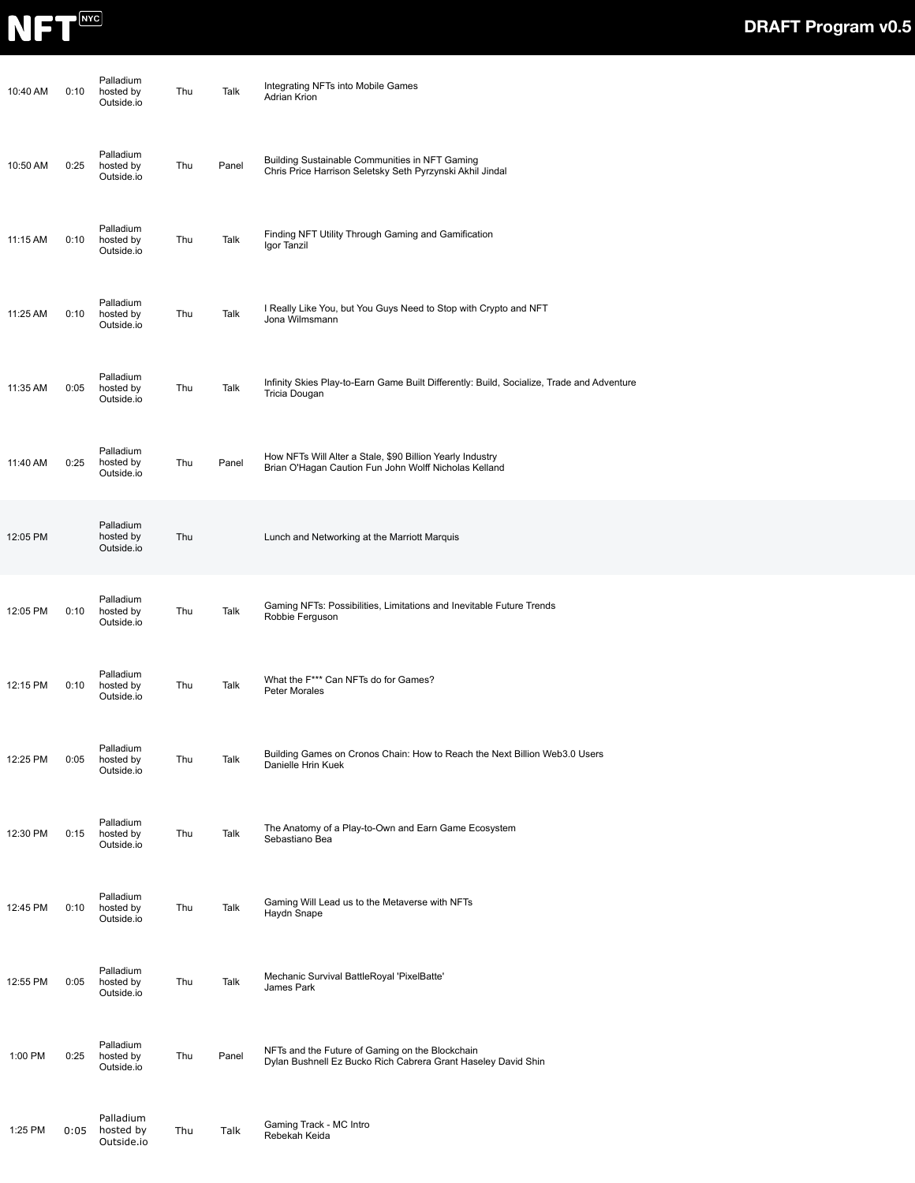| Time | Duration | Location | Day | Type | Session |
|---|---|---|---|---|---|
| 10:40 AM | 0:10 | Palladium hosted by Outside.io | Thu | Talk | Integrating NFTs into Mobile Games<br>Adrian Krion |
| 10:50 AM | 0:25 | Palladium hosted by Outside.io | Thu | Panel | Building Sustainable Communities in NFT Gaming<br>Chris Price Harrison Seletsky Seth Pyrzynski Akhil Jindal |
| 11:15 AM | 0:10 | Palladium hosted by Outside.io | Thu | Talk | Finding NFT Utility Through Gaming and Gamification<br>Igor Tanzil |
| 11:25 AM | 0:10 | Palladium hosted by Outside.io | Thu | Talk | I Really Like You, but You Guys Need to Stop with Crypto and NFT<br>Jona Wilmsmann |
| 11:35 AM | 0:05 | Palladium hosted by Outside.io | Thu | Talk | Infinity Skies Play-to-Earn Game Built Differently: Build, Socialize, Trade and Adventure<br>Tricia Dougan |
| 11:40 AM | 0:25 | Palladium hosted by Outside.io | Thu | Panel | How NFTs Will Alter a Stale, $90 Billion Yearly Industry<br>Brian O'Hagan Caution Fun John Wolff Nicholas Kelland |
| 12:05 PM | | Palladium hosted by Outside.io | Thu | | Lunch and Networking at the Marriott Marquis |
| 12:05 PM | 0:10 | Palladium hosted by Outside.io | Thu | Talk | Gaming NFTs: Possibilities, Limitations and Inevitable Future Trends<br>Robbie Ferguson |
| 12:15 PM | 0:10 | Palladium hosted by Outside.io | Thu | Talk | What the F*** Can NFTs do for Games?<br>Peter Morales |
| 12:25 PM | 0:05 | Palladium hosted by Outside.io | Thu | Talk | Building Games on Cronos Chain: How to Reach the Next Billion Web3.0 Users<br>Danielle Hrin Kuek |
| 12:30 PM | 0:15 | Palladium hosted by Outside.io | Thu | Talk | The Anatomy of a Play-to-Own and Earn Game Ecosystem<br>Sebastiano Bea |
| 12:45 PM | 0:10 | Palladium hosted by Outside.io | Thu | Talk | Gaming Will Lead us to the Metaverse with NFTs<br>Haydn Snape |
| 12:55 PM | 0:05 | Palladium hosted by Outside.io | Thu | Talk | Mechanic Survival BattleRoyal 'PixelBatte'<br>James Park |
| 1:00 PM | 0:25 | Palladium hosted by Outside.io | Thu | Panel | NFTs and the Future of Gaming on the Blockchain<br>Dylan Bushnell Ez Bucko Rich Cabrera Grant Haseley David Shin |
| 1:25 PM | 0:05 | Palladium hosted by Outside.io | Thu | Talk | Gaming Track - MC Intro<br>Rebekah Keida |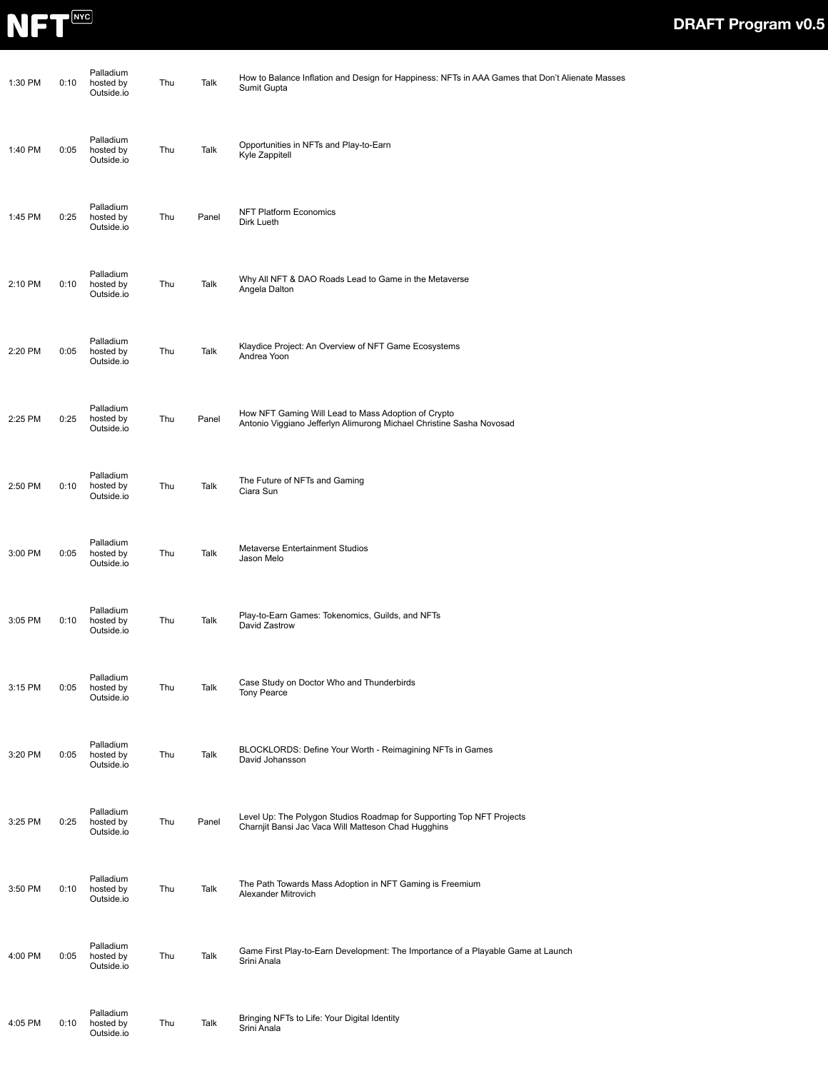| Time | Duration | Venue | Day | Type | Session |
|---|---|---|---|---|---|
| 1:30 PM | 0:10 | Palladium hosted by Outside.io | Thu | Talk | How to Balance Inflation and Design for Happiness: NFTs in AAA Games that Don't Alienate Masses<br>Sumit Gupta |
| 1:40 PM | 0:05 | Palladium hosted by Outside.io | Thu | Talk | Opportunities in NFTs and Play-to-Earn<br>Kyle Zappitell |
| 1:45 PM | 0:25 | Palladium hosted by Outside.io | Thu | Panel | NFT Platform Economics<br>Dirk Lueth |
| 2:10 PM | 0:10 | Palladium hosted by Outside.io | Thu | Talk | Why All NFT & DAO Roads Lead to Game in the Metaverse<br>Angela Dalton |
| 2:20 PM | 0:05 | Palladium hosted by Outside.io | Thu | Talk | Klaydice Project: An Overview of NFT Game Ecosystems<br>Andrea Yoon |
| 2:25 PM | 0:25 | Palladium hosted by Outside.io | Thu | Panel | How NFT Gaming Will Lead to Mass Adoption of Crypto<br>Antonio Viggiano Jefferlyn Alimurong Michael Christine Sasha Novosad |
| 2:50 PM | 0:10 | Palladium hosted by Outside.io | Thu | Talk | The Future of NFTs and Gaming<br>Ciara Sun |
| 3:00 PM | 0:05 | Palladium hosted by Outside.io | Thu | Talk | Metaverse Entertainment Studios<br>Jason Melo |
| 3:05 PM | 0:10 | Palladium hosted by Outside.io | Thu | Talk | Play-to-Earn Games: Tokenomics, Guilds, and NFTs<br>David Zastrow |
| 3:15 PM | 0:05 | Palladium hosted by Outside.io | Thu | Talk | Case Study on Doctor Who and Thunderbirds<br>Tony Pearce |
| 3:20 PM | 0:05 | Palladium hosted by Outside.io | Thu | Talk | BLOCKLORDS: Define Your Worth - Reimagining NFTs in Games<br>David Johansson |
| 3:25 PM | 0:25 | Palladium hosted by Outside.io | Thu | Panel | Level Up: The Polygon Studios Roadmap for Supporting Top NFT Projects<br>Charnjit Bansi Jac Vaca Will Matteson Chad Hugghins |
| 3:50 PM | 0:10 | Palladium hosted by Outside.io | Thu | Talk | The Path Towards Mass Adoption in NFT Gaming is Freemium<br>Alexander Mitrovich |
| 4:00 PM | 0:05 | Palladium hosted by Outside.io | Thu | Talk | Game First Play-to-Earn Development: The Importance of a Playable Game at Launch<br>Srini Anala |
| 4:05 PM | 0:10 | Palladium hosted by Outside.io | Thu | Talk | Bringing NFTs to Life: Your Digital Identity<br>Srini Anala |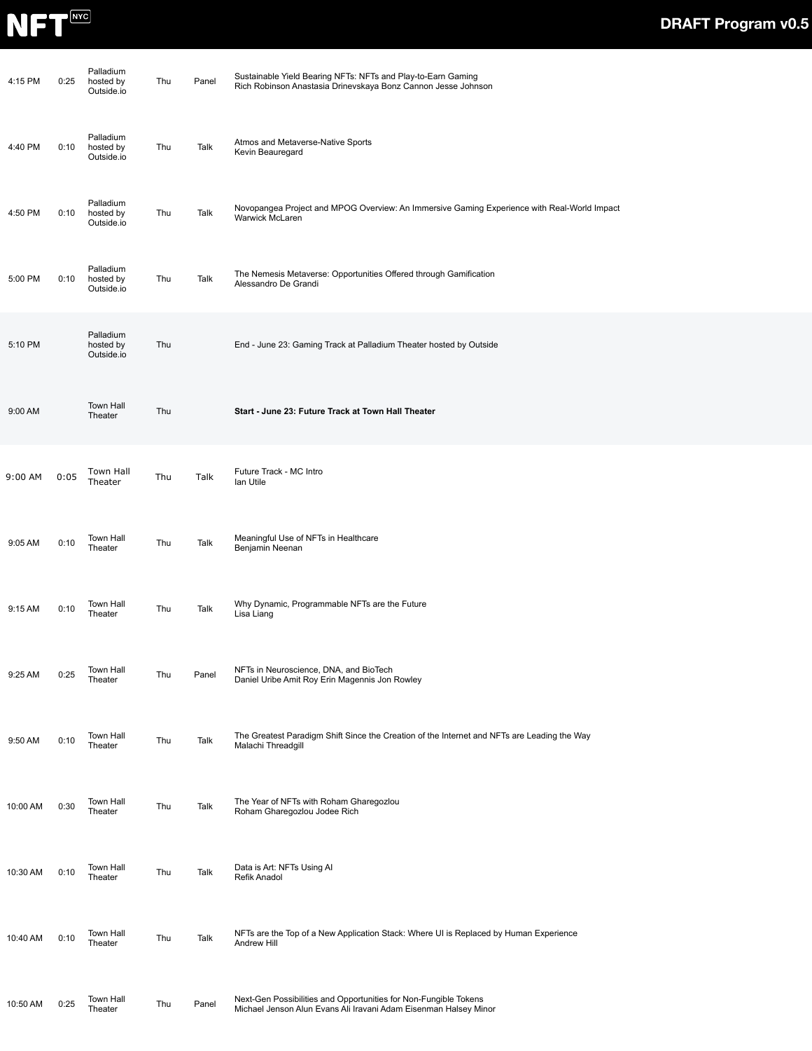| | | | | | |
|---|---|---|---|---|---|
| 4:15 PM | 0:25 | Palladium hosted by Outside.io | Thu | Panel | Sustainable Yield Bearing NFTs: NFTs and Play-to-Earn Gaming<br>Rich Robinson Anastasia Drinevskaya Bonz Cannon Jesse Johnson |
| 4:40 PM | 0:10 | Palladium hosted by Outside.io | Thu | Talk | Atmos and Metaverse-Native Sports<br>Kevin Beauregard |
| 4:50 PM | 0:10 | Palladium hosted by Outside.io | Thu | Talk | Novopangea Project and MPOG Overview: An Immersive Gaming Experience with Real-World Impact<br>Warwick McLaren |
| 5:00 PM | 0:10 | Palladium hosted by Outside.io | Thu | Talk | The Nemesis Metaverse: Opportunities Offered through Gamification<br>Alessandro De Grandi |
| 5:10 PM | | Palladium hosted by Outside.io | Thu | | End - June 23: Gaming Track at Palladium Theater hosted by Outside |
| 9:00 AM | | Town Hall Theater | Thu | | **Start - June 23: Future Track at Town Hall Theater** |
| 9:00 AM | 0:05 | Town Hall Theater | Thu | Talk | Future Track - MC Intro<br>Ian Utile |
| 9:05 AM | 0:10 | Town Hall Theater | Thu | Talk | Meaningful Use of NFTs in Healthcare<br>Benjamin Neenan |
| 9:15 AM | 0:10 | Town Hall Theater | Thu | Talk | Why Dynamic, Programmable NFTs are the Future<br>Lisa Liang |
| 9:25 AM | 0:25 | Town Hall Theater | Thu | Panel | NFTs in Neuroscience, DNA, and BioTech<br>Daniel Uribe Amit Roy Erin Magennis Jon Rowley |
| 9:50 AM | 0:10 | Town Hall Theater | Thu | Talk | The Greatest Paradigm Shift Since the Creation of the Internet and NFTs are Leading the Way<br>Malachi Threadgill |
| 10:00 AM | 0:30 | Town Hall Theater | Thu | Talk | The Year of NFTs with Roham Gharegozlou<br>Roham Gharegozlou Jodee Rich |
| 10:30 AM | 0:10 | Town Hall Theater | Thu | Talk | Data is Art: NFTs Using AI<br>Refik Anadol |
| 10:40 AM | 0:10 | Town Hall Theater | Thu | Talk | NFTs are the Top of a New Application Stack: Where UI is Replaced by Human Experience<br>Andrew Hill |
| 10:50 AM | 0:25 | Town Hall Theater | Thu | Panel | Next-Gen Possibilities and Opportunities for Non-Fungible Tokens<br>Michael Jenson Alun Evans Ali Iravani Adam Eisenman Halsey Minor |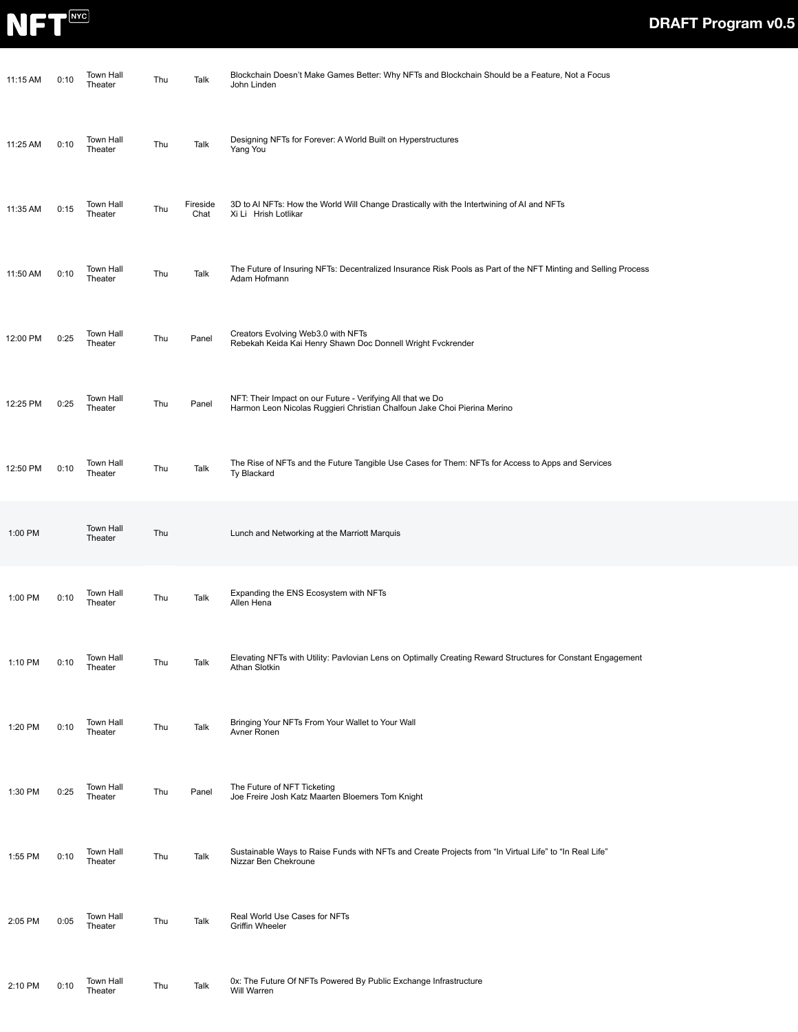| Time | Duration | Location | Day | Type | Session |
| --- | --- | --- | --- | --- | --- |
| 11:15 AM | 0:10 | Town Hall Theater | Thu | Talk | Blockchain Doesn't Make Games Better: Why NFTs and Blockchain Should be a Feature, Not a Focus<br>John Linden |
| 11:25 AM | 0:10 | Town Hall Theater | Thu | Talk | Designing NFTs for Forever: A World Built on Hyperstructures<br>Yang You |
| 11:35 AM | 0:15 | Town Hall Theater | Thu | Fireside Chat | 3D to AI NFTs: How the World Will Change Drastically with the Intertwining of AI and NFTs<br>Xi Li Hrish Lotlikar |
| 11:50 AM | 0:10 | Town Hall Theater | Thu | Talk | The Future of Insuring NFTs: Decentralized Insurance Risk Pools as Part of the NFT Minting and Selling Process<br>Adam Hofmann |
| 12:00 PM | 0:25 | Town Hall Theater | Thu | Panel | Creators Evolving Web3.0 with NFTs<br>Rebekah Keida Kai Henry Shawn Doc Donnell Wright Fvckrender |
| 12:25 PM | 0:25 | Town Hall Theater | Thu | Panel | NFT: Their Impact on our Future - Verifying All that we Do<br>Harmon Leon Nicolas Ruggieri Christian Chalfoun Jake Choi Pierina Merino |
| 12:50 PM | 0:10 | Town Hall Theater | Thu | Talk | The Rise of NFTs and the Future Tangible Use Cases for Them: NFTs for Access to Apps and Services<br>Ty Blackard |
| 1:00 PM | | Town Hall Theater | Thu | | Lunch and Networking at the Marriott Marquis |
| 1:00 PM | 0:10 | Town Hall Theater | Thu | Talk | Expanding the ENS Ecosystem with NFTs<br>Allen Hena |
| 1:10 PM | 0:10 | Town Hall Theater | Thu | Talk | Elevating NFTs with Utility: Pavlovian Lens on Optimally Creating Reward Structures for Constant Engagement<br>Athan Slotkin |
| 1:20 PM | 0:10 | Town Hall Theater | Thu | Talk | Bringing Your NFTs From Your Wallet to Your Wall<br>Avner Ronen |
| 1:30 PM | 0:25 | Town Hall Theater | Thu | Panel | The Future of NFT Ticketing<br>Joe Freire Josh Katz Maarten Bloemers Tom Knight |
| 1:55 PM | 0:10 | Town Hall Theater | Thu | Talk | Sustainable Ways to Raise Funds with NFTs and Create Projects from "In Virtual Life" to "In Real Life"<br>Nizzar Ben Chekroune |
| 2:05 PM | 0:05 | Town Hall Theater | Thu | Talk | Real World Use Cases for NFTs<br>Griffin Wheeler |
| 2:10 PM | 0:10 | Town Hall Theater | Thu | Talk | 0x: The Future Of NFTs Powered By Public Exchange Infrastructure<br>Will Warren |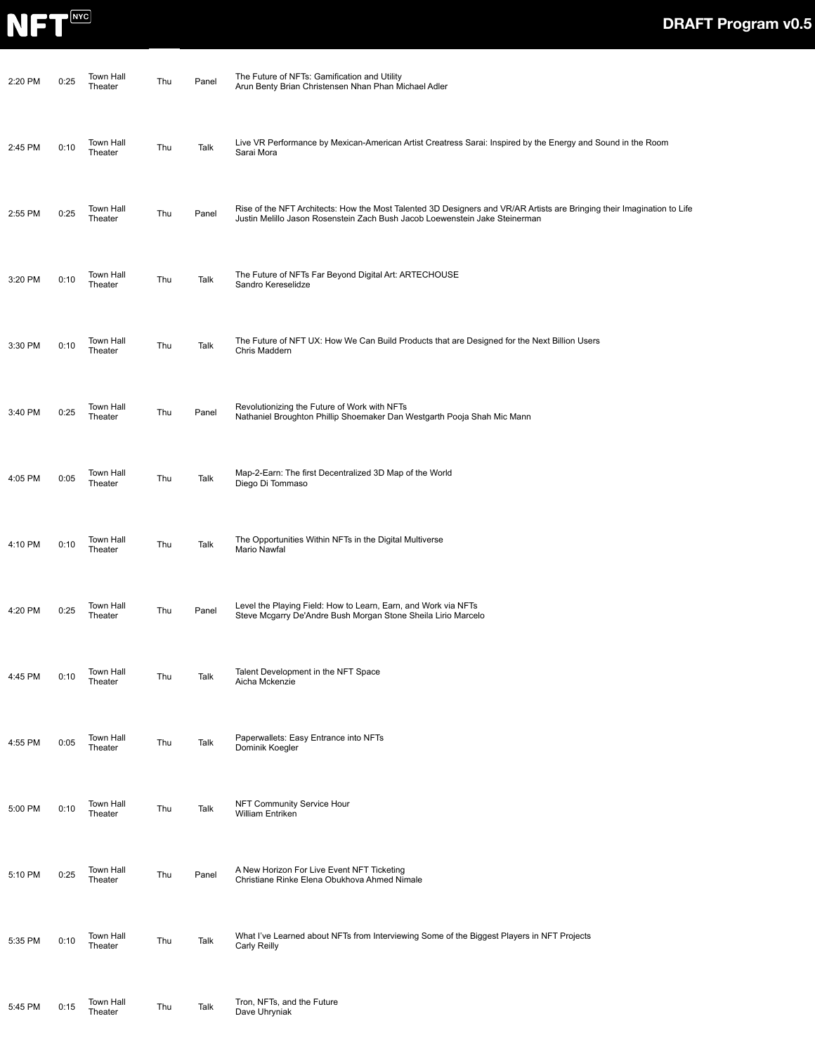| | | | | | |
|---|---|---|---|---|---|
| 2:20 PM | 0:25 | Town Hall Theater | Thu | Panel | The Future of NFTs: Gamification and Utility<br>Arun Benty Brian Christensen Nhan Phan Michael Adler |
| 2:45 PM | 0:10 | Town Hall Theater | Thu | Talk | Live VR Performance by Mexican-American Artist Creatress Sarai: Inspired by the Energy and Sound in the Room<br>Sarai Mora |
| 2:55 PM | 0:25 | Town Hall Theater | Thu | Panel | Rise of the NFT Architects: How the Most Talented 3D Designers and VR/AR Artists are Bringing their Imagination to Life<br>Justin Melillo Jason Rosenstein Zach Bush Jacob Loewenstein Jake Steinerman |
| 3:20 PM | 0:10 | Town Hall Theater | Thu | Talk | The Future of NFTs Far Beyond Digital Art: ARTECHOUSE<br>Sandro Kereselidze |
| 3:30 PM | 0:10 | Town Hall Theater | Thu | Talk | The Future of NFT UX: How We Can Build Products that are Designed for the Next Billion Users<br>Chris Maddern |
| 3:40 PM | 0:25 | Town Hall Theater | Thu | Panel | Revolutionizing the Future of Work with NFTs<br>Nathaniel Broughton Phillip Shoemaker Dan Westgarth Pooja Shah Mic Mann |
| 4:05 PM | 0:05 | Town Hall Theater | Thu | Talk | Map-2-Earn: The first Decentralized 3D Map of the World<br>Diego Di Tommaso |
| 4:10 PM | 0:10 | Town Hall Theater | Thu | Talk | The Opportunities Within NFTs in the Digital Multiverse<br>Mario Nawfal |
| 4:20 PM | 0:25 | Town Hall Theater | Thu | Panel | Level the Playing Field: How to Learn, Earn, and Work via NFTs<br>Steve Mcgarry De'Andre Bush Morgan Stone Sheila Lirio Marcelo |
| 4:45 PM | 0:10 | Town Hall Theater | Thu | Talk | Talent Development in the NFT Space<br>Aicha Mckenzie |
| 4:55 PM | 0:05 | Town Hall Theater | Thu | Talk | Paperwallets: Easy Entrance into NFTs<br>Dominik Koegler |
| 5:00 PM | 0:10 | Town Hall Theater | Thu | Talk | NFT Community Service Hour<br>William Entriken |
| 5:10 PM | 0:25 | Town Hall Theater | Thu | Panel | A New Horizon For Live Event NFT Ticketing<br>Christiane Rinke Elena Obukhova Ahmed Nimale |
| 5:35 PM | 0:10 | Town Hall Theater | Thu | Talk | What I've Learned about NFTs from Interviewing Some of the Biggest Players in NFT Projects<br>Carly Reilly |
| 5:45 PM | 0:15 | Town Hall Theater | Thu | Talk | Tron, NFTs, and the Future<br>Dave Uhryniak |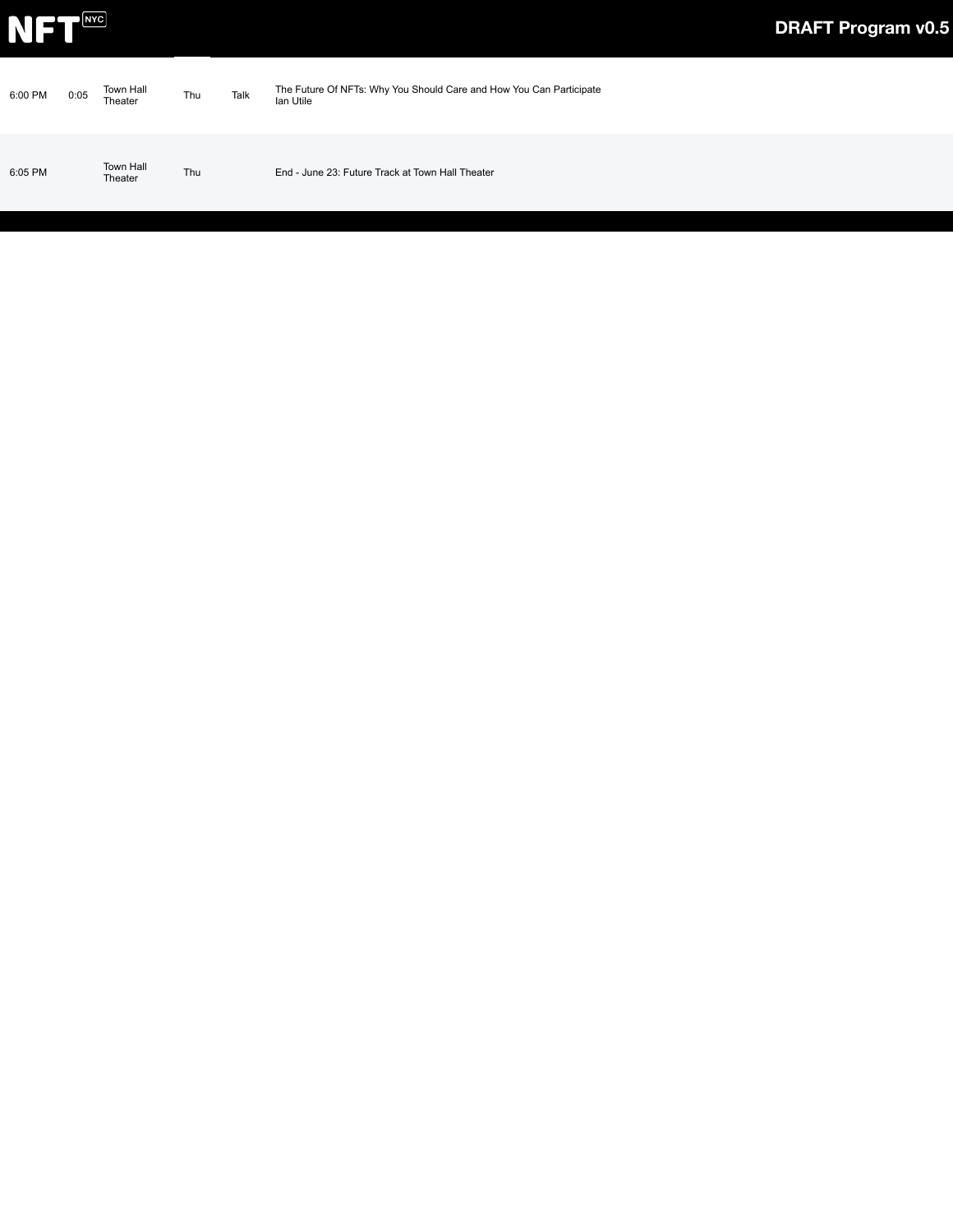| | | | | | |
|---|---|---|---|---|---|
| 6:00 PM | 0:05 | Town Hall Theater | Thu | Talk | The Future Of NFTs: Why You Should Care and How You Can Participate<br>Ian Utile |
| 6:05 PM | | Town Hall Theater | Thu | | End - June 23: Future Track at Town Hall Theater |